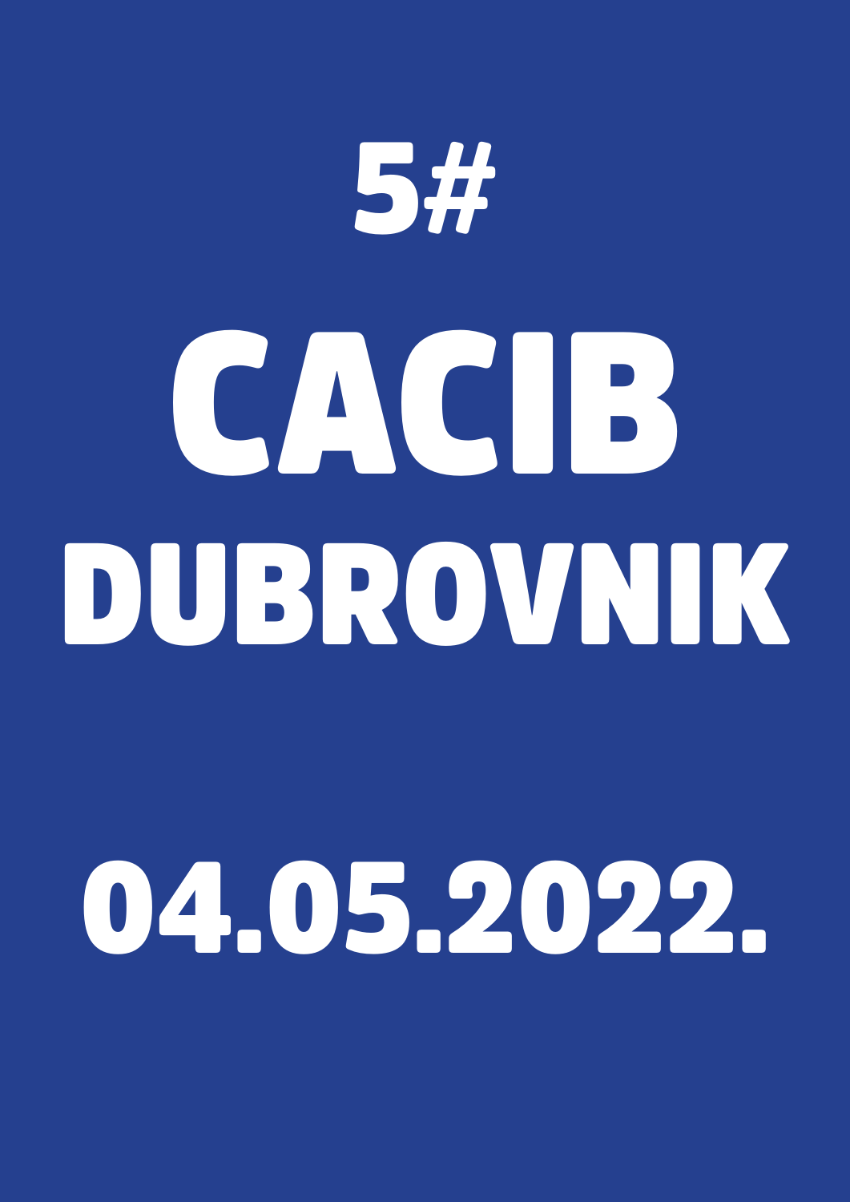# 5#

# CACIB

# DUBROVNIK

# 04.05.2022.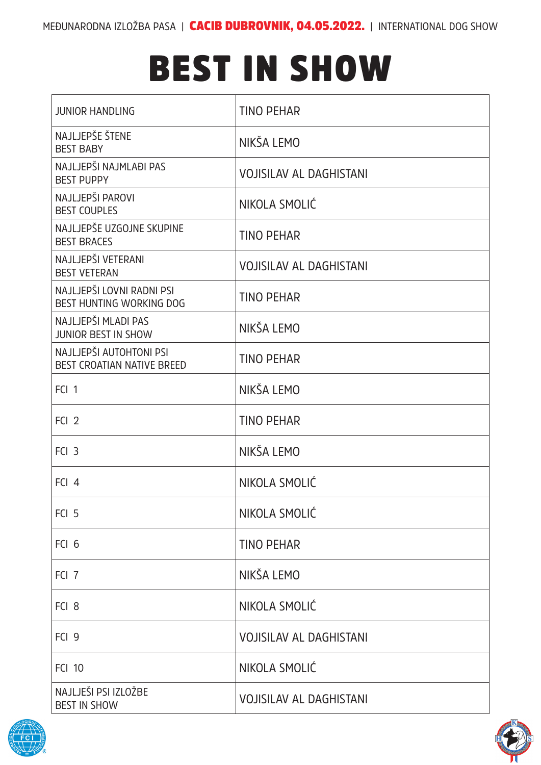MEĐUNARODNA IZLOŽBA PASA | **CACIB DUBROVNIK, 04.05.2022.** | INTERNATIONAL DOG SHOW

# BEST IN SHOW

| | |
|---|---|
| JUNIOR HANDLING | TINO PEHAR |
| NAJLJEPŠE ŠTENE<br>BEST BABY | NIKŠA LEMO |
| NAJLJEPŠI NAJMLAĐI PAS<br>BEST PUPPY | VOJISILAV AL DAGHISTANI |
| NAJLJEPŠI PAROVI<br>BEST COUPLES | NIKOLA SMOLIĆ |
| NAJLJEPŠE UZGOJNE SKUPINE<br>BEST BRACES | TINO PEHAR |
| NAJLJEPŠI VETERANI<br>BEST VETERAN | VOJISILAV AL DAGHISTANI |
| NAJLJEPŠI LOVNI RADNI PSI<br>BEST HUNTING WORKING DOG | TINO PEHAR |
| NAJLJEPŠI MLADI PAS<br>JUNIOR BEST IN SHOW | NIKŠA LEMO |
| NAJLJEPŠI AUTOHTONI PSI<br>BEST CROATIAN NATIVE BREED | TINO PEHAR |
| FCI 1 | NIKŠA LEMO |
| FCI 2 | TINO PEHAR |
| FCI 3 | NIKŠA LEMO |
| FCI 4 | NIKOLA SMOLIĆ |
| FCI 5 | NIKOLA SMOLIĆ |
| FCI 6 | TINO PEHAR |
| FCI 7 | NIKŠA LEMO |
| FCI 8 | NIKOLA SMOLIĆ |
| FCI 9 | VOJISILAV AL DAGHISTANI |
| FCI 10 | NIKOLA SMOLIĆ |
| NAJLJEŠI PSI IZLOŽBE<br>BEST IN SHOW | VOJISILAV AL DAGHISTANI |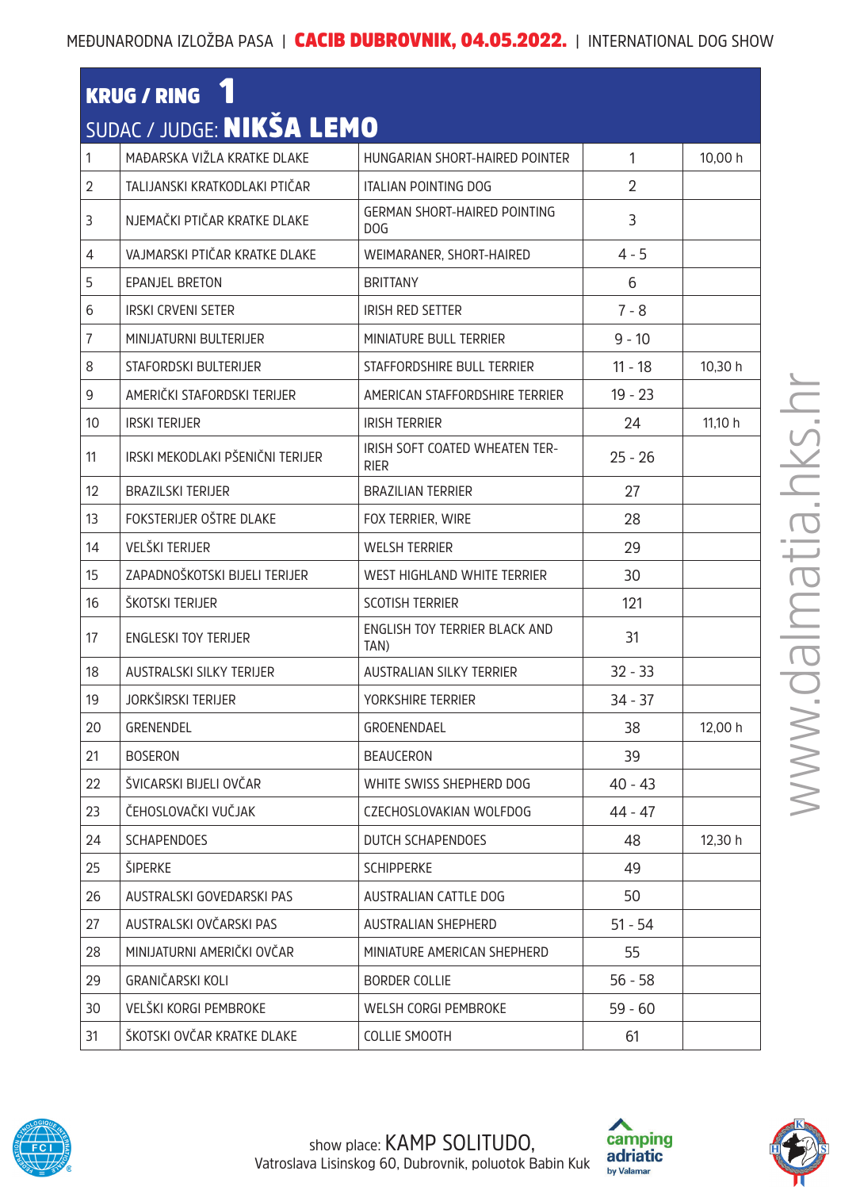MEĐUNARODNA IZLOŽBA PASA | **CACIB DUBROVNIK, 04.05.2022.** | INTERNATIONAL DOG SHOW

## KRUG / RING 1

### SUDAC / JUDGE: **NIKŠA LEMO**

| | | | | |
|---|---|---|---|---|
| 1 | MAĐARSKA VIŽLA KRATKE DLAKE | HUNGARIAN SHORT-HAIRED POINTER | 1 | 10,00 h |
| 2 | TALIJANSKI KRATKODLAKI PTIČAR | ITALIAN POINTING DOG | 2 | |
| 3 | NJEMAČKI PTIČAR KRATKE DLAKE | GERMAN SHORT-HAIRED POINTING DOG | 3 | |
| 4 | VAJMARSKI PTIČAR KRATKE DLAKE | WEIMARANER, SHORT-HAIRED | 4 - 5 | |
| 5 | EPANJEL BRETON | BRITTANY | 6 | |
| 6 | IRSKI CRVENI SETER | IRISH RED SETTER | 7 - 8 | |
| 7 | MINIJATURNI BULTERIJER | MINIATURE BULL TERRIER | 9 - 10 | |
| 8 | STAFORDSKI BULTERIJER | STAFFORDSHIRE BULL TERRIER | 11 - 18 | 10,30 h |
| 9 | AMERIČKI STAFORDSKI TERIJER | AMERICAN STAFFORDSHIRE TERRIER | 19 - 23 | |
| 10 | IRSKI TERIJER | IRISH TERRIER | 24 | 11,10 h |
| 11 | IRSKI MEKODLAKI PŠENIČNI TERIJER | IRISH SOFT COATED WHEATEN TERRIER | 25 - 26 | |
| 12 | BRAZILSKI TERIJER | BRAZILIAN TERRIER | 27 | |
| 13 | FOKSTERIJER OŠTRE DLAKE | FOX TERRIER, WIRE | 28 | |
| 14 | VELŠKI TERIJER | WELSH TERRIER | 29 | |
| 15 | ZAPADNOŠKOTSKI BIJELI TERIJER | WEST HIGHLAND WHITE TERRIER | 30 | |
| 16 | ŠKOTSKI TERIJER | SCOTISH TERRIER | 121 | |
| 17 | ENGLESKI TOY TERIJER | ENGLISH TOY TERRIER BLACK AND TAN) | 31 | |
| 18 | AUSTRALSKI SILKY TERIJER | AUSTRALIAN SILKY TERRIER | 32 - 33 | |
| 19 | JORKŠIRSKI TERIJER | YORKSHIRE TERRIER | 34 - 37 | |
| 20 | GRENENDEL | GROENENDAEL | 38 | 12,00 h |
| 21 | BOSERON | BEAUCERON | 39 | |
| 22 | ŠVICARSKI BIJELI OVČAR | WHITE SWISS SHEPHERD DOG | 40 - 43 | |
| 23 | ČEHOSLOVAČKI VUČJAK | CZECHOSLOVAKIAN WOLFDOG | 44 - 47 | |
| 24 | SCHAPENDOES | DUTCH SCHAPENDOES | 48 | 12,30 h |
| 25 | ŠIPERKE | SCHIPPERKE | 49 | |
| 26 | AUSTRALSKI GOVEDARSKI PAS | AUSTRALIAN CATTLE DOG | 50 | |
| 27 | AUSTRALSKI OVČARSKI PAS | AUSTRALIAN SHEPHERD | 51 - 54 | |
| 28 | MINIJATURNI AMERIČKI OVČAR | MINIATURE AMERICAN SHEPHERD | 55 | |
| 29 | GRANIČARSKI KOLI | BORDER COLLIE | 56 - 58 | |
| 30 | VELŠKI KORGI PEMBROKE | WELSH CORGI PEMBROKE | 59 - 60 | |
| 31 | ŠKOTSKI OVČAR KRATKE DLAKE | COLLIE SMOOTH | 61 | |

www.dalmatia.hks.hr

show place: KAMP SOLITUDO,
Vatroslava Lisinskog 60, Dubrovnik, poluotok Babin Kuk

camping adriatic by Valamar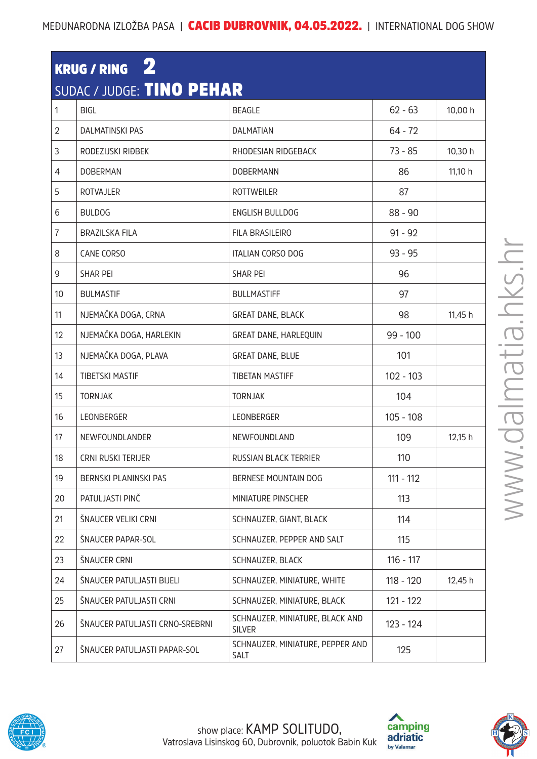# KRUG / RING 2

## SUDAC / JUDGE: TINO PEHAR

| | | | | |
|---|---|---|---|---|
| 1 | BIGL | BEAGLE | 62 - 63 | 10,00 h |
| 2 | DALMATINSKI PAS | DALMATIAN | 64 - 72 | |
| 3 | RODEZIJSKI RIĐBEK | RHODESIAN RIDGEBACK | 73 - 85 | 10,30 h |
| 4 | DOBERMAN | DOBERMANN | 86 | 11,10 h |
| 5 | ROTVAJLER | ROTTWEILER | 87 | |
| 6 | BULDOG | ENGLISH BULLDOG | 88 - 90 | |
| 7 | BRAZILSKA FILA | FILA BRASILEIRO | 91 - 92 | |
| 8 | CANE CORSO | ITALIAN CORSO DOG | 93 - 95 | |
| 9 | SHAR PEI | SHAR PEI | 96 | |
| 10 | BULMASTIF | BULLMASTIFF | 97 | |
| 11 | NJEMAČKA DOGA, CRNA | GREAT DANE, BLACK | 98 | 11,45 h |
| 12 | NJEMAČKA DOGA, HARLEKIN | GREAT DANE, HARLEQUIN | 99 - 100 | |
| 13 | NJEMAČKA DOGA, PLAVA | GREAT DANE, BLUE | 101 | |
| 14 | TIBETSKI MASTIF | TIBETAN MASTIFF | 102 - 103 | |
| 15 | TORNJAK | TORNJAK | 104 | |
| 16 | LEONBERGER | LEONBERGER | 105 - 108 | |
| 17 | NEWFOUNDLANDER | NEWFOUNDLAND | 109 | 12,15 h |
| 18 | CRNI RUSKI TERIJER | RUSSIAN BLACK TERRIER | 110 | |
| 19 | BERNSKI PLANINSKI PAS | BERNESE MOUNTAIN DOG | 111 - 112 | |
| 20 | PATULJASTI PINČ | MINIATURE PINSCHER | 113 | |
| 21 | ŠNAUCER VELIKI CRNI | SCHNAUZER, GIANT, BLACK | 114 | |
| 22 | ŠNAUCER PAPAR-SOL | SCHNAUZER, PEPPER AND SALT | 115 | |
| 23 | ŠNAUCER CRNI | SCHNAUZER, BLACK | 116 - 117 | |
| 24 | ŠNAUCER PATULJASTI BIJELI | SCHNAUZER, MINIATURE, WHITE | 118 - 120 | 12,45 h |
| 25 | ŠNAUCER PATULJASTI CRNI | SCHNAUZER, MINIATURE, BLACK | 121 - 122 | |
| 26 | ŠNAUCER PATULJASTI CRNO-SREBRNI | SCHNAUZER, MINIATURE, BLACK AND SILVER | 123 - 124 | |
| 27 | ŠNAUCER PATULJASTI PAPAR-SOL | SCHNAUZER, MINIATURE, PEPPER AND SALT | 125 | |

www.dalmatia.hks.hr

show place: KAMP SOLITUDO,
Vatroslava Lisinskog 60, Dubrovnik, poluotok Babin Kuk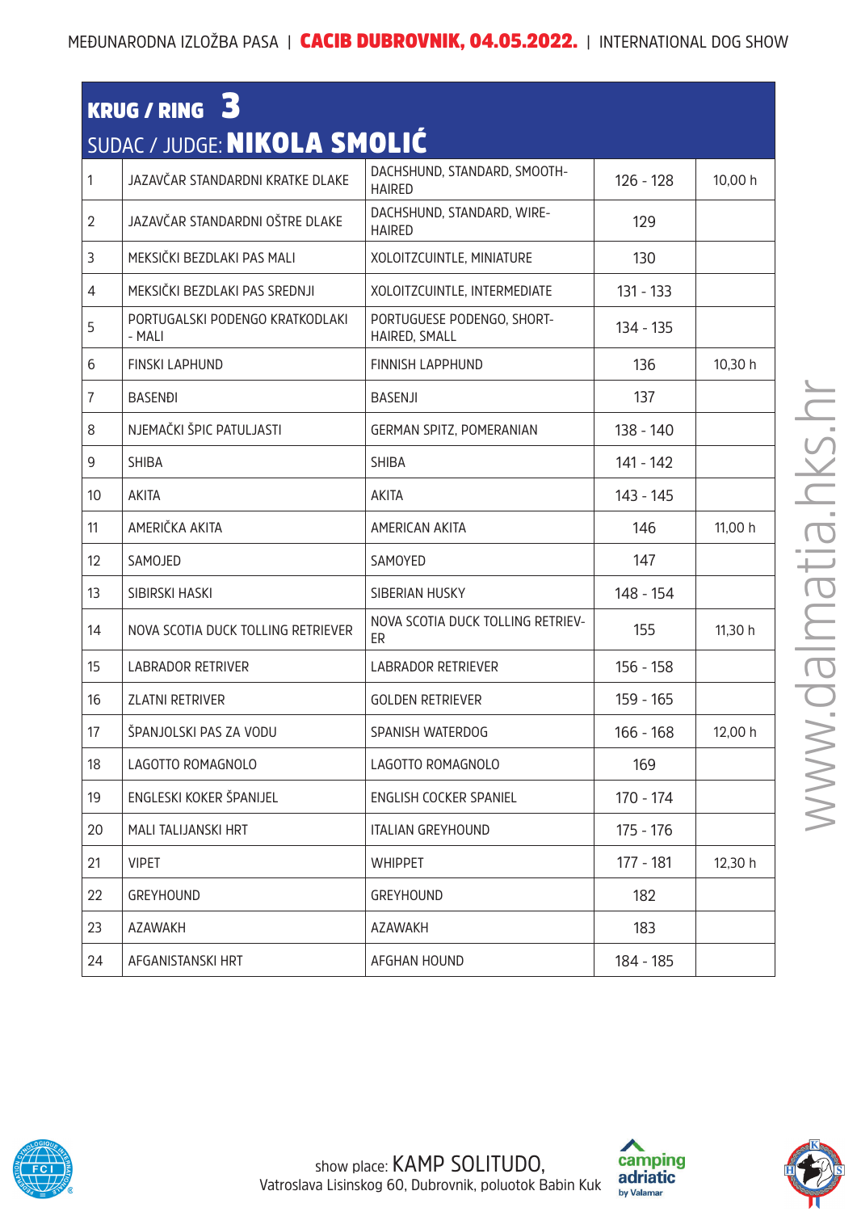## KRUG / RING 3

### SUDAC / JUDGE: **NIKOLA SMOLIĆ**

| | | | | |
|---|---|---|---|---|
| 1 | JAZAVČAR STANDARDNI KRATKE DLAKE | DACHSHUND, STANDARD, SMOOTH-HAIRED | 126 - 128 | 10,00 h |
| 2 | JAZAVČAR STANDARDNI OŠTRE DLAKE | DACHSHUND, STANDARD, WIRE-HAIRED | 129 | |
| 3 | MEKSIČKI BEZDLAKI PAS MALI | XOLOITZCUINTLE, MINIATURE | 130 | |
| 4 | MEKSIČKI BEZDLAKI PAS SREDNJI | XOLOITZCUINTLE, INTERMEDIATE | 131 - 133 | |
| 5 | PORTUGALSKI PODENGO KRATKODLAKI - MALI | PORTUGUESE PODENGO, SHORT-HAIRED, SMALL | 134 - 135 | |
| 6 | FINSKI LAPHUND | FINNISH LAPPHUND | 136 | 10,30 h |
| 7 | BASENĐI | BASENJI | 137 | |
| 8 | NJEMAČKI ŠPIC PATULJASTI | GERMAN SPITZ, POMERANIAN | 138 - 140 | |
| 9 | SHIBA | SHIBA | 141 - 142 | |
| 10 | AKITA | AKITA | 143 - 145 | |
| 11 | AMERIČKA AKITA | AMERICAN AKITA | 146 | 11,00 h |
| 12 | SAMOJED | SAMOYED | 147 | |
| 13 | SIBIRSKI HASKI | SIBERIAN HUSKY | 148 - 154 | |
| 14 | NOVA SCOTIA DUCK TOLLING RETRIEVER | NOVA SCOTIA DUCK TOLLING RETRIEVER | 155 | 11,30 h |
| 15 | LABRADOR RETRIVER | LABRADOR RETRIEVER | 156 - 158 | |
| 16 | ZLATNI RETRIVER | GOLDEN RETRIEVER | 159 - 165 | |
| 17 | ŠPANJOLSKI PAS ZA VODU | SPANISH WATERDOG | 166 - 168 | 12,00 h |
| 18 | LAGOTTO ROMAGNOLO | LAGOTTO ROMAGNOLO | 169 | |
| 19 | ENGLESKI KOKER ŠPANIJEL | ENGLISH COCKER SPANIEL | 170 - 174 | |
| 20 | MALI TALIJANSKI HRT | ITALIAN GREYHOUND | 175 - 176 | |
| 21 | VIPET | WHIPPET | 177 - 181 | 12,30 h |
| 22 | GREYHOUND | GREYHOUND | 182 | |
| 23 | AZAWAKH | AZAWAKH | 183 | |
| 24 | AFGANISTANSKI HRT | AFGHAN HOUND | 184 - 185 | |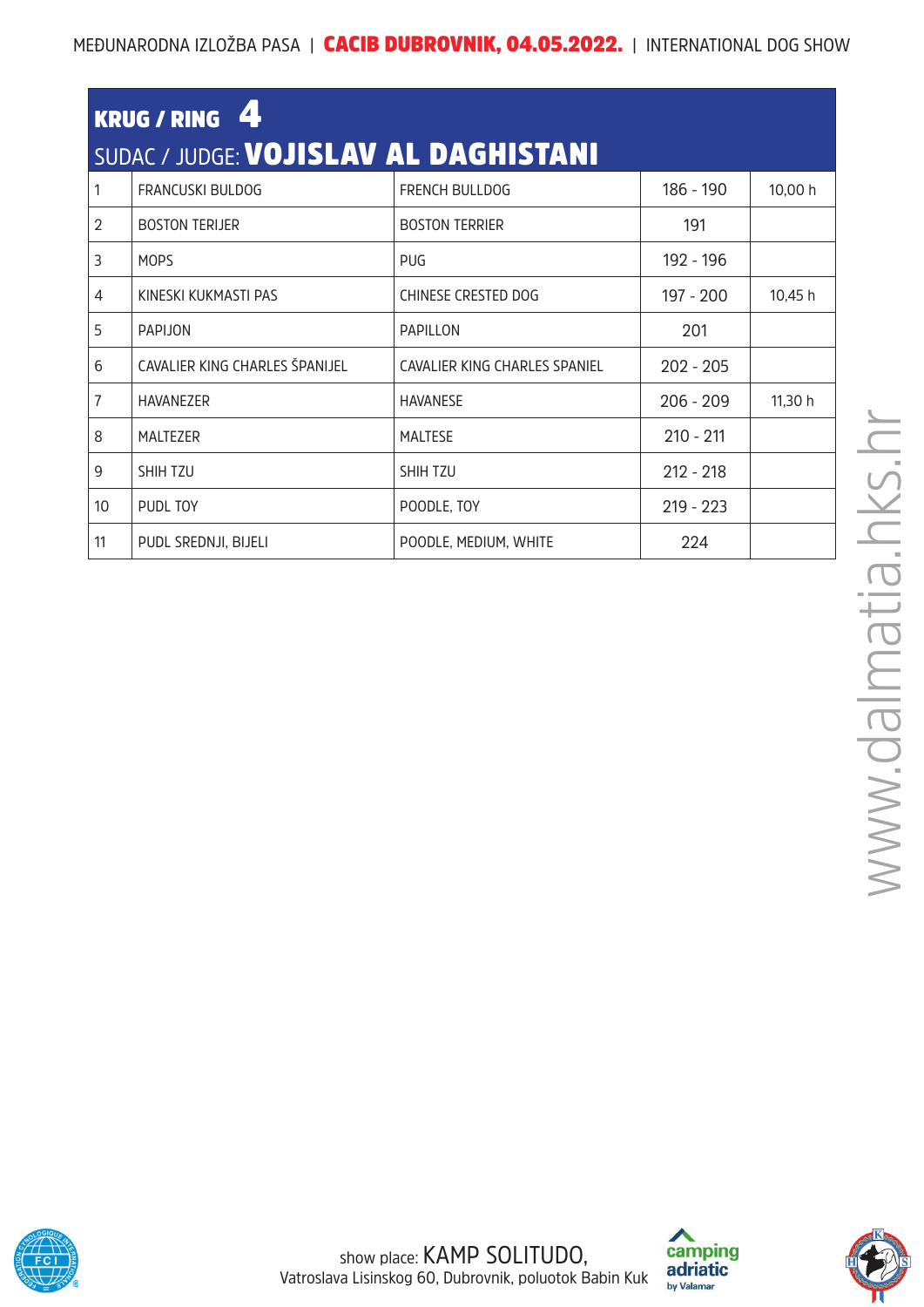# KRUG / RING 4

## SUDAC / JUDGE: VOJISLAV AL DAGHISTANI

| | | | | |
|---|---|---|---|---|
| 1 | FRANCUSKI BULDOG | FRENCH BULLDOG | 186 - 190 | 10,00 h |
| 2 | BOSTON TERIJER | BOSTON TERRIER | 191 | |
| 3 | MOPS | PUG | 192 - 196 | |
| 4 | KINESKI KUKMASTI PAS | CHINESE CRESTED DOG | 197 - 200 | 10,45 h |
| 5 | PAPIJON | PAPILLON | 201 | |
| 6 | CAVALIER KING CHARLES ŠPANIJEL | CAVALIER KING CHARLES SPANIEL | 202 - 205 | |
| 7 | HAVANEZER | HAVANESE | 206 - 209 | 11,30 h |
| 8 | MALTEZER | MALTESE | 210 - 211 | |
| 9 | SHIH TZU | SHIH TZU | 212 - 218 | |
| 10 | PUDL TOY | POODLE, TOY | 219 - 223 | |
| 11 | PUDL SREDNJI, BIJELI | POODLE, MEDIUM, WHITE | 224 | |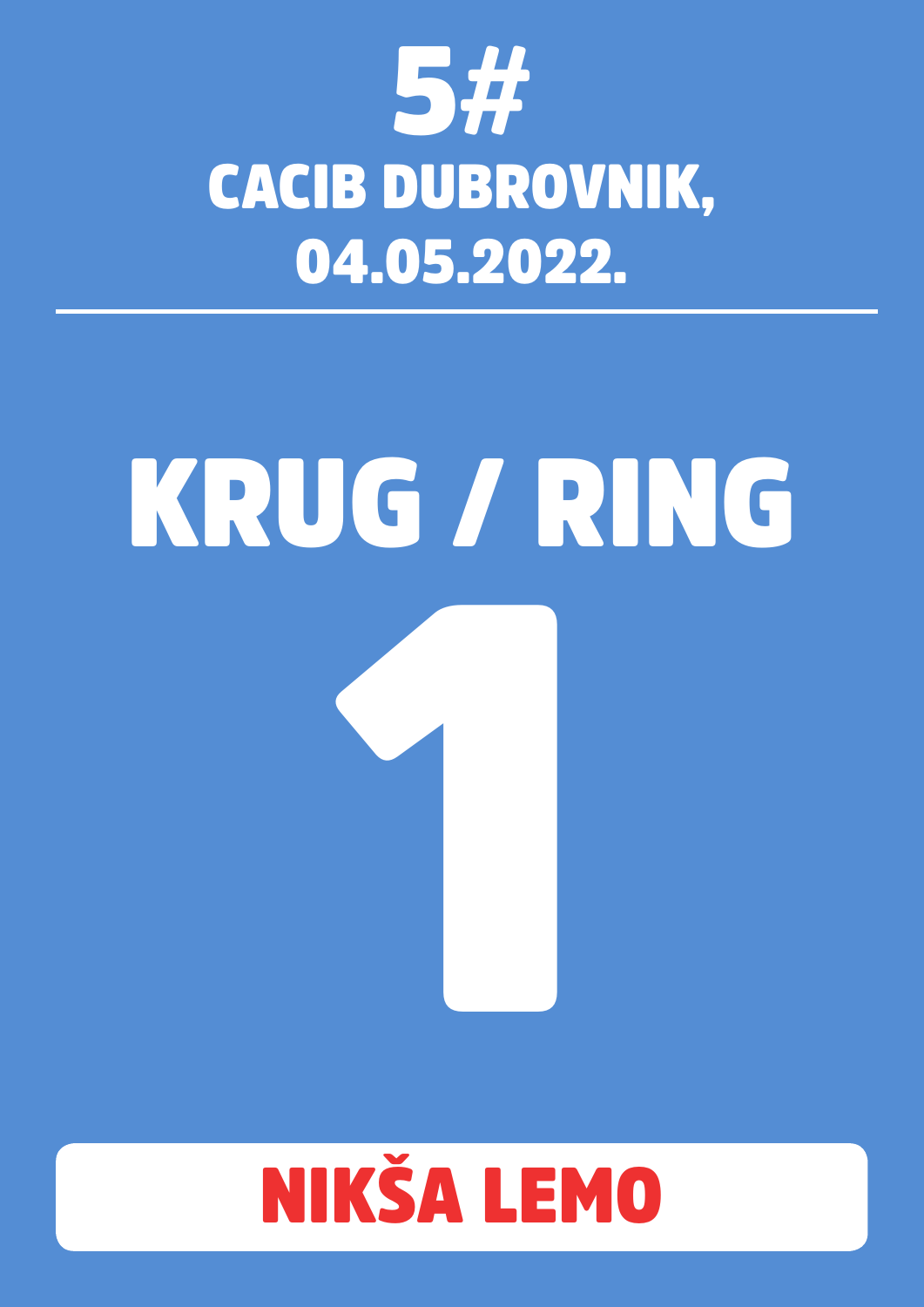# 5#

## CACIB DUBROVNIK, 04.05.2022.

---

# KRUG / RING

# 1

**NIKŠA LEMO**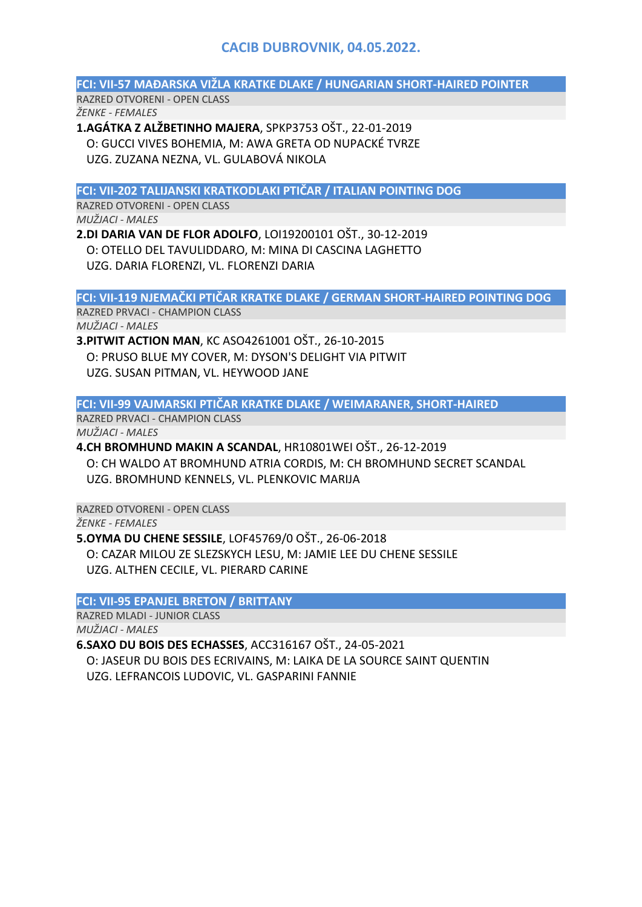# CACIB DUBROVNIK, 04.05.2022.

## FCI: VII-57 MAĐARSKA VIŽLA KRATKE DLAKE / HUNGARIAN SHORT-HAIRED POINTER

RAZRED OTVORENI - OPEN CLASS

*ŽENKE - FEMALES*

**1.AGÁTKA Z ALŽBETINHO MAJERA**, SPKP3753 OŠT., 22-01-2019
O: GUCCI VIVES BOHEMIA, M: AWA GRETA OD NUPACKÉ TVRZE
UZG. ZUZANA NEZNA, VL. GULABOVÁ NIKOLA

## FCI: VII-202 TALIJANSKI KRATKODLAKI PTIČAR / ITALIAN POINTING DOG

RAZRED OTVORENI - OPEN CLASS

*MUŽJACI - MALES*

**2.DI DARIA VAN DE FLOR ADOLFO**, LOI19200101 OŠT., 30-12-2019
O: OTELLO DEL TAVULIDDARO, M: MINA DI CASCINA LAGHETTO
UZG. DARIA FLORENZI, VL. FLORENZI DARIA

## FCI: VII-119 NJEMAČKI PTIČAR KRATKE DLAKE / GERMAN SHORT-HAIRED POINTING DOG

RAZRED PRVACI - CHAMPION CLASS

*MUŽJACI - MALES*

**3.PITWIT ACTION MAN**, KC ASO4261001 OŠT., 26-10-2015
O: PRUSO BLUE MY COVER, M: DYSON'S DELIGHT VIA PITWIT
UZG. SUSAN PITMAN, VL. HEYWOOD JANE

## FCI: VII-99 VAJMARSKI PTIČAR KRATKE DLAKE / WEIMARANER, SHORT-HAIRED

RAZRED PRVACI - CHAMPION CLASS

*MUŽJACI - MALES*

**4.CH BROMHUND MAKIN A SCANDAL**, HR10801WEI OŠT., 26-12-2019
O: CH WALDO AT BROMHUND ATRIA CORDIS, M: CH BROMHUND SECRET SCANDAL
UZG. BROMHUND KENNELS, VL. PLENKOVIC MARIJA

RAZRED OTVORENI - OPEN CLASS

*ŽENKE - FEMALES*

**5.OYMA DU CHENE SESSILE**, LOF45769/0 OŠT., 26-06-2018
O: CAZAR MILOU ZE SLEZSKYCH LESU, M: JAMIE LEE DU CHENE SESSILE
UZG. ALTHEN CECILE, VL. PIERARD CARINE

## FCI: VII-95 EPANJEL BRETON / BRITTANY

RAZRED MLADI - JUNIOR CLASS

*MUŽJACI - MALES*

**6.SAXO DU BOIS DES ECHASSES**, ACC316167 OŠT., 24-05-2021
O: JASEUR DU BOIS DES ECRIVAINS, M: LAIKA DE LA SOURCE SAINT QUENTIN
UZG. LEFRANCOIS LUDOVIC, VL. GASPARINI FANNIE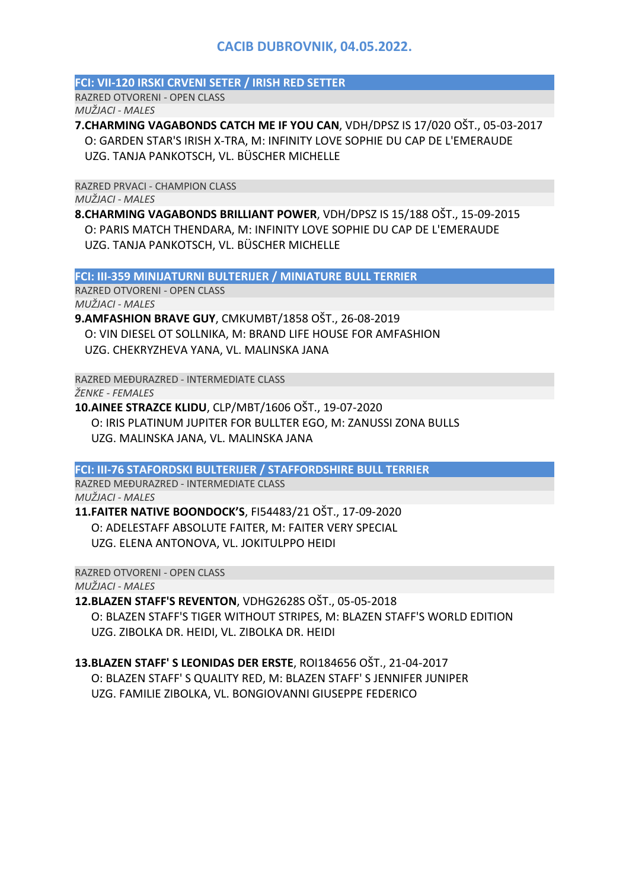# CACIB DUBROVNIK, 04.05.2022.

## FCI: VII-120 IRSKI CRVENI SETER / IRISH RED SETTER

RAZRED OTVORENI - OPEN CLASS

*MUŽJACI - MALES*

**7.CHARMING VAGABONDS CATCH ME IF YOU CAN**, VDH/DPSZ IS 17/020 OŠT., 05-03-2017
O: GARDEN STAR'S IRISH X-TRA, M: INFINITY LOVE SOPHIE DU CAP DE L'EMERAUDE
UZG. TANJA PANKOTSCH, VL. BÜSCHER MICHELLE

RAZRED PRVACI - CHAMPION CLASS

*MUŽJACI - MALES*

**8.CHARMING VAGABONDS BRILLIANT POWER**, VDH/DPSZ IS 15/188 OŠT., 15-09-2015
O: PARIS MATCH THENDARA, M: INFINITY LOVE SOPHIE DU CAP DE L'EMERAUDE
UZG. TANJA PANKOTSCH, VL. BÜSCHER MICHELLE

## FCI: III-359 MINIJATURNI BULTERIJER / MINIATURE BULL TERRIER

RAZRED OTVORENI - OPEN CLASS

*MUŽJACI - MALES*

**9.AMFASHION BRAVE GUY**, CMKUMBT/1858 OŠT., 26-08-2019
O: VIN DIESEL OT SOLLNIKA, M: BRAND LIFE HOUSE FOR AMFASHION
UZG. CHEKRYZHEVA YANA, VL. MALINSKA JANA

RAZRED MEĐURAZRED - INTERMEDIATE CLASS

*ŽENKE - FEMALES*

**10.AINEE STRAZCE KLIDU**, CLP/MBT/1606 OŠT., 19-07-2020
O: IRIS PLATINUM JUPITER FOR BULLTER EGO, M: ZANUSSI ZONA BULLS
UZG. MALINSKA JANA, VL. MALINSKA JANA

## FCI: III-76 STAFORDSKI BULTERIJER / STAFFORDSHIRE BULL TERRIER

RAZRED MEĐURAZRED - INTERMEDIATE CLASS

*MUŽJACI - MALES*

**11.FAITER NATIVE BOONDOCK'S**, FI54483/21 OŠT., 17-09-2020
O: ADELESTAFF ABSOLUTE FAITER, M: FAITER VERY SPECIAL
UZG. ELENA ANTONOVA, VL. JOKITULPPO HEIDI

RAZRED OTVORENI - OPEN CLASS

*MUŽJACI - MALES*

**12.BLAZEN STAFF'S REVENTON**, VDHG2628S OŠT., 05-05-2018
O: BLAZEN STAFF'S TIGER WITHOUT STRIPES, M: BLAZEN STAFF'S WORLD EDITION
UZG. ZIBOLKA DR. HEIDI, VL. ZIBOLKA DR. HEIDI

**13.BLAZEN STAFF' S LEONIDAS DER ERSTE**, ROI184656 OŠT., 21-04-2017
O: BLAZEN STAFF' S QUALITY RED, M: BLAZEN STAFF' S JENNIFER JUNIPER
UZG. FAMILIE ZIBOLKA, VL. BONGIOVANNI GIUSEPPE FEDERICO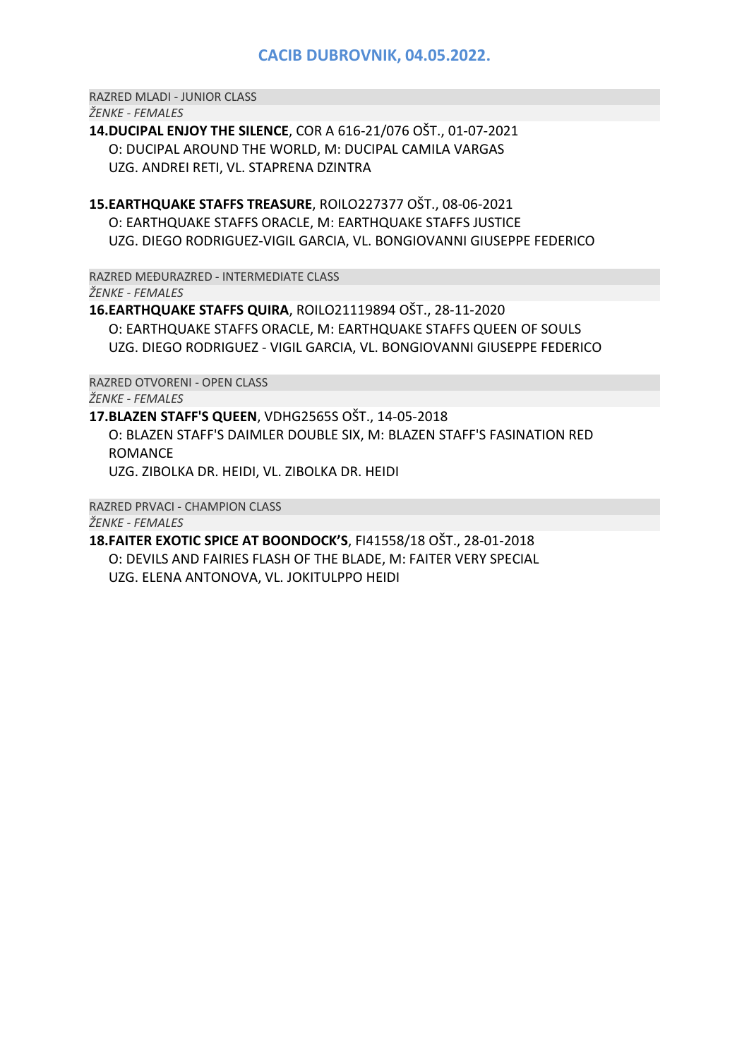# CACIB DUBROVNIK, 04.05.2022.

RAZRED MLADI - JUNIOR CLASS

*ŽENKE - FEMALES*

**14.DUCIPAL ENJOY THE SILENCE**, COR A 616-21/076 OŠT., 01-07-2021
O: DUCIPAL AROUND THE WORLD, M: DUCIPAL CAMILA VARGAS
UZG. ANDREI RETI, VL. STAPRENA DZINTRA

**15.EARTHQUAKE STAFFS TREASURE**, ROILO227377 OŠT., 08-06-2021
O: EARTHQUAKE STAFFS ORACLE, M: EARTHQUAKE STAFFS JUSTICE
UZG. DIEGO RODRIGUEZ-VIGIL GARCIA, VL. BONGIOVANNI GIUSEPPE FEDERICO

RAZRED MEĐURAZRED - INTERMEDIATE CLASS

*ŽENKE - FEMALES*

**16.EARTHQUAKE STAFFS QUIRA**, ROILO21119894 OŠT., 28-11-2020
O: EARTHQUAKE STAFFS ORACLE, M: EARTHQUAKE STAFFS QUEEN OF SOULS
UZG. DIEGO RODRIGUEZ - VIGIL GARCIA, VL. BONGIOVANNI GIUSEPPE FEDERICO

RAZRED OTVORENI - OPEN CLASS

*ŽENKE - FEMALES*

**17.BLAZEN STAFF'S QUEEN**, VDHG2565S OŠT., 14-05-2018
O: BLAZEN STAFF'S DAIMLER DOUBLE SIX, M: BLAZEN STAFF'S FASINATION RED ROMANCE
UZG. ZIBOLKA DR. HEIDI, VL. ZIBOLKA DR. HEIDI

RAZRED PRVACI - CHAMPION CLASS

*ŽENKE - FEMALES*

**18.FAITER EXOTIC SPICE AT BOONDOCK'S**, FI41558/18 OŠT., 28-01-2018
O: DEVILS AND FAIRIES FLASH OF THE BLADE, M: FAITER VERY SPECIAL
UZG. ELENA ANTONOVA, VL. JOKITULPPO HEIDI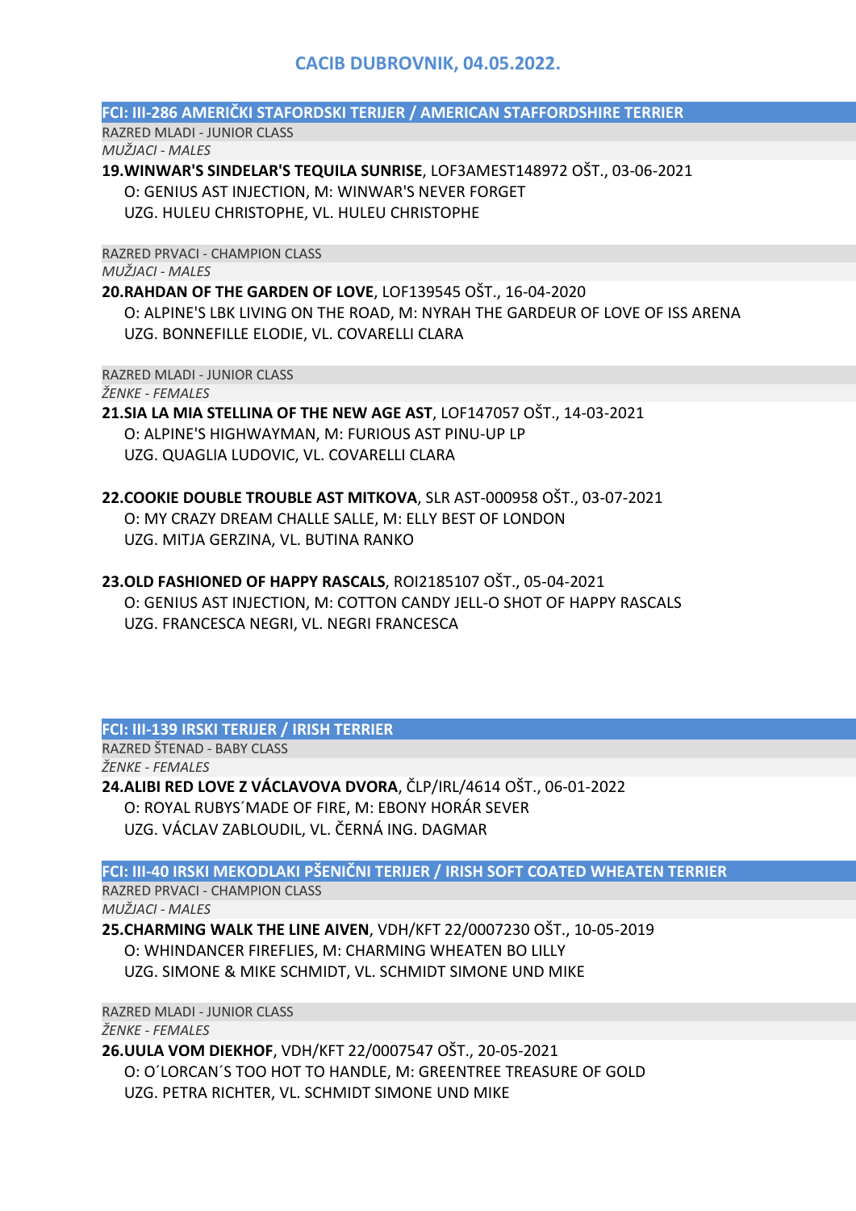## CACIB DUBROVNIK, 04.05.2022.

### FCI: III-286 AMERIČKI STAFORDSKI TERIJER / AMERICAN STAFFORDSHIRE TERRIER

RAZRED MLADI - JUNIOR CLASS

*MUŽJACI - MALES*

**19.WINWAR'S SINDELAR'S TEQUILA SUNRISE**, LOF3AMEST148972 OŠT., 03-06-2021
O: GENIUS AST INJECTION, M: WINWAR'S NEVER FORGET
UZG. HULEU CHRISTOPHE, VL. HULEU CHRISTOPHE

RAZRED PRVACI - CHAMPION CLASS

*MUŽJACI - MALES*

**20.RAHDAN OF THE GARDEN OF LOVE**, LOF139545 OŠT., 16-04-2020
O: ALPINE'S LBK LIVING ON THE ROAD, M: NYRAH THE GARDEUR OF LOVE OF ISS ARENA
UZG. BONNEFILLE ELODIE, VL. COVARELLI CLARA

RAZRED MLADI - JUNIOR CLASS

*ŽENKE - FEMALES*

**21.SIA LA MIA STELLINA OF THE NEW AGE AST**, LOF147057 OŠT., 14-03-2021
O: ALPINE'S HIGHWAYMAN, M: FURIOUS AST PINU-UP LP
UZG. QUAGLIA LUDOVIC, VL. COVARELLI CLARA

**22.COOKIE DOUBLE TROUBLE AST MITKOVA**, SLR AST-000958 OŠT., 03-07-2021
O: MY CRAZY DREAM CHALLE SALLE, M: ELLY BEST OF LONDON
UZG. MITJA GERZINA, VL. BUTINA RANKO

**23.OLD FASHIONED OF HAPPY RASCALS**, ROI2185107 OŠT., 05-04-2021
O: GENIUS AST INJECTION, M: COTTON CANDY JELL-O SHOT OF HAPPY RASCALS
UZG. FRANCESCA NEGRI, VL. NEGRI FRANCESCA

### FCI: III-139 IRSKI TERIJER / IRISH TERRIER

RAZRED ŠTENAD - BABY CLASS

*ŽENKE - FEMALES*

**24.ALIBI RED LOVE Z VÁCLAVOVA DVORA**, ČLP/IRL/4614 OŠT., 06-01-2022
O: ROYAL RUBYS´MADE OF FIRE, M: EBONY HORÁR SEVER
UZG. VÁCLAV ZABLOUDIL, VL. ČERNÁ ING. DAGMAR

### FCI: III-40 IRSKI MEKODLAKI PŠENIČNI TERIJER / IRISH SOFT COATED WHEATEN TERRIER

RAZRED PRVACI - CHAMPION CLASS

*MUŽJACI - MALES*

**25.CHARMING WALK THE LINE AIVEN**, VDH/KFT 22/0007230 OŠT., 10-05-2019
O: WHINDANCER FIREFLIES, M: CHARMING WHEATEN BO LILLY
UZG. SIMONE & MIKE SCHMIDT, VL. SCHMIDT SIMONE UND MIKE

RAZRED MLADI - JUNIOR CLASS

*ŽENKE - FEMALES*

**26.UULA VOM DIEKHOF**, VDH/KFT 22/0007547 OŠT., 20-05-2021
O: O´LORCAN´S TOO HOT TO HANDLE, M: GREENTREE TREASURE OF GOLD
UZG. PETRA RICHTER, VL. SCHMIDT SIMONE UND MIKE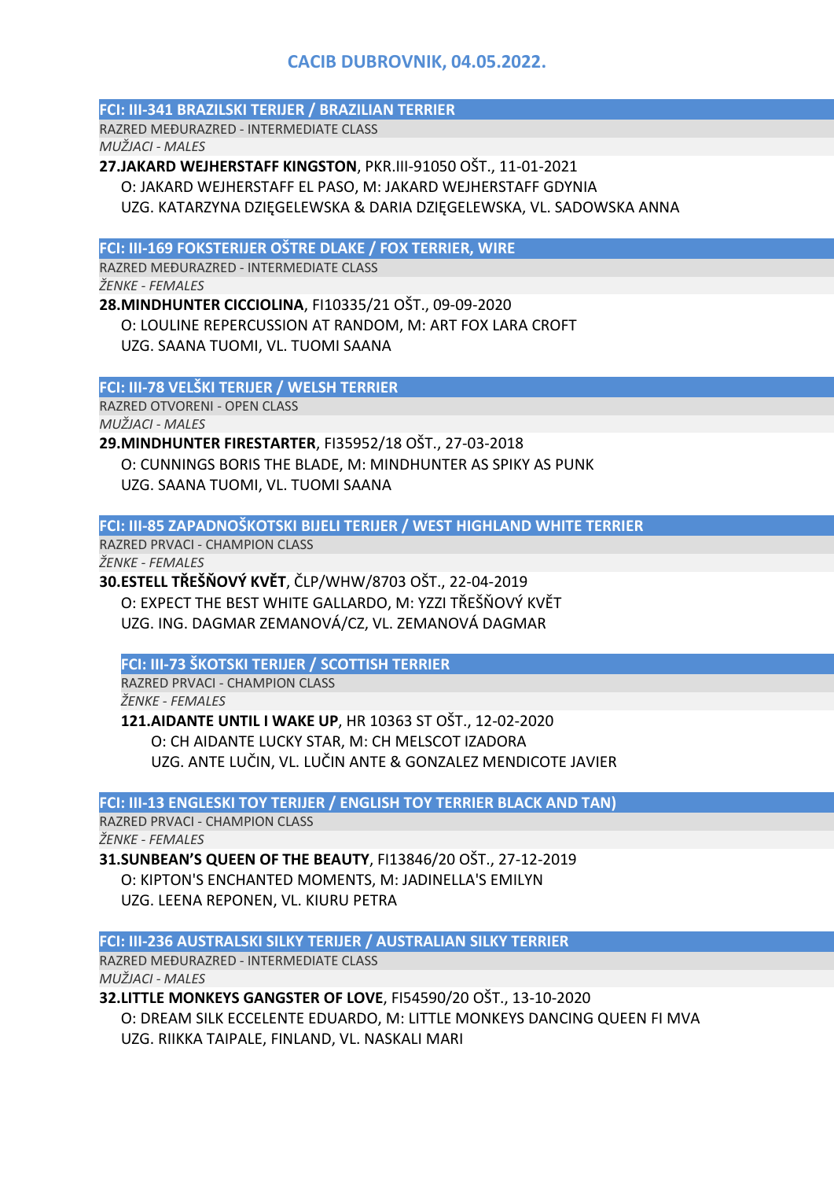# CACIB DUBROVNIK, 04.05.2022.

## FCI: III-341 BRAZILSKI TERIJER / BRAZILIAN TERRIER

RAZRED MEĐURAZRED - INTERMEDIATE CLASS

*MUŽJACI - MALES*

**27.JAKARD WEJHERSTAFF KINGSTON**, PKR.III-91050 OŠT., 11-01-2021
O: JAKARD WEJHERSTAFF EL PASO, M: JAKARD WEJHERSTAFF GDYNIA
UZG. KATARZYNA DZIĘGELEWSKA & DARIA DZIĘGELEWSKA, VL. SADOWSKA ANNA

## FCI: III-169 FOKSTERIJER OŠTRE DLAKE / FOX TERRIER, WIRE

RAZRED MEĐURAZRED - INTERMEDIATE CLASS

*ŽENKE - FEMALES*

**28.MINDHUNTER CICCIOLINA**, FI10335/21 OŠT., 09-09-2020
O: LOULINE REPERCUSSION AT RANDOM, M: ART FOX LARA CROFT
UZG. SAANA TUOMI, VL. TUOMI SAANA

## FCI: III-78 VELŠKI TERIJER / WELSH TERRIER

RAZRED OTVORENI - OPEN CLASS

*MUŽJACI - MALES*

**29.MINDHUNTER FIRESTARTER**, FI35952/18 OŠT., 27-03-2018
O: CUNNINGS BORIS THE BLADE, M: MINDHUNTER AS SPIKY AS PUNK
UZG. SAANA TUOMI, VL. TUOMI SAANA

## FCI: III-85 ZAPADNOŠKOTSKI BIJELI TERIJER / WEST HIGHLAND WHITE TERRIER

RAZRED PRVACI - CHAMPION CLASS

*ŽENKE - FEMALES*

**30.ESTELL TŘEŠŇOVÝ KVĚT**, ČLP/WHW/8703 OŠT., 22-04-2019
O: EXPECT THE BEST WHITE GALLARDO, M: YZZI TŘEŠŇOVÝ KVĚT
UZG. ING. DAGMAR ZEMANOVÁ/CZ, VL. ZEMANOVÁ DAGMAR

## FCI: III-73 ŠKOTSKI TERIJER / SCOTTISH TERRIER

RAZRED PRVACI - CHAMPION CLASS

*ŽENKE - FEMALES*

**121.AIDANTE UNTIL I WAKE UP**, HR 10363 ST OŠT., 12-02-2020
O: CH AIDANTE LUCKY STAR, M: CH MELSCOT IZADORA
UZG. ANTE LUČIN, VL. LUČIN ANTE & GONZALEZ MENDICOTE JAVIER

## FCI: III-13 ENGLESKI TOY TERIJER / ENGLISH TOY TERRIER BLACK AND TAN)

RAZRED PRVACI - CHAMPION CLASS

*ŽENKE - FEMALES*

**31.SUNBEAN'S QUEEN OF THE BEAUTY**, FI13846/20 OŠT., 27-12-2019
O: KIPTON'S ENCHANTED MOMENTS, M: JADINELLA'S EMILYN
UZG. LEENA REPONEN, VL. KIURU PETRA

## FCI: III-236 AUSTRALSKI SILKY TERIJER / AUSTRALIAN SILKY TERRIER

RAZRED MEĐURAZRED - INTERMEDIATE CLASS

*MUŽJACI - MALES*

**32.LITTLE MONKEYS GANGSTER OF LOVE**, FI54590/20 OŠT., 13-10-2020
O: DREAM SILK ECCELENTE EDUARDO, M: LITTLE MONKEYS DANCING QUEEN FI MVA
UZG. RIIKKA TAIPALE, FINLAND, VL. NASKALI MARI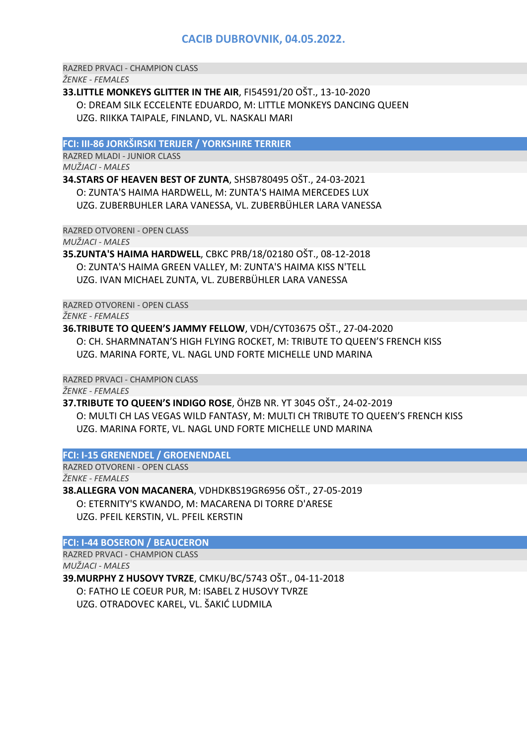# CACIB DUBROVNIK, 04.05.2022.

RAZRED PRVACI - CHAMPION CLASS

*ŽENKE - FEMALES*

**33.LITTLE MONKEYS GLITTER IN THE AIR**, FI54591/20 OŠT., 13-10-2020
O: DREAM SILK ECCELENTE EDUARDO, M: LITTLE MONKEYS DANCING QUEEN
UZG. RIIKKA TAIPALE, FINLAND, VL. NASKALI MARI

## FCI: III-86 JORKŠIRSKI TERIJER / YORKSHIRE TERRIER

RAZRED MLADI - JUNIOR CLASS

*MUŽJACI - MALES*

**34.STARS OF HEAVEN BEST OF ZUNTA**, SHSB780495 OŠT., 24-03-2021
O: ZUNTA'S HAIMA HARDWELL, M: ZUNTA'S HAIMA MERCEDES LUX
UZG. ZUBERBUHLER LARA VANESSA, VL. ZUBERBÜHLER LARA VANESSA

RAZRED OTVORENI - OPEN CLASS

*MUŽJACI - MALES*

**35.ZUNTA'S HAIMA HARDWELL**, CBKC PRB/18/02180 OŠT., 08-12-2018
O: ZUNTA'S HAIMA GREEN VALLEY, M: ZUNTA'S HAIMA KISS N'TELL
UZG. IVAN MICHAEL ZUNTA, VL. ZUBERBÜHLER LARA VANESSA

RAZRED OTVORENI - OPEN CLASS

*ŽENKE - FEMALES*

**36.TRIBUTE TO QUEEN'S JAMMY FELLOW**, VDH/CYT03675 OŠT., 27-04-2020
O: CH. SHARMNATAN'S HIGH FLYING ROCKET, M: TRIBUTE TO QUEEN'S FRENCH KISS
UZG. MARINA FORTE, VL. NAGL UND FORTE MICHELLE UND MARINA

RAZRED PRVACI - CHAMPION CLASS

*ŽENKE - FEMALES*

**37.TRIBUTE TO QUEEN'S INDIGO ROSE**, ÖHZB NR. YT 3045 OŠT., 24-02-2019
O: MULTI CH LAS VEGAS WILD FANTASY, M: MULTI CH TRIBUTE TO QUEEN'S FRENCH KISS
UZG. MARINA FORTE, VL. NAGL UND FORTE MICHELLE UND MARINA

## FCI: I-15 GRENENDEL / GROENENDAEL

RAZRED OTVORENI - OPEN CLASS

*ŽENKE - FEMALES*

**38.ALLEGRA VON MACANERA**, VDHDKBS19GR6956 OŠT., 27-05-2019
O: ETERNITY'S KWANDO, M: MACARENA DI TORRE D'ARESE
UZG. PFEIL KERSTIN, VL. PFEIL KERSTIN

## FCI: I-44 BOSERON / BEAUCERON

RAZRED PRVACI - CHAMPION CLASS

*MUŽJACI - MALES*

**39.MURPHY Z HUSOVY TVRZE**, CMKU/BC/5743 OŠT., 04-11-2018
O: FATHO LE COEUR PUR, M: ISABEL Z HUSOVY TVRZE
UZG. OTRADOVEC KAREL, VL. ŠAKIĆ LUDMILA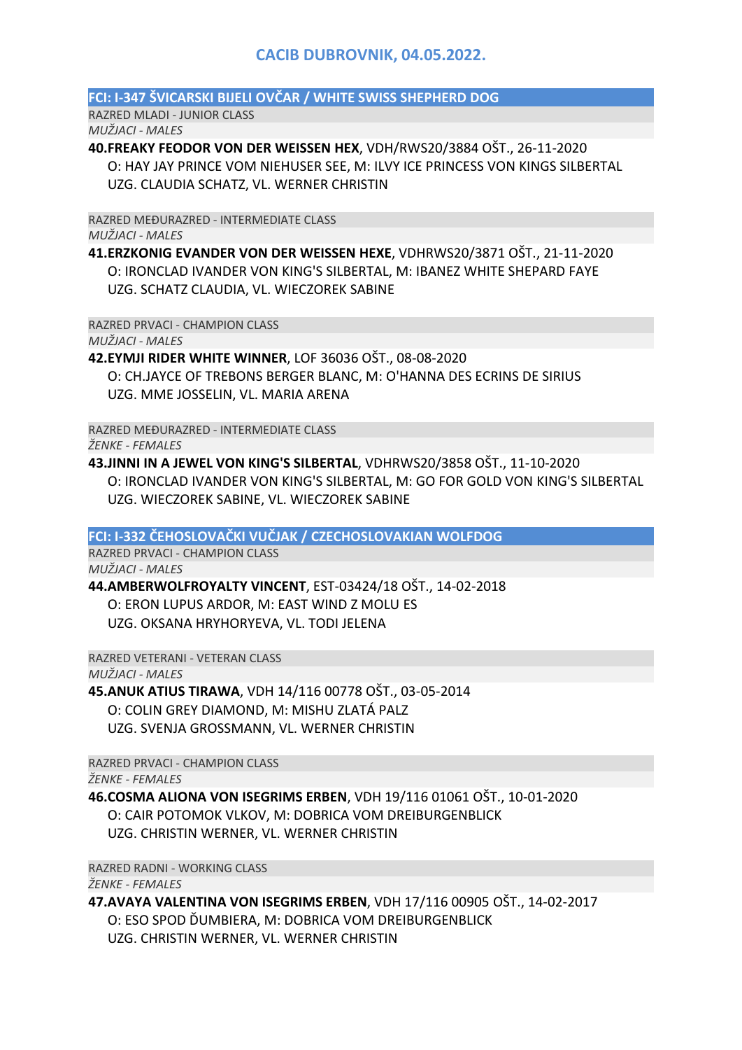# CACIB DUBROVNIK, 04.05.2022.

## FCI: I-347 ŠVICARSKI BIJELI OVČAR / WHITE SWISS SHEPHERD DOG

RAZRED MLADI - JUNIOR CLASS

*MUŽJACI - MALES*

**40.FREAKY FEODOR VON DER WEISSEN HEX**, VDH/RWS20/3884 OŠT., 26-11-2020
O: HAY JAY PRINCE VOM NIEHUSER SEE, M: ILVY ICE PRINCESS VON KINGS SILBERTAL
UZG. CLAUDIA SCHATZ, VL. WERNER CHRISTIN

RAZRED MEĐURAZRED - INTERMEDIATE CLASS

*MUŽJACI - MALES*

**41.ERZKONIG EVANDER VON DER WEISSEN HEXE**, VDHRWS20/3871 OŠT., 21-11-2020
O: IRONCLAD IVANDER VON KING'S SILBERTAL, M: IBANEZ WHITE SHEPARD FAYE
UZG. SCHATZ CLAUDIA, VL. WIECZOREK SABINE

RAZRED PRVACI - CHAMPION CLASS

*MUŽJACI - MALES*

**42.EYMJI RIDER WHITE WINNER**, LOF 36036 OŠT., 08-08-2020
O: CH.JAYCE OF TREBONS BERGER BLANC, M: O'HANNA DES ECRINS DE SIRIUS
UZG. MME JOSSELIN, VL. MARIA ARENA

RAZRED MEĐURAZRED - INTERMEDIATE CLASS

*ŽENKE - FEMALES*

**43.JINNI IN A JEWEL VON KING'S SILBERTAL**, VDHRWS20/3858 OŠT., 11-10-2020
O: IRONCLAD IVANDER VON KING'S SILBERTAL, M: GO FOR GOLD VON KING'S SILBERTAL
UZG. WIECZOREK SABINE, VL. WIECZOREK SABINE

## FCI: I-332 ČEHOSLOVAČKI VUČJAK / CZECHOSLOVAKIAN WOLFDOG

RAZRED PRVACI - CHAMPION CLASS

*MUŽJACI - MALES*

**44.AMBERWOLFROYALTY VINCENT**, EST-03424/18 OŠT., 14-02-2018
O: ERON LUPUS ARDOR, M: EAST WIND Z MOLU ES
UZG. OKSANA HRYHORYEVA, VL. TODI JELENA

RAZRED VETERANI - VETERAN CLASS

*MUŽJACI - MALES*

**45.ANUK ATIUS TIRAWA**, VDH 14/116 00778 OŠT., 03-05-2014
O: COLIN GREY DIAMOND, M: MISHU ZLATÁ PALZ
UZG. SVENJA GROSSMANN, VL. WERNER CHRISTIN

RAZRED PRVACI - CHAMPION CLASS

*ŽENKE - FEMALES*

**46.COSMA ALIONA VON ISEGRIMS ERBEN**, VDH 19/116 01061 OŠT., 10-01-2020
O: CAIR POTOMOK VLKOV, M: DOBRICA VOM DREIBURGENBLICK
UZG. CHRISTIN WERNER, VL. WERNER CHRISTIN

RAZRED RADNI - WORKING CLASS

*ŽENKE - FEMALES*

**47.AVAYA VALENTINA VON ISEGRIMS ERBEN**, VDH 17/116 00905 OŠT., 14-02-2017
O: ESO SPOD ĎUMBIERA, M: DOBRICA VOM DREIBURGENBLICK
UZG. CHRISTIN WERNER, VL. WERNER CHRISTIN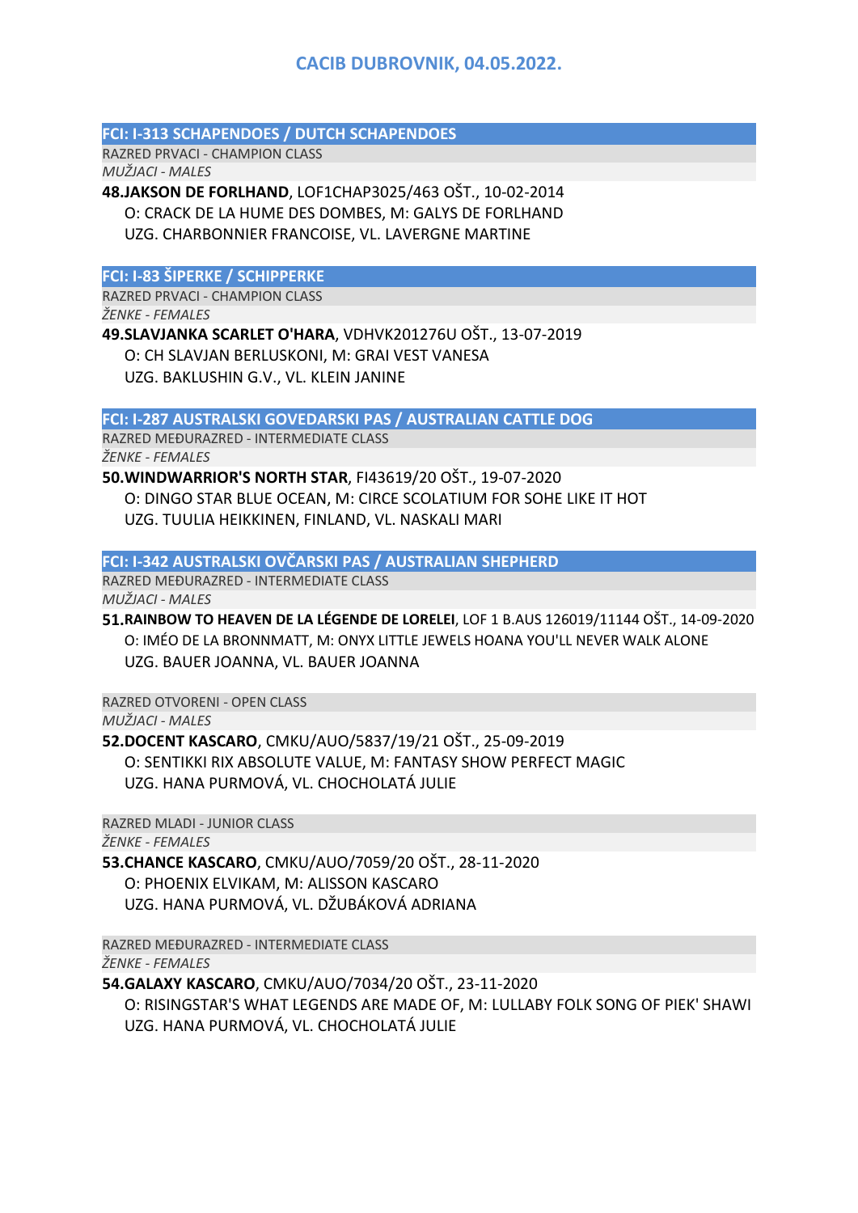# CACIB DUBROVNIK, 04.05.2022.

## FCI: I-313 SCHAPENDOES / DUTCH SCHAPENDOES

RAZRED PRVACI - CHAMPION CLASS

*MUŽJACI - MALES*

**48.JAKSON DE FORLHAND**, LOF1CHAP3025/463 OŠT., 10-02-2014
O: CRACK DE LA HUME DES DOMBES, M: GALYS DE FORLHAND
UZG. CHARBONNIER FRANCOISE, VL. LAVERGNE MARTINE

## FCI: I-83 ŠIPERKE / SCHIPPERKE

RAZRED PRVACI - CHAMPION CLASS

*ŽENKE - FEMALES*

**49.SLAVJANKA SCARLET O'HARA**, VDHVK201276U OŠT., 13-07-2019
O: CH SLAVJAN BERLUSKONI, M: GRAI VEST VANESA
UZG. BAKLUSHIN G.V., VL. KLEIN JANINE

## FCI: I-287 AUSTRALSKI GOVEDARSKI PAS / AUSTRALIAN CATTLE DOG

RAZRED MEĐURAZRED - INTERMEDIATE CLASS

*ŽENKE - FEMALES*

**50.WINDWARRIOR'S NORTH STAR**, FI43619/20 OŠT., 19-07-2020
O: DINGO STAR BLUE OCEAN, M: CIRCE SCOLATIUM FOR SOHE LIKE IT HOT
UZG. TUULIA HEIKKINEN, FINLAND, VL. NASKALI MARI

## FCI: I-342 AUSTRALSKI OVČARSKI PAS / AUSTRALIAN SHEPHERD

RAZRED MEĐURAZRED - INTERMEDIATE CLASS

*MUŽJACI - MALES*

**51.RAINBOW TO HEAVEN DE LA LÉGENDE DE LORELEI**, LOF 1 B.AUS 126019/11144 OŠT., 14-09-2020
O: IMÉO DE LA BRONNMATT, M: ONYX LITTLE JEWELS HOANA YOU'LL NEVER WALK ALONE
UZG. BAUER JOANNA, VL. BAUER JOANNA

RAZRED OTVORENI - OPEN CLASS

*MUŽJACI - MALES*

**52.DOCENT KASCARO**, CMKU/AUO/5837/19/21 OŠT., 25-09-2019
O: SENTIKKI RIX ABSOLUTE VALUE, M: FANTASY SHOW PERFECT MAGIC
UZG. HANA PURMOVÁ, VL. CHOCHOLATÁ JULIE

RAZRED MLADI - JUNIOR CLASS

*ŽENKE - FEMALES*

**53.CHANCE KASCARO**, CMKU/AUO/7059/20 OŠT., 28-11-2020
O: PHOENIX ELVIKAM, M: ALISSON KASCARO
UZG. HANA PURMOVÁ, VL. DŽUBÁKOVÁ ADRIANA

RAZRED MEĐURAZRED - INTERMEDIATE CLASS

*ŽENKE - FEMALES*

**54.GALAXY KASCARO**, CMKU/AUO/7034/20 OŠT., 23-11-2020
O: RISINGSTAR'S WHAT LEGENDS ARE MADE OF, M: LULLABY FOLK SONG OF PIEK' SHAWI
UZG. HANA PURMOVÁ, VL. CHOCHOLATÁ JULIE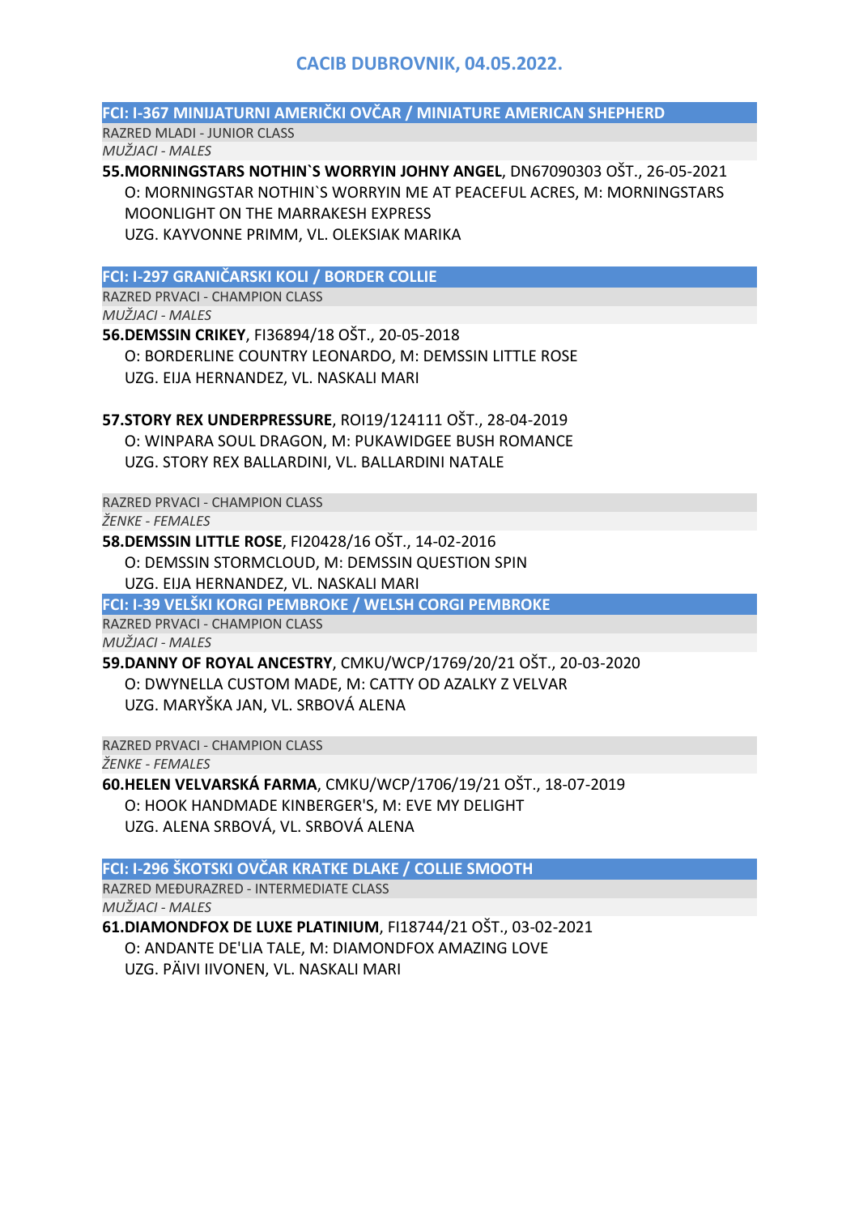# CACIB DUBROVNIK, 04.05.2022.

## FCI: I-367 MINIJATURNI AMERIČKI OVČAR / MINIATURE AMERICAN SHEPHERD

RAZRED MLADI - JUNIOR CLASS

*MUŽJACI - MALES*

**55.MORNINGSTARS NOTHIN`S WORRYIN JOHNY ANGEL**, DN67090303 OŠT., 26-05-2021
O: MORNINGSTAR NOTHIN`S WORRYIN ME AT PEACEFUL ACRES, M: MORNINGSTARS MOONLIGHT ON THE MARRAKESH EXPRESS
UZG. KAYVONNE PRIMM, VL. OLEKSIAK MARIKA

## FCI: I-297 GRANIČARSKI KOLI / BORDER COLLIE

RAZRED PRVACI - CHAMPION CLASS

*MUŽJACI - MALES*

**56.DEMSSIN CRIKEY**, FI36894/18 OŠT., 20-05-2018
O: BORDERLINE COUNTRY LEONARDO, M: DEMSSIN LITTLE ROSE
UZG. EIJA HERNANDEZ, VL. NASKALI MARI

**57.STORY REX UNDERPRESSURE**, ROI19/124111 OŠT., 28-04-2019
O: WINPARA SOUL DRAGON, M: PUKAWIDGEE BUSH ROMANCE
UZG. STORY REX BALLARDINI, VL. BALLARDINI NATALE

RAZRED PRVACI - CHAMPION CLASS

*ŽENKE - FEMALES*

**58.DEMSSIN LITTLE ROSE**, FI20428/16 OŠT., 14-02-2016
O: DEMSSIN STORMCLOUD, M: DEMSSIN QUESTION SPIN
UZG. EIJA HERNANDEZ, VL. NASKALI MARI

## FCI: I-39 VELŠKI KORGI PEMBROKE / WELSH CORGI PEMBROKE

RAZRED PRVACI - CHAMPION CLASS

*MUŽJACI - MALES*

**59.DANNY OF ROYAL ANCESTRY**, CMKU/WCP/1769/20/21 OŠT., 20-03-2020
O: DWYNELLA CUSTOM MADE, M: CATTY OD AZALKY Z VELVAR
UZG. MARYŠKA JAN, VL. SRBOVÁ ALENA

RAZRED PRVACI - CHAMPION CLASS

*ŽENKE - FEMALES*

**60.HELEN VELVARSKÁ FARMA**, CMKU/WCP/1706/19/21 OŠT., 18-07-2019
O: HOOK HANDMADE KINBERGER'S, M: EVE MY DELIGHT
UZG. ALENA SRBOVÁ, VL. SRBOVÁ ALENA

## FCI: I-296 ŠKOTSKI OVČAR KRATKE DLAKE / COLLIE SMOOTH

RAZRED MEĐURAZRED - INTERMEDIATE CLASS

*MUŽJACI - MALES*

**61.DIAMONDFOX DE LUXE PLATINIUM**, FI18744/21 OŠT., 03-02-2021
O: ANDANTE DE'LIA TALE, M: DIAMONDFOX AMAZING LOVE
UZG. PÄIVI IIVONEN, VL. NASKALI MARI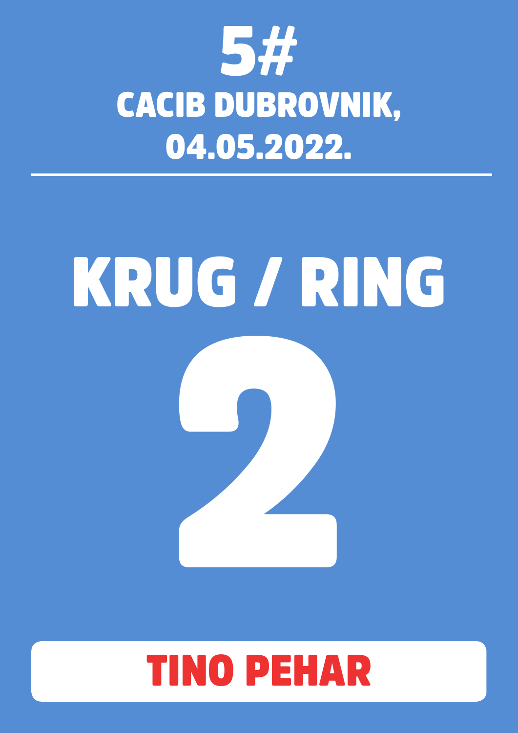# 5#

## CACIB DUBROVNIK, 04.05.2022.

---

# KRUG / RING

# 2

**TINO PEHAR**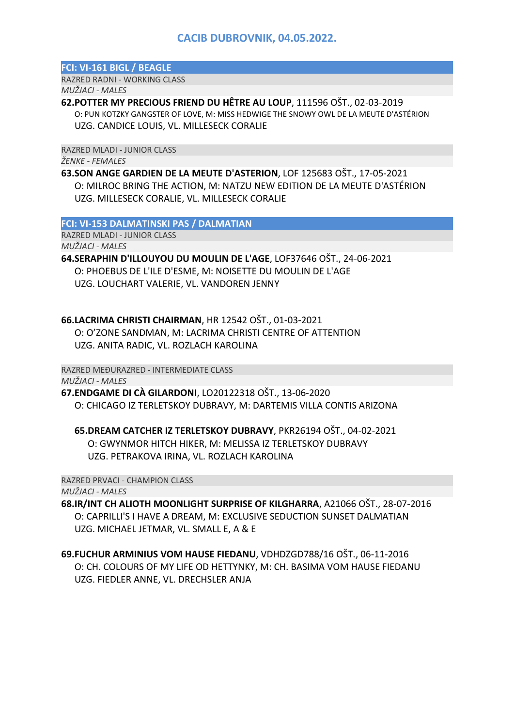# CACIB DUBROVNIK, 04.05.2022.

## FCI: VI-161 BIGL / BEAGLE

RAZRED RADNI - WORKING CLASS

*MUŽJACI - MALES*

**62.POTTER MY PRECIOUS FRIEND DU HÊTRE AU LOUP**, 111596 OŠT., 02-03-2019
O: PUN KOTZKY GANGSTER OF LOVE, M: MISS HEDWIGE THE SNOWY OWL DE LA MEUTE D'ASTÉRION
UZG. CANDICE LOUIS, VL. MILLESECK CORALIE

RAZRED MLADI - JUNIOR CLASS

*ŽENKE - FEMALES*

**63.SON ANGE GARDIEN DE LA MEUTE D'ASTERION**, LOF 125683 OŠT., 17-05-2021
O: MILROC BRING THE ACTION, M: NATZU NEW EDITION DE LA MEUTE D'ASTÉRION
UZG. MILLESECK CORALIE, VL. MILLESECK CORALIE

## FCI: VI-153 DALMATINSKI PAS / DALMATIAN

RAZRED MLADI - JUNIOR CLASS

*MUŽJACI - MALES*

**64.SERAPHIN D'ILLOUYOU DU MOULIN DE L'AGE**, LOF37646 OŠT., 24-06-2021
O: PHOEBUS DE L'ILE D'ESME, M: NOISETTE DU MOULIN DE L'AGE
UZG. LOUCHART VALERIE, VL. VANDOREN JENNY

**66.LACRIMA CHRISTI CHAIRMAN**, HR 12542 OŠT., 01-03-2021
O: O'ZONE SANDMAN, M: LACRIMA CHRISTI CENTRE OF ATTENTION
UZG. ANITA RADIC, VL. ROZLACH KAROLINA

RAZRED MEĐURAZRED - INTERMEDIATE CLASS

*MUŽJACI - MALES*

**67.ENDGAME DI CÀ GILARDONI**, LO20122318 OŠT., 13-06-2020
O: CHICAGO IZ TERLETSKOY DUBRAVY, M: DARTEMIS VILLA CONTIS ARIZONA

**65.DREAM CATCHER IZ TERLETSKOY DUBRAVY**, PKR26194 OŠT., 04-02-2021
O: GWYNMOR HITCH HIKER, M: MELISSA IZ TERLETSKOY DUBRAVY
UZG. PETRAKOVA IRINA, VL. ROZLACH KAROLINA

RAZRED PRVACI - CHAMPION CLASS

*MUŽJACI - MALES*

**68.IR/INT CH ALIOTH MOONLIGHT SURPRISE OF KILGHARRA**, A21066 OŠT., 28-07-2016
O: CAPRILLI'S I HAVE A DREAM, M: EXCLUSIVE SEDUCTION SUNSET DALMATIAN
UZG. MICHAEL JETMAR, VL. SMALL E, A & E

**69.FUCHUR ARMINIUS VOM HAUSE FIEDANU**, VDHDZGD788/16 OŠT., 06-11-2016
O: CH. COLOURS OF MY LIFE OD HETTYNKY, M: CH. BASIMA VOM HAUSE FIEDANU
UZG. FIEDLER ANNE, VL. DRECHSLER ANJA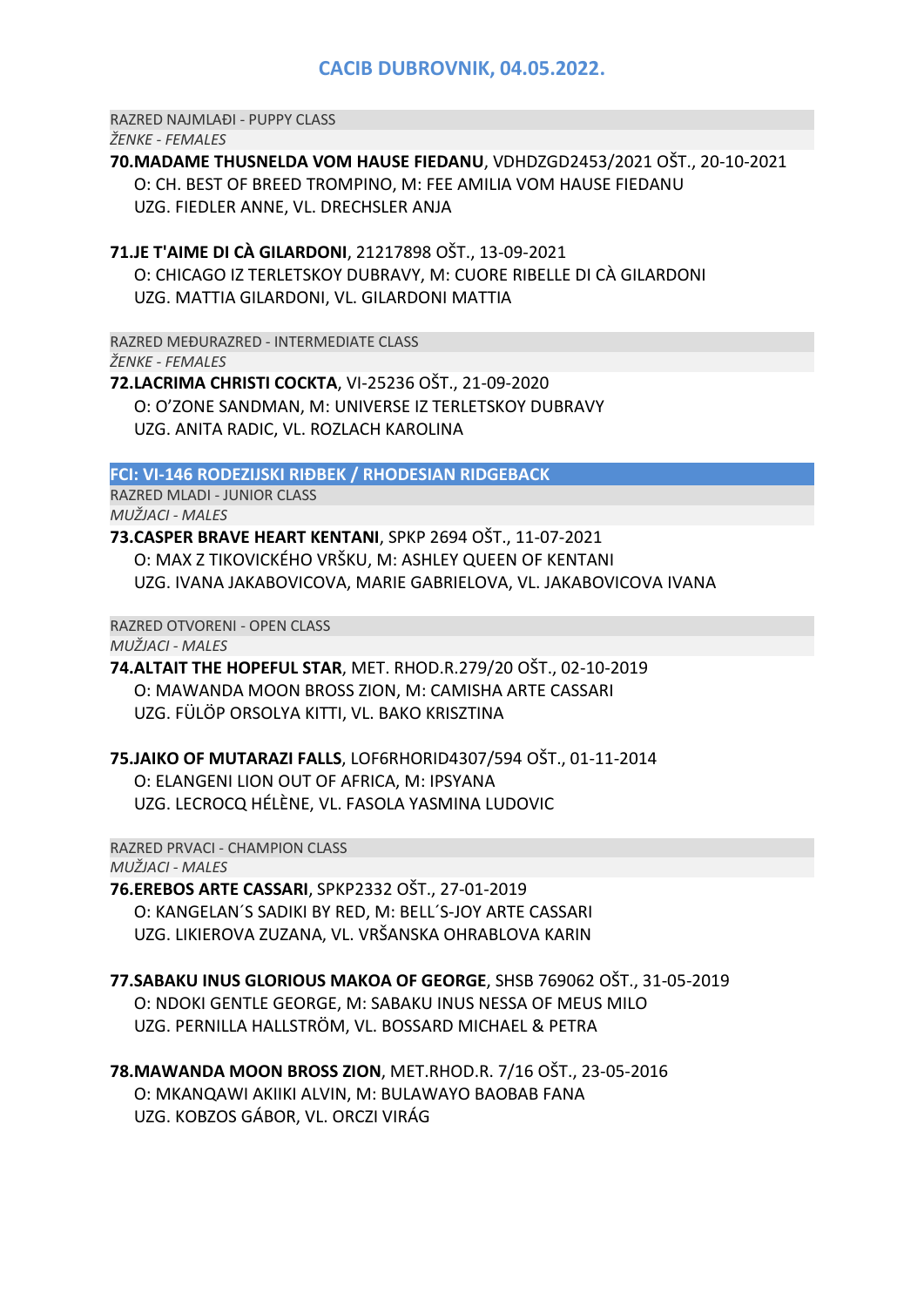## CACIB DUBROVNIK, 04.05.2022.

RAZRED NAJMLAĐI - PUPPY CLASS

*ŽENKE - FEMALES*

**70.MADAME THUSNELDA VOM HAUSE FIEDANU**, VDHDZGD2453/2021 OŠT., 20-10-2021
O: CH. BEST OF BREED TROMPINO, M: FEE AMILIA VOM HAUSE FIEDANU
UZG. FIEDLER ANNE, VL. DRECHSLER ANJA

**71.JE T'AIME DI CÀ GILARDONI**, 21217898 OŠT., 13-09-2021
O: CHICAGO IZ TERLETSKOY DUBRAVY, M: CUORE RIBELLE DI CÀ GILARDONI
UZG. MATTIA GILARDONI, VL. GILARDONI MATTIA

RAZRED MEĐURAZRED - INTERMEDIATE CLASS

*ŽENKE - FEMALES*

**72.LACRIMA CHRISTI COCKTA**, VI-25236 OŠT., 21-09-2020
O: O'ZONE SANDMAN, M: UNIVERSE IZ TERLETSKOY DUBRAVY
UZG. ANITA RADIC, VL. ROZLACH KAROLINA

### FCI: VI-146 RODEZIJSKI RIĐBEK / RHODESIAN RIDGEBACK

RAZRED MLADI - JUNIOR CLASS

*MUŽJACI - MALES*

**73.CASPER BRAVE HEART KENTANI**, SPKP 2694 OŠT., 11-07-2021
O: MAX Z TIKOVICKÉHO VRŠKU, M: ASHLEY QUEEN OF KENTANI
UZG. IVANA JAKABOVICOVA, MARIE GABRIELOVA, VL. JAKABOVICOVA IVANA

RAZRED OTVORENI - OPEN CLASS

*MUŽJACI - MALES*

**74.ALTAIT THE HOPEFUL STAR**, MET. RHOD.R.279/20 OŠT., 02-10-2019
O: MAWANDA MOON BROSS ZION, M: CAMISHA ARTE CASSARI
UZG. FÜLÖP ORSOLYA KITTI, VL. BAKO KRISZTINA

**75.JAIKO OF MUTARAZI FALLS**, LOF6RHORID4307/594 OŠT., 01-11-2014
O: ELANGENI LION OUT OF AFRICA, M: IPSYANA
UZG. LECROCQ HÉLÈNE, VL. FASOLA YASMINA LUDOVIC

RAZRED PRVACI - CHAMPION CLASS

*MUŽJACI - MALES*

**76.EREBOS ARTE CASSARI**, SPKP2332 OŠT., 27-01-2019
O: KANGELAN´S SADIKI BY RED, M: BELL´S-JOY ARTE CASSARI
UZG. LIKIEROVA ZUZANA, VL. VRŠANSKA OHRABLOVA KARIN

**77.SABAKU INUS GLORIOUS MAKOA OF GEORGE**, SHSB 769062 OŠT., 31-05-2019
O: NDOKI GENTLE GEORGE, M: SABAKU INUS NESSA OF MEUS MILO
UZG. PERNILLA HALLSTRÖM, VL. BOSSARD MICHAEL & PETRA

**78.MAWANDA MOON BROSS ZION**, MET.RHOD.R. 7/16 OŠT., 23-05-2016
O: MKANQAWI AKIIKI ALVIN, M: BULAWAYO BAOBAB FANA
UZG. KOBZOS GÁBOR, VL. ORCZI VIRÁG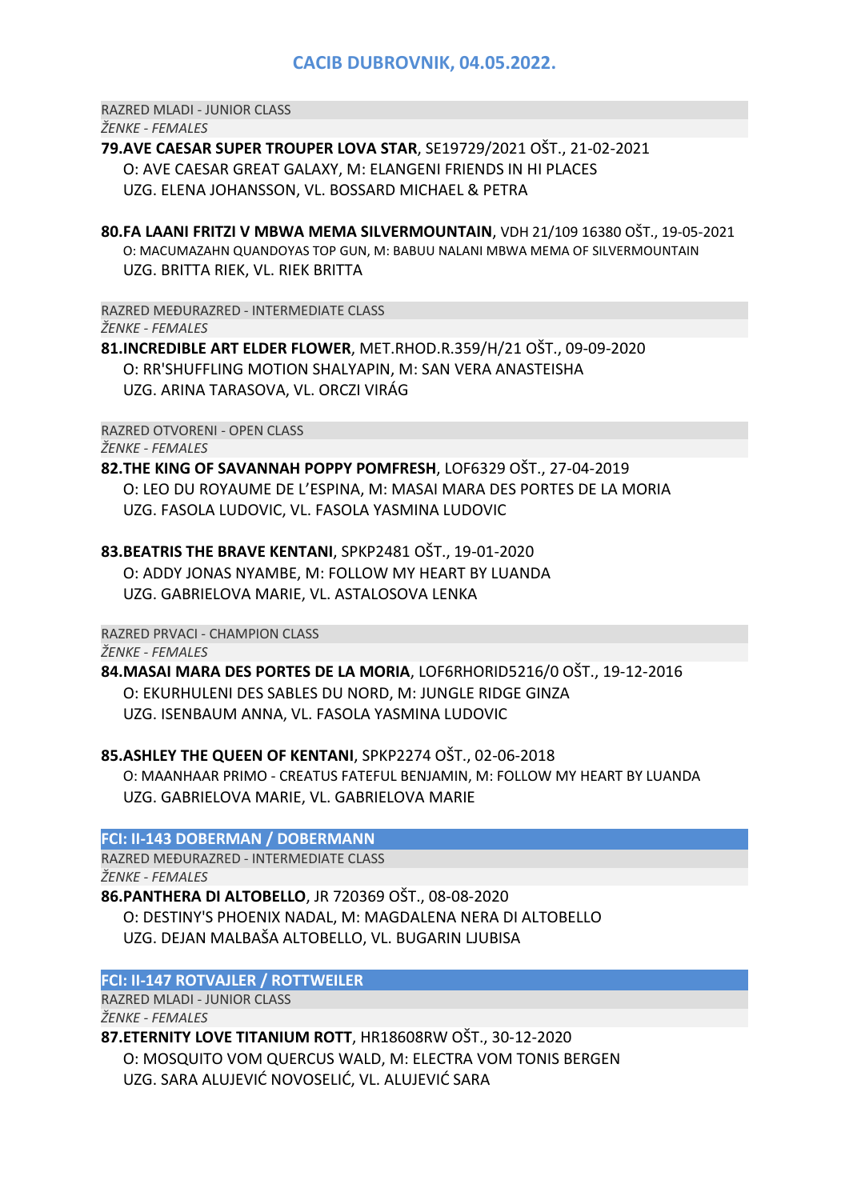## CACIB DUBROVNIK, 04.05.2022.

RAZRED MLADI - JUNIOR CLASS

*ŽENKE - FEMALES*

**79.AVE CAESAR SUPER TROUPER LOVA STAR**, SE19729/2021 OŠT., 21-02-2021
O: AVE CAESAR GREAT GALAXY, M: ELANGENI FRIENDS IN HI PLACES
UZG. ELENA JOHANSSON, VL. BOSSARD MICHAEL & PETRA

**80.FA LAANI FRITZI V MBWA MEMA SILVERMOUNTAIN**, VDH 21/109 16380 OŠT., 19-05-2021
O: MACUMAZAHN QUANDOYAS TOP GUN, M: BABUU NALANI MBWA MEMA OF SILVERMOUNTAIN
UZG. BRITTA RIEK, VL. RIEK BRITTA

RAZRED MEĐURAZRED - INTERMEDIATE CLASS

*ŽENKE - FEMALES*

**81.INCREDIBLE ART ELDER FLOWER**, MET.RHOD.R.359/H/21 OŠT., 09-09-2020
O: RR'SHUFFLING MOTION SHALYAPIN, M: SAN VERA ANASTEISHA
UZG. ARINA TARASOVA, VL. ORCZI VIRÁG

RAZRED OTVORENI - OPEN CLASS

*ŽENKE - FEMALES*

**82.THE KING OF SAVANNAH POPPY POMFRESH**, LOF6329 OŠT., 27-04-2019
O: LEO DU ROYAUME DE L'ESPINA, M: MASAI MARA DES PORTES DE LA MORIA
UZG. FASOLA LUDOVIC, VL. FASOLA YASMINA LUDOVIC

**83.BEATRIS THE BRAVE KENTANI**, SPKP2481 OŠT., 19-01-2020
O: ADDY JONAS NYAMBE, M: FOLLOW MY HEART BY LUANDA
UZG. GABRIELOVA MARIE, VL. ASTALOSOVA LENKA

RAZRED PRVACI - CHAMPION CLASS

*ŽENKE - FEMALES*

**84.MASAI MARA DES PORTES DE LA MORIA**, LOF6RHORID5216/0 OŠT., 19-12-2016
O: EKURHULENI DES SABLES DU NORD, M: JUNGLE RIDGE GINZA
UZG. ISENBAUM ANNA, VL. FASOLA YASMINA LUDOVIC

**85.ASHLEY THE QUEEN OF KENTANI**, SPKP2274 OŠT., 02-06-2018
O: MAANHAAR PRIMO - CREATUS FATEFUL BENJAMIN, M: FOLLOW MY HEART BY LUANDA
UZG. GABRIELOVA MARIE, VL. GABRIELOVA MARIE

### FCI: II-143 DOBERMAN / DOBERMANN

RAZRED MEĐURAZRED - INTERMEDIATE CLASS

*ŽENKE - FEMALES*

**86.PANTHERA DI ALTOBELLO**, JR 720369 OŠT., 08-08-2020
O: DESTINY'S PHOENIX NADAL, M: MAGDALENA NERA DI ALTOBELLO
UZG. DEJAN MALBAŠA ALTOBELLO, VL. BUGARIN LJUBISA

### FCI: II-147 ROTVAJLER / ROTTWEILER

RAZRED MLADI - JUNIOR CLASS

*ŽENKE - FEMALES*

**87.ETERNITY LOVE TITANIUM ROTT**, HR18608RW OŠT., 30-12-2020
O: MOSQUITO VOM QUERCUS WALD, M: ELECTRA VOM TONIS BERGEN
UZG. SARA ALUJEVIĆ NOVOSELIĆ, VL. ALUJEVIĆ SARA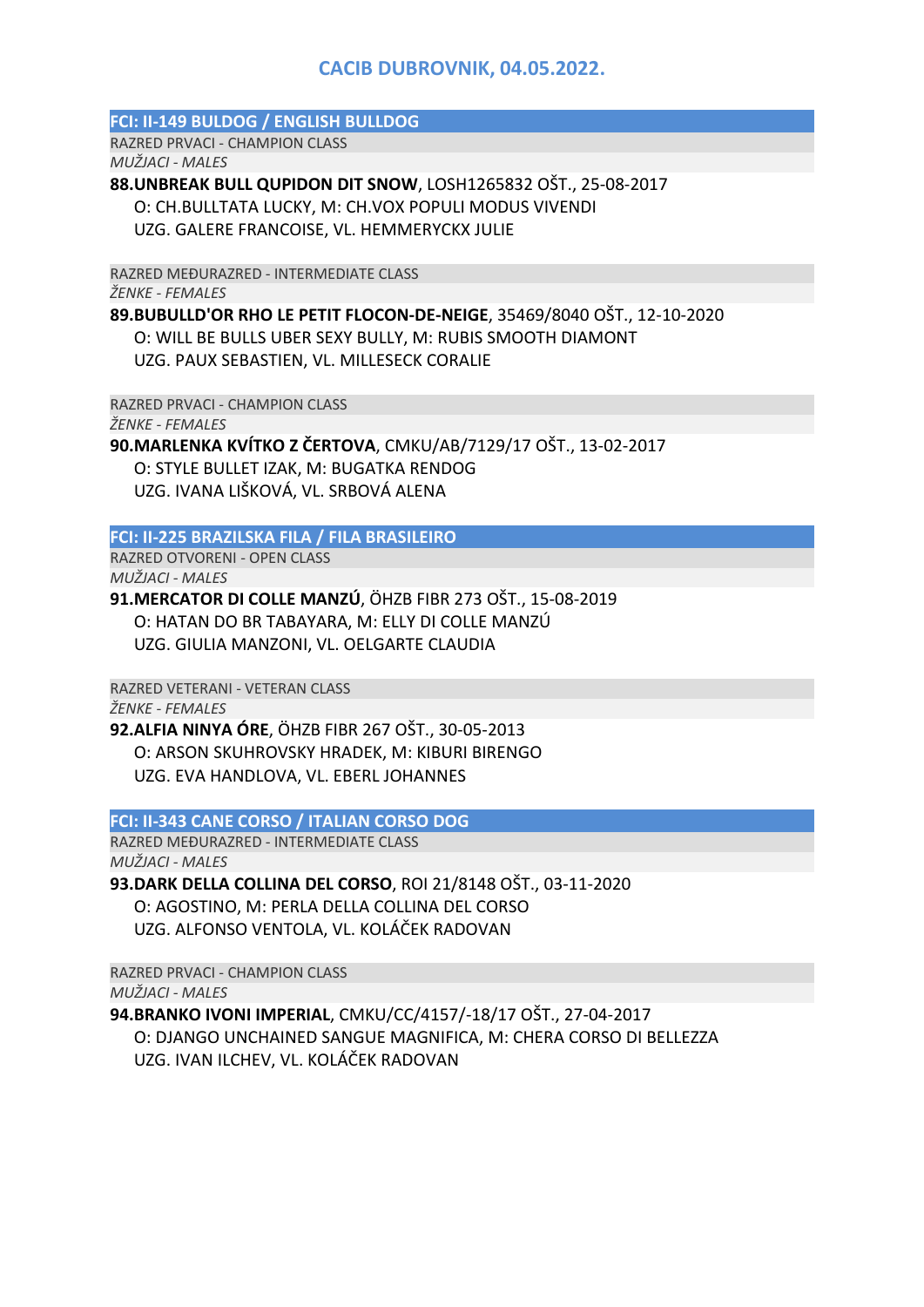# CACIB DUBROVNIK, 04.05.2022.

## FCI: II-149 BULDOG / ENGLISH BULLDOG

RAZRED PRVACI - CHAMPION CLASS

*MUŽJACI - MALES*

**88.UNBREAK BULL QUPIDON DIT SNOW**, LOSH1265832 OŠT., 25-08-2017
O: CH.BULLTATA LUCKY, M: CH.VOX POPULI MODUS VIVENDI
UZG. GALERE FRANCOISE, VL. HEMMERYCKX JULIE

RAZRED MEĐURAZRED - INTERMEDIATE CLASS

*ŽENKE - FEMALES*

**89.BUBULLD'OR RHO LE PETIT FLOCON-DE-NEIGE**, 35469/8040 OŠT., 12-10-2020
O: WILL BE BULLS UBER SEXY BULLY, M: RUBIS SMOOTH DIAMONT
UZG. PAUX SEBASTIEN, VL. MILLESECK CORALIE

RAZRED PRVACI - CHAMPION CLASS

*ŽENKE - FEMALES*

**90.MARLENKA KVÍTKO Z ČERTOVA**, CMKU/AB/7129/17 OŠT., 13-02-2017
O: STYLE BULLET IZAK, M: BUGATKA RENDOG
UZG. IVANA LIŠKOVÁ, VL. SRBOVÁ ALENA

## FCI: II-225 BRAZILSKA FILA / FILA BRASILEIRO

RAZRED OTVORENI - OPEN CLASS

*MUŽJACI - MALES*

**91.MERCATOR DI COLLE MANZÚ**, ÖHZB FIBR 273 OŠT., 15-08-2019
O: HATAN DO BR TABAYARA, M: ELLY DI COLLE MANZÚ
UZG. GIULIA MANZONI, VL. OELGARTE CLAUDIA

RAZRED VETERANI - VETERAN CLASS

*ŽENKE - FEMALES*

**92.ALFIA NINYA ÓRE**, ÖHZB FIBR 267 OŠT., 30-05-2013
O: ARSON SKUHROVSKY HRADEK, M: KIBURI BIRENGO
UZG. EVA HANDLOVA, VL. EBERL JOHANNES

## FCI: II-343 CANE CORSO / ITALIAN CORSO DOG

RAZRED MEĐURAZRED - INTERMEDIATE CLASS

*MUŽJACI - MALES*

**93.DARK DELLA COLLINA DEL CORSO**, ROI 21/8148 OŠT., 03-11-2020
O: AGOSTINO, M: PERLA DELLA COLLINA DEL CORSO
UZG. ALFONSO VENTOLA, VL. KOLÁČEK RADOVAN

RAZRED PRVACI - CHAMPION CLASS

*MUŽJACI - MALES*

**94.BRANKO IVONI IMPERIAL**, CMKU/CC/4157/-18/17 OŠT., 27-04-2017
O: DJANGO UNCHAINED SANGUE MAGNIFICA, M: CHERA CORSO DI BELLEZZA
UZG. IVAN ILCHEV, VL. KOLÁČEK RADOVAN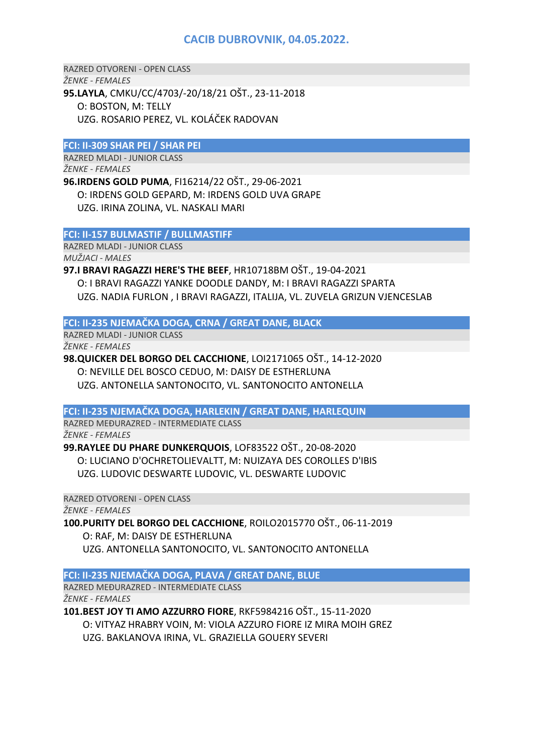## CACIB DUBROVNIK, 04.05.2022.

RAZRED OTVORENI - OPEN CLASS

*ŽENKE - FEMALES*

**95.LAYLA**, CMKU/CC/4703/-20/18/21 OŠT., 23-11-2018
O: BOSTON, M: TELLY
UZG. ROSARIO PEREZ, VL. KOLÁČEK RADOVAN

### FCI: II-309 SHAR PEI / SHAR PEI

RAZRED MLADI - JUNIOR CLASS

*ŽENKE - FEMALES*

**96.IRDENS GOLD PUMA**, FI16214/22 OŠT., 29-06-2021
O: IRDENS GOLD GEPARD, M: IRDENS GOLD UVA GRAPE
UZG. IRINA ZOLINA, VL. NASKALI MARI

### FCI: II-157 BULMASTIF / BULLMASTIFF

RAZRED MLADI - JUNIOR CLASS

*MUŽJACI - MALES*

**97.I BRAVI RAGAZZI HERE'S THE BEEF**, HR10718BM OŠT., 19-04-2021
O: I BRAVI RAGAZZI YANKE DOODLE DANDY, M: I BRAVI RAGAZZI SPARTA
UZG. NADIA FURLON , I BRAVI RAGAZZI, ITALIJA, VL. ZUVELA GRIZUN VJENCESLAB

### FCI: II-235 NJEMAČKA DOGA, CRNA / GREAT DANE, BLACK

RAZRED MLADI - JUNIOR CLASS

*ŽENKE - FEMALES*

**98.QUICKER DEL BORGO DEL CACCHIONE**, LOI2171065 OŠT., 14-12-2020
O: NEVILLE DEL BOSCO CEDUO, M: DAISY DE ESTHERLUNA
UZG. ANTONELLA SANTONOCITO, VL. SANTONOCITO ANTONELLA

### FCI: II-235 NJEMAČKA DOGA, HARLEKIN / GREAT DANE, HARLEQUIN

RAZRED MEĐURAZRED - INTERMEDIATE CLASS

*ŽENKE - FEMALES*

**99.RAYLEE DU PHARE DUNKERQUOIS**, LOF83522 OŠT., 20-08-2020
O: LUCIANO D'OCHRETOLIEVALTT, M: NUIZAYA DES COROLLES D'IBIS
UZG. LUDOVIC DESWARTE LUDOVIC, VL. DESWARTE LUDOVIC

RAZRED OTVORENI - OPEN CLASS

*ŽENKE - FEMALES*

**100.PURITY DEL BORGO DEL CACCHIONE**, ROILO2015770 OŠT., 06-11-2019
O: RAF, M: DAISY DE ESTHERLUNA
UZG. ANTONELLA SANTONOCITO, VL. SANTONOCITO ANTONELLA

### FCI: II-235 NJEMAČKA DOGA, PLAVA / GREAT DANE, BLUE

RAZRED MEĐURAZRED - INTERMEDIATE CLASS

*ŽENKE - FEMALES*

**101.BEST JOY TI AMO AZZURRO FIORE**, RKF5984216 OŠT., 15-11-2020
O: VITYAZ HRABRY VOIN, M: VIOLA AZZURO FIORE IZ MIRA MOIH GREZ
UZG. BAKLANOVA IRINA, VL. GRAZIELLA GOUERY SEVERI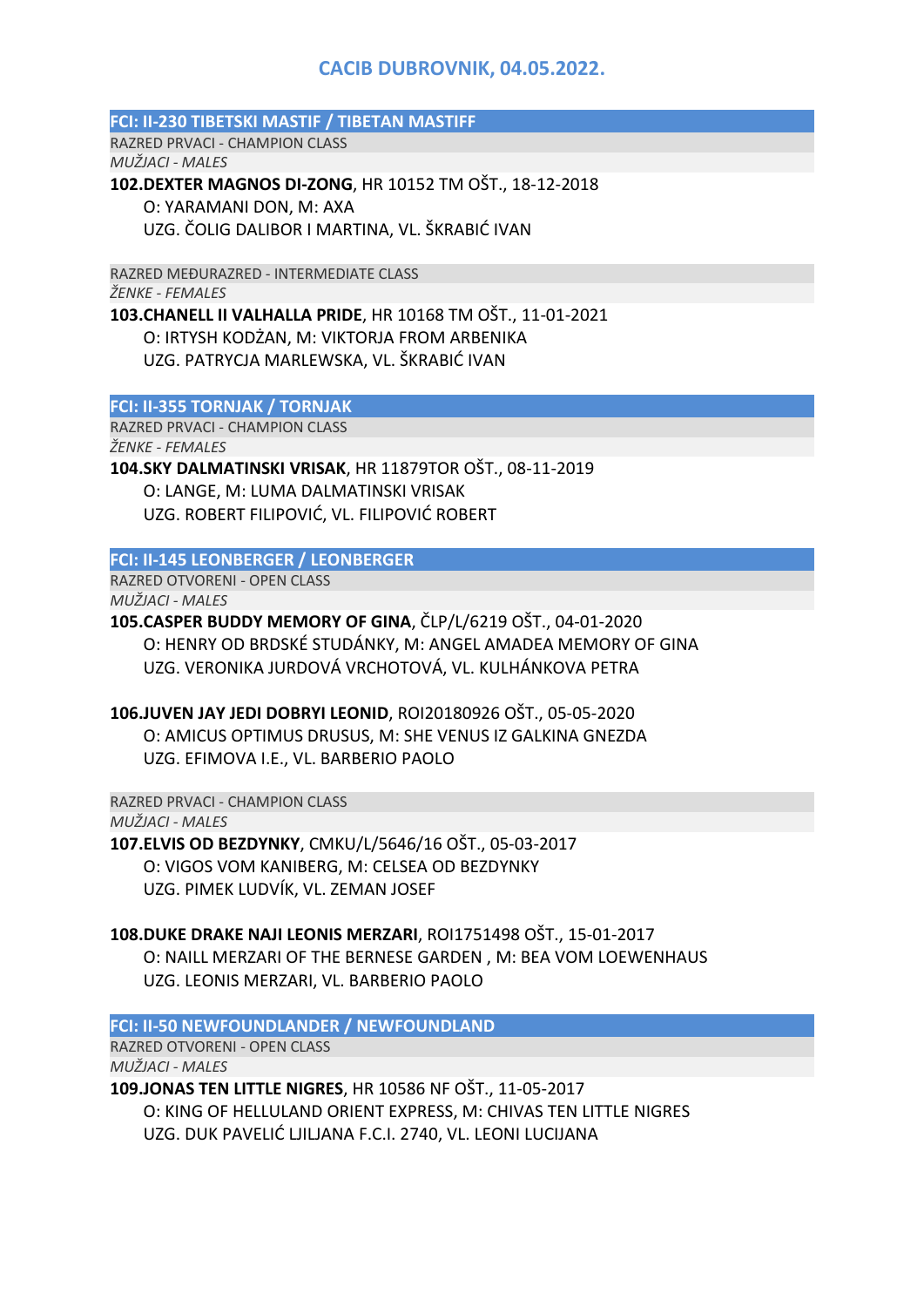# CACIB DUBROVNIK, 04.05.2022.

## FCI: II-230 TIBETSKI MASTIF / TIBETAN MASTIFF

RAZRED PRVACI - CHAMPION CLASS

*MUŽJACI - MALES*

**102.DEXTER MAGNOS DI-ZONG**, HR 10152 TM OŠT., 18-12-2018
O: YARAMANI DON, M: AXA
UZG. ČOLIG DALIBOR I MARTINA, VL. ŠKRABIĆ IVAN

RAZRED MEĐURAZRED - INTERMEDIATE CLASS

*ŽENKE - FEMALES*

**103.CHANELL II VALHALLA PRIDE**, HR 10168 TM OŠT., 11-01-2021
O: IRTYSH KODŽAN, M: VIKTORJA FROM ARBENIKA
UZG. PATRYCJA MARLEWSKA, VL. ŠKRABIĆ IVAN

## FCI: II-355 TORNJAK / TORNJAK

RAZRED PRVACI - CHAMPION CLASS

*ŽENKE - FEMALES*

**104.SKY DALMATINSKI VRISAK**, HR 11879TOR OŠT., 08-11-2019
O: LANGE, M: LUMA DALMATINSKI VRISAK
UZG. ROBERT FILIPOVIĆ, VL. FILIPOVIĆ ROBERT

## FCI: II-145 LEONBERGER / LEONBERGER

RAZRED OTVORENI - OPEN CLASS

*MUŽJACI - MALES*

**105.CASPER BUDDY MEMORY OF GINA**, ČLP/L/6219 OŠT., 04-01-2020
O: HENRY OD BRDSKÉ STUDÁNKY, M: ANGEL AMADEA MEMORY OF GINA
UZG. VERONIKA JURDOVÁ VRCHOTOVÁ, VL. KULHÁNKOVA PETRA

**106.JUVEN JAY JEDI DOBRYI LEONID**, ROI20180926 OŠT., 05-05-2020
O: AMICUS OPTIMUS DRUSUS, M: SHE VENUS IZ GALKINA GNEZDA
UZG. EFIMOVA I.E., VL. BARBERIO PAOLO

RAZRED PRVACI - CHAMPION CLASS

*MUŽJACI - MALES*

**107.ELVIS OD BEZDYNKY**, CMKU/L/5646/16 OŠT., 05-03-2017
O: VIGOS VOM KANIBERG, M: CELSEA OD BEZDYNKY
UZG. PIMEK LUDVÍK, VL. ZEMAN JOSEF

**108.DUKE DRAKE NAJI LEONIS MERZARI**, ROI1751498 OŠT., 15-01-2017
O: NAILL MERZARI OF THE BERNESE GARDEN , M: BEA VOM LOEWENHAUS
UZG. LEONIS MERZARI, VL. BARBERIO PAOLO

## FCI: II-50 NEWFOUNDLANDER / NEWFOUNDLAND

RAZRED OTVORENI - OPEN CLASS

*MUŽJACI - MALES*

**109.JONAS TEN LITTLE NIGRES**, HR 10586 NF OŠT., 11-05-2017
O: KING OF HELLULAND ORIENT EXPRESS, M: CHIVAS TEN LITTLE NIGRES
UZG. DUK PAVELIĆ LJILJANA F.C.I. 2740, VL. LEONI LUCIJANA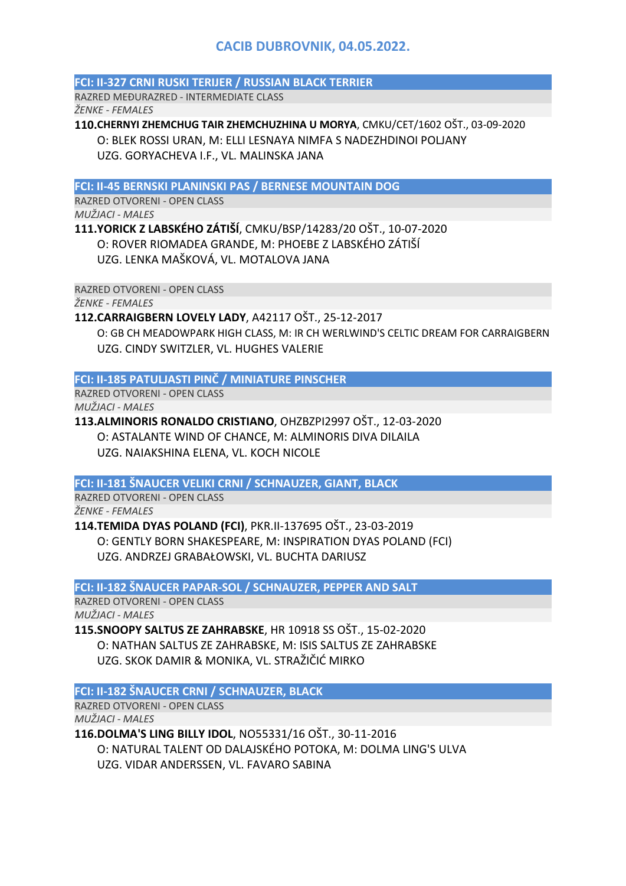# CACIB DUBROVNIK, 04.05.2022.

## FCI: II-327 CRNI RUSKI TERIJER / RUSSIAN BLACK TERRIER

RAZRED MEĐURAZRED - INTERMEDIATE CLASS

*ŽENKE - FEMALES*

**110.CHERNYI ZHEMCHUG TAIR ZHEMCHUZHINA U MORYA**, CMKU/CET/1602 OŠT., 03-09-2020
O: BLEK ROSSI URAN, M: ELLI LESNAYA NIMFA S NADEZHDINOI POLJANY
UZG. GORYACHEVA I.F., VL. MALINSKA JANA

## FCI: II-45 BERNSKI PLANINSKI PAS / BERNESE MOUNTAIN DOG

RAZRED OTVORENI - OPEN CLASS

*MUŽJACI - MALES*

**111.YORICK Z LABSKÉHO ZÁTIŠÍ**, CMKU/BSP/14283/20 OŠT., 10-07-2020
O: ROVER RIOMADEA GRANDE, M: PHOEBE Z LABSKÉHO ZÁTIŠÍ
UZG. LENKA MAŠKOVÁ, VL. MOTALOVA JANA

RAZRED OTVORENI - OPEN CLASS

*ŽENKE - FEMALES*

**112.CARRAIGBERN LOVELY LADY**, A42117 OŠT., 25-12-2017
O: GB CH MEADOWPARK HIGH CLASS, M: IR CH WERLWIND'S CELTIC DREAM FOR CARRAIGBERN
UZG. CINDY SWITZLER, VL. HUGHES VALERIE

## FCI: II-185 PATULJASTI PINČ / MINIATURE PINSCHER

RAZRED OTVORENI - OPEN CLASS

*MUŽJACI - MALES*

**113.ALMINORIS RONALDO CRISTIANO**, OHZBZPI2997 OŠT., 12-03-2020
O: ASTALANTE WIND OF CHANCE, M: ALMINORIS DIVA DILAILA
UZG. NAIAKSHINA ELENA, VL. KOCH NICOLE

## FCI: II-181 ŠNAUCER VELIKI CRNI / SCHNAUZER, GIANT, BLACK

RAZRED OTVORENI - OPEN CLASS

*ŽENKE - FEMALES*

**114.TEMIDA DYAS POLAND (FCI)**, PKR.II-137695 OŠT., 23-03-2019
O: GENTLY BORN SHAKESPEARE, M: INSPIRATION DYAS POLAND (FCI)
UZG. ANDRZEJ GRABAŁOWSKI, VL. BUCHTA DARIUSZ

## FCI: II-182 ŠNAUCER PAPAR-SOL / SCHNAUZER, PEPPER AND SALT

RAZRED OTVORENI - OPEN CLASS

*MUŽJACI - MALES*

**115.SNOOPY SALTUS ZE ZAHRABSKE**, HR 10918 SS OŠT., 15-02-2020
O: NATHAN SALTUS ZE ZAHRABSKE, M: ISIS SALTUS ZE ZAHRABSKE
UZG. SKOK DAMIR & MONIKA, VL. STRAŽIČIĆ MIRKO

## FCI: II-182 ŠNAUCER CRNI / SCHNAUZER, BLACK

RAZRED OTVORENI - OPEN CLASS

*MUŽJACI - MALES*

**116.DOLMA'S LING BILLY IDOL**, NO55331/16 OŠT., 30-11-2016
O: NATURAL TALENT OD DALAJSKÉHO POTOKA, M: DOLMA LING'S ULVA
UZG. VIDAR ANDERSSEN, VL. FAVARO SABINA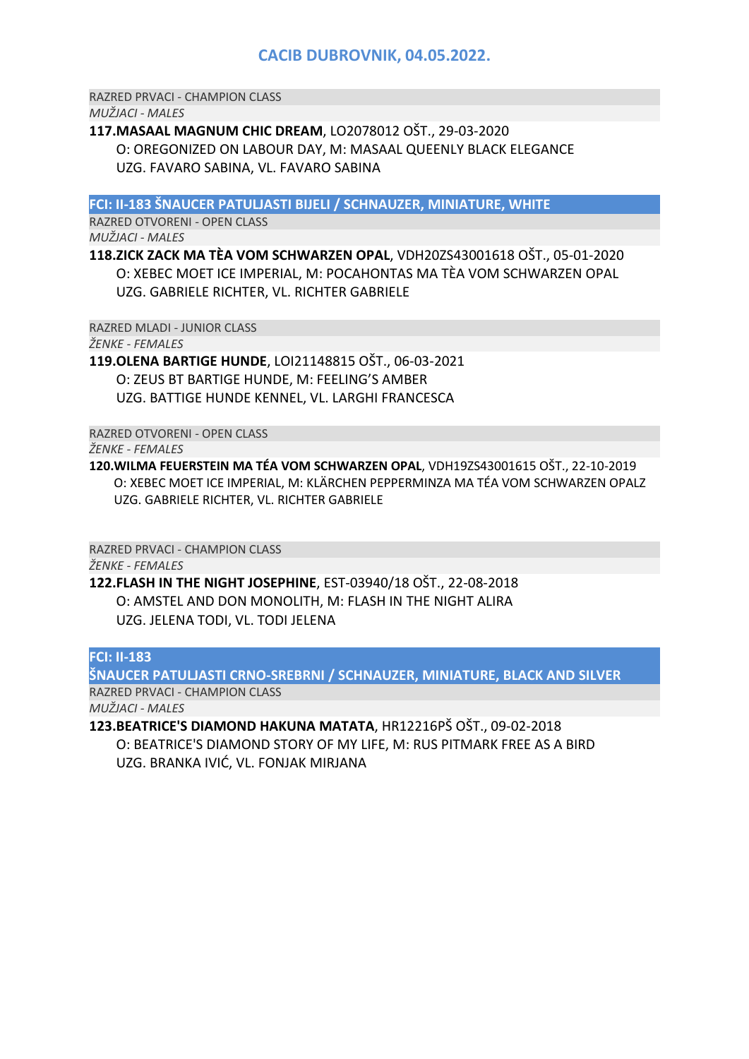# CACIB DUBROVNIK, 04.05.2022.

RAZRED PRVACI - CHAMPION CLASS

*MUŽJACI - MALES*

**117.MASAAL MAGNUM CHIC DREAM**, LO2078012 OŠT., 29-03-2020
O: OREGONIZED ON LABOUR DAY, M: MASAAL QUEENLY BLACK ELEGANCE
UZG. FAVARO SABINA, VL. FAVARO SABINA

## FCI: II-183 ŠNAUCER PATULJASTI BIJELI / SCHNAUZER, MINIATURE, WHITE

RAZRED OTVORENI - OPEN CLASS

*MUŽJACI - MALES*

**118.ZICK ZACK MA TÈA VOM SCHWARZEN OPAL**, VDH20ZS43001618 OŠT., 05-01-2020
O: XEBEC MOET ICE IMPERIAL, M: POCAHONTAS MA TÈA VOM SCHWARZEN OPAL
UZG. GABRIELE RICHTER, VL. RICHTER GABRIELE

RAZRED MLADI - JUNIOR CLASS

*ŽENKE - FEMALES*

**119.OLENA BARTIGE HUNDE**, LOI21148815 OŠT., 06-03-2021
O: ZEUS BT BARTIGE HUNDE, M: FEELING'S AMBER
UZG. BATTIGE HUNDE KENNEL, VL. LARGHI FRANCESCA

RAZRED OTVORENI - OPEN CLASS

*ŽENKE - FEMALES*

**120.WILMA FEUERSTEIN MA TÉA VOM SCHWARZEN OPAL**, VDH19ZS43001615 OŠT., 22-10-2019
O: XEBEC MOET ICE IMPERIAL, M: KLÄRCHEN PEPPERMINZA MA TÉA VOM SCHWARZEN OPALZ
UZG. GABRIELE RICHTER, VL. RICHTER GABRIELE

RAZRED PRVACI - CHAMPION CLASS

*ŽENKE - FEMALES*

**122.FLASH IN THE NIGHT JOSEPHINE**, EST-03940/18 OŠT., 22-08-2018
O: AMSTEL AND DON MONOLITH, M: FLASH IN THE NIGHT ALIRA
UZG. JELENA TODI, VL. TODI JELENA

## FCI: II-183
## ŠNAUCER PATULJASTI CRNO-SREBRNI / SCHNAUZER, MINIATURE, BLACK AND SILVER

RAZRED PRVACI - CHAMPION CLASS

*MUŽJACI - MALES*

**123.BEATRICE'S DIAMOND HAKUNA MATATA**, HR12216PŠ OŠT., 09-02-2018
O: BEATRICE'S DIAMOND STORY OF MY LIFE, M: RUS PITMARK FREE AS A BIRD
UZG. BRANKA IVIĆ, VL. FONJAK MIRJANA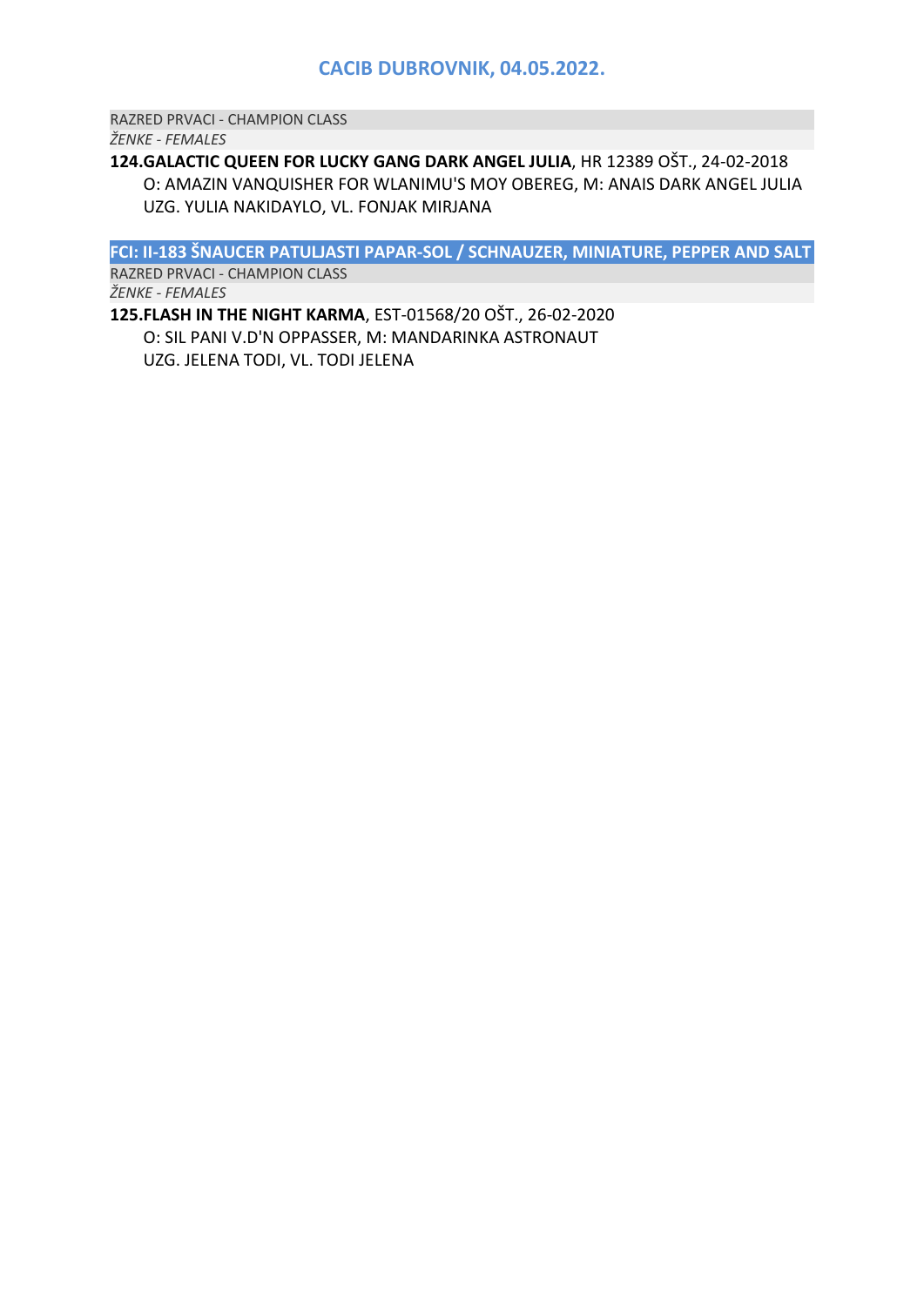RAZRED PRVACI - CHAMPION CLASS

*ŽENKE - FEMALES*

**124.GALACTIC QUEEN FOR LUCKY GANG DARK ANGEL JULIA**, HR 12389 OŠT., 24-02-2018
O: AMAZIN VANQUISHER FOR WLANIMU'S MOY OBEREG, M: ANAIS DARK ANGEL JULIA
UZG. YULIA NAKIDAYLO, VL. FONJAK MIRJANA

## FCI: II-183 ŠNAUCER PATULJASTI PAPAR-SOL / SCHNAUZER, MINIATURE, PEPPER AND SALT

RAZRED PRVACI - CHAMPION CLASS

*ŽENKE - FEMALES*

**125.FLASH IN THE NIGHT KARMA**, EST-01568/20 OŠT., 26-02-2020
O: SIL PANI V.D'N OPPASSER, M: MANDARINKA ASTRONAUT
UZG. JELENA TODI, VL. TODI JELENA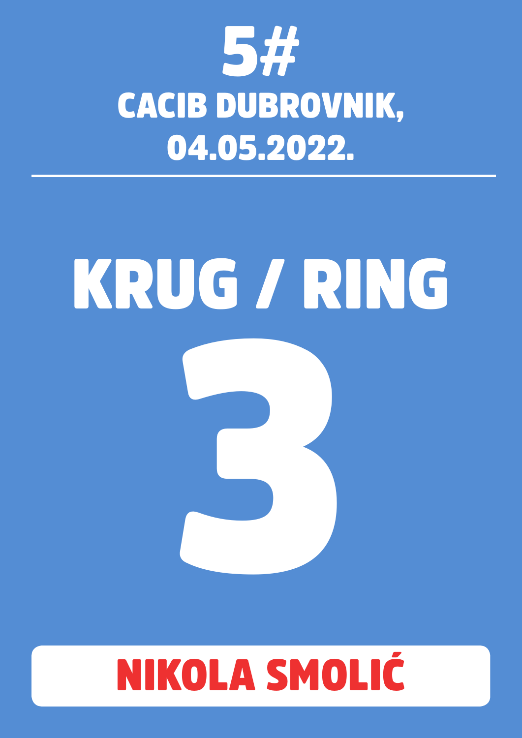# 5#

## CACIB DUBROVNIK, 04.05.2022.

---

# KRUG / RING

# 3

**NIKOLA SMOLIĆ**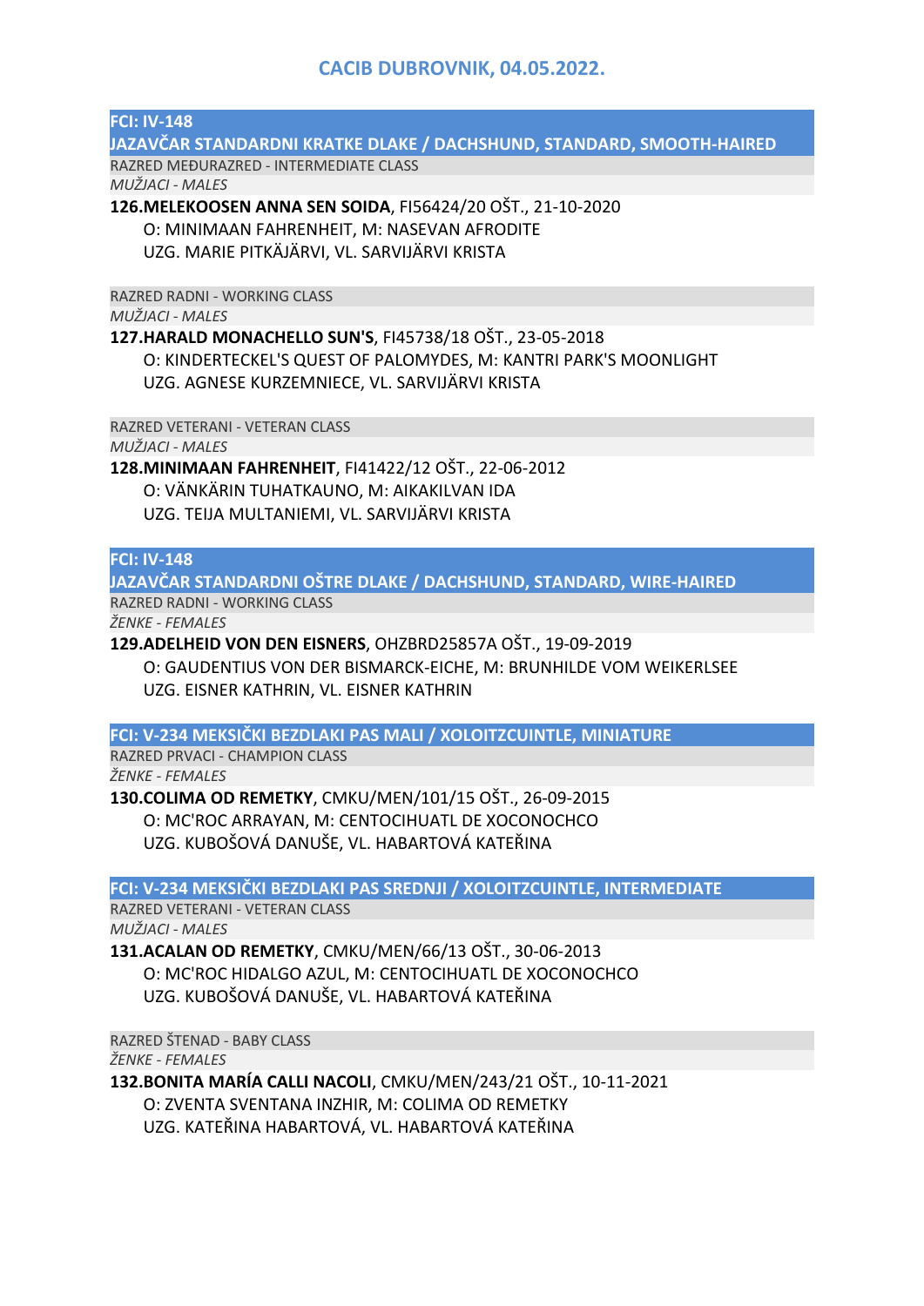# CACIB DUBROVNIK, 04.05.2022.

## FCI: IV-148
## JAZAVČAR STANDARDNI KRATKE DLAKE / DACHSHUND, STANDARD, SMOOTH-HAIRED

RAZRED MEĐURAZRED - INTERMEDIATE CLASS

*MUŽJACI - MALES*

**126.MELEKOOSEN ANNA SEN SOIDA**, FI56424/20 OŠT., 21-10-2020
O: MINIMAAN FAHRENHEIT, M: NASEVAN AFRODITE
UZG. MARIE PITKÄJÄRVI, VL. SARVIJÄRVI KRISTA

RAZRED RADNI - WORKING CLASS

*MUŽJACI - MALES*

**127.HARALD MONACHELLO SUN'S**, FI45738/18 OŠT., 23-05-2018
O: KINDERTECKEL'S QUEST OF PALOMYDES, M: KANTRI PARK'S MOONLIGHT
UZG. AGNESE KURZEMNIECE, VL. SARVIJÄRVI KRISTA

RAZRED VETERANI - VETERAN CLASS

*MUŽJACI - MALES*

**128.MINIMAAN FAHRENHEIT**, FI41422/12 OŠT., 22-06-2012
O: VÄNKÄRIN TUHATKAUNO, M: AIKAKILVAN IDA
UZG. TEIJA MULTANIEMI, VL. SARVIJÄRVI KRISTA

## FCI: IV-148
## JAZAVČAR STANDARDNI OŠTRE DLAKE / DACHSHUND, STANDARD, WIRE-HAIRED

RAZRED RADNI - WORKING CLASS

*ŽENKE - FEMALES*

**129.ADELHEID VON DEN EISNERS**, OHZBRD25857A OŠT., 19-09-2019
O: GAUDENTIUS VON DER BISMARCK-EICHE, M: BRUNHILDE VOM WEIKERLSEE
UZG. EISNER KATHRIN, VL. EISNER KATHRIN

## FCI: V-234 MEKSIČKI BEZDLAKI PAS MALI / XOLOITZCUINTLE, MINIATURE

RAZRED PRVACI - CHAMPION CLASS

*ŽENKE - FEMALES*

**130.COLIMA OD REMETKY**, CMKU/MEN/101/15 OŠT., 26-09-2015
O: MC'ROC ARRAYAN, M: CENTOCIHUATL DE XOCONOCHCO
UZG. KUBOŠOVÁ DANUŠE, VL. HABARTOVÁ KATEŘINA

## FCI: V-234 MEKSIČKI BEZDLAKI PAS SREDNJI / XOLOITZCUINTLE, INTERMEDIATE

RAZRED VETERANI - VETERAN CLASS

*MUŽJACI - MALES*

**131.ACALAN OD REMETKY**, CMKU/MEN/66/13 OŠT., 30-06-2013
O: MC'ROC HIDALGO AZUL, M: CENTOCIHUATL DE XOCONOCHCO
UZG. KUBOŠOVÁ DANUŠE, VL. HABARTOVÁ KATEŘINA

RAZRED ŠTENAD - BABY CLASS

*ŽENKE - FEMALES*

**132.BONITA MARÍA CALLI NACOLI**, CMKU/MEN/243/21 OŠT., 10-11-2021
O: ZVENTA SVENTANA INZHIR, M: COLIMA OD REMETKY
UZG. KATEŘINA HABARTOVÁ, VL. HABARTOVÁ KATEŘINA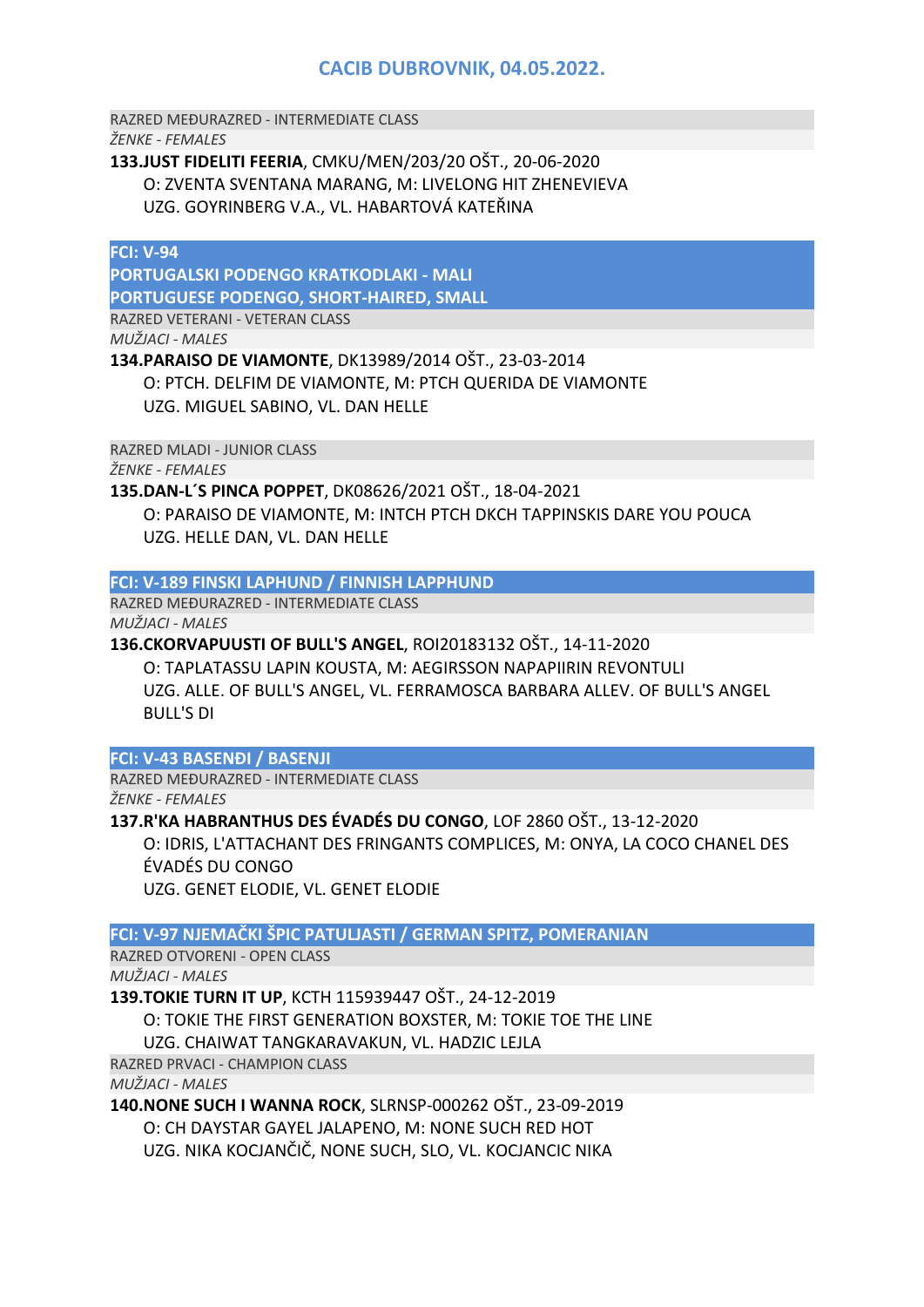## CACIB DUBROVNIK, 04.05.2022.

RAZRED MEĐURAZRED - INTERMEDIATE CLASS

*ŽENKE - FEMALES*

**133.JUST FIDELITI FEERIA**, CMKU/MEN/203/20 OŠT., 20-06-2020
O: ZVENTA SVENTANA MARANG, M: LIVELONG HIT ZHENEVIEVA
UZG. GOYRINBERG V.A., VL. HABARTOVÁ KATEŘINA

### FCI: V-94
### PORTUGALSKI PODENGO KRATKODLAKI - MALI
### PORTUGUESE PODENGO, SHORT-HAIRED, SMALL

RAZRED VETERANI - VETERAN CLASS

*MUŽJACI - MALES*

**134.PARAISO DE VIAMONTE**, DK13989/2014 OŠT., 23-03-2014
O: PTCH. DELFIM DE VIAMONTE, M: PTCH QUERIDA DE VIAMONTE
UZG. MIGUEL SABINO, VL. DAN HELLE

RAZRED MLADI - JUNIOR CLASS

*ŽENKE - FEMALES*

**135.DAN-L´S PINCA POPPET**, DK08626/2021 OŠT., 18-04-2021
O: PARAISO DE VIAMONTE, M: INTCH PTCH DKCH TAPPINSKIS DARE YOU POUCA
UZG. HELLE DAN, VL. DAN HELLE

### FCI: V-189 FINSKI LAPHUND / FINNISH LAPPHUND

RAZRED MEĐURAZRED - INTERMEDIATE CLASS

*MUŽJACI - MALES*

**136.CKORVAPUUSTI OF BULL'S ANGEL**, ROI20183132 OŠT., 14-11-2020
O: TAPLATASSU LAPIN KOUSTA, M: AEGIRSSON NAPAPIIRIN REVONTULI
UZG. ALLE. OF BULL'S ANGEL, VL. FERRAMOSCA BARBARA ALLEV. OF BULL'S ANGEL BULL'S DI

### FCI: V-43 BASENĐI / BASENJI

RAZRED MEĐURAZRED - INTERMEDIATE CLASS

*ŽENKE - FEMALES*

**137.R'KA HABRANTHUS DES ÉVADÉS DU CONGO**, LOF 2860 OŠT., 13-12-2020
O: IDRIS, L'ATTACHANT DES FRINGANTS COMPLICES, M: ONYA, LA COCO CHANEL DES ÉVADÉS DU CONGO
UZG. GENET ELODIE, VL. GENET ELODIE

### FCI: V-97 NJEMAČKI ŠPIC PATULJASTI / GERMAN SPITZ, POMERANIAN

RAZRED OTVORENI - OPEN CLASS

*MUŽJACI - MALES*

**139.TOKIE TURN IT UP**, KCTH 115939447 OŠT., 24-12-2019
O: TOKIE THE FIRST GENERATION BOXSTER, M: TOKIE TOE THE LINE
UZG. CHAIWAT TANGKARAVAKUN, VL. HADZIC LEJLA

RAZRED PRVACI - CHAMPION CLASS

*MUŽJACI - MALES*

**140.NONE SUCH I WANNA ROCK**, SLRNSP-000262 OŠT., 23-09-2019
O: CH DAYSTAR GAYEL JALAPENO, M: NONE SUCH RED HOT
UZG. NIKA KOCJANČIČ, NONE SUCH, SLO, VL. KOCJANCIC NIKA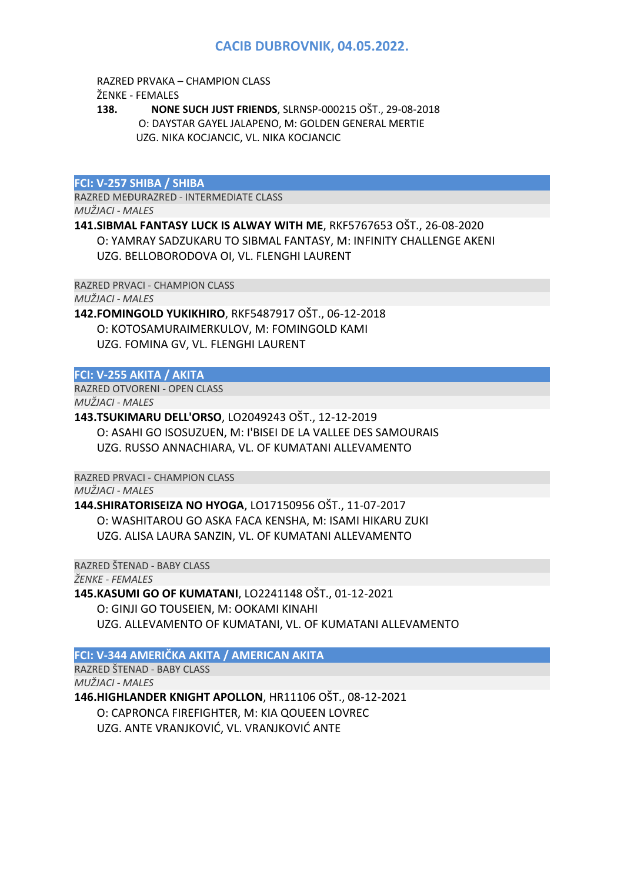# CACIB DUBROVNIK, 04.05.2022.

RAZRED PRVAKA – CHAMPION CLASS
ŽENKE - FEMALES

**138.** **NONE SUCH JUST FRIENDS**, SLRNSP-000215 OŠT., 29-08-2018
O: DAYSTAR GAYEL JALAPENO, M: GOLDEN GENERAL MERTIE
UZG. NIKA KOCJANCIC, VL. NIKA KOCJANCIC

## FCI: V-257 SHIBA / SHIBA

RAZRED MEĐURAZRED - INTERMEDIATE CLASS
*MUŽJACI - MALES*

**141.SIBMAL FANTASY LUCK IS ALWAY WITH ME**, RKF5767653 OŠT., 26-08-2020
O: YAMRAY SADZUKARU TO SIBMAL FANTASY, M: INFINITY CHALLENGE AKENI
UZG. BELLOBORODOVA OI, VL. FLENGHI LAURENT

RAZRED PRVACI - CHAMPION CLASS
*MUŽJACI - MALES*

**142.FOMINGOLD YUKIKHIRO**, RKF5487917 OŠT., 06-12-2018
O: KOTOSAMURAIMERKULOV, M: FOMINGOLD KAMI
UZG. FOMINA GV, VL. FLENGHI LAURENT

## FCI: V-255 AKITA / AKITA

RAZRED OTVORENI - OPEN CLASS
*MUŽJACI - MALES*

**143.TSUKIMARU DELL'ORSO**, LO2049243 OŠT., 12-12-2019
O: ASAHI GO ISOSUZUEN, M: I'BISEI DE LA VALLEE DES SAMOURAIS
UZG. RUSSO ANNACHIARA, VL. OF KUMATANI ALLEVAMENTO

RAZRED PRVACI - CHAMPION CLASS
*MUŽJACI - MALES*

**144.SHIRATORISEIZA NO HYOGA**, LO17150956 OŠT., 11-07-2017
O: WASHITAROU GO ASKA FACA KENSHA, M: ISAMI HIKARU ZUKI
UZG. ALISA LAURA SANZIN, VL. OF KUMATANI ALLEVAMENTO

RAZRED ŠTENAD - BABY CLASS
*ŽENKE - FEMALES*

**145.KASUMI GO OF KUMATANI**, LO2241148 OŠT., 01-12-2021
O: GINJI GO TOUSEIEN, M: OOKAMI KINAHI
UZG. ALLEVAMENTO OF KUMATANI, VL. OF KUMATANI ALLEVAMENTO

## FCI: V-344 AMERIČKA AKITA / AMERICAN AKITA

RAZRED ŠTENAD - BABY CLASS
*MUŽJACI - MALES*

**146.HIGHLANDER KNIGHT APOLLON**, HR11106 OŠT., 08-12-2021
O: CAPRONCA FIREFIGHTER, M: KIA QOUEEN LOVREC
UZG. ANTE VRANJKOVIĆ, VL. VRANJKOVIĆ ANTE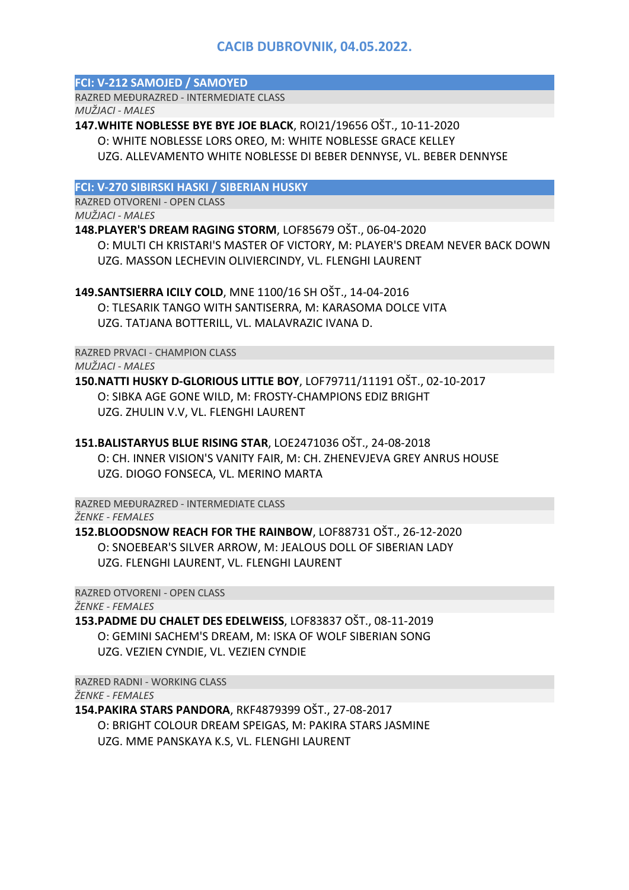# CACIB DUBROVNIK, 04.05.2022.

## FCI: V-212 SAMOJED / SAMOYED

RAZRED MEĐURAZRED - INTERMEDIATE CLASS

*MUŽJACI - MALES*

**147.WHITE NOBLESSE BYE BYE JOE BLACK**, ROI21/19656 OŠT., 10-11-2020
O: WHITE NOBLESSE LORS OREO, M: WHITE NOBLESSE GRACE KELLEY
UZG. ALLEVAMENTO WHITE NOBLESSE DI BEBER DENNYSE, VL. BEBER DENNYSE

## FCI: V-270 SIBIRSKI HASKI / SIBERIAN HUSKY

RAZRED OTVORENI - OPEN CLASS

*MUŽJACI - MALES*

**148.PLAYER'S DREAM RAGING STORM**, LOF85679 OŠT., 06-04-2020
O: MULTI CH KRISTARI'S MASTER OF VICTORY, M: PLAYER'S DREAM NEVER BACK DOWN
UZG. MASSON LECHEVIN OLIVIERCINDY, VL. FLENGHI LAURENT

**149.SANTSIERRA ICILY COLD**, MNE 1100/16 SH OŠT., 14-04-2016
O: TLESARIK TANGO WITH SANTISERRA, M: KARASOMA DOLCE VITA
UZG. TATJANA BOTTERILL, VL. MALAVRAZIC IVANA D.

RAZRED PRVACI - CHAMPION CLASS

*MUŽJACI - MALES*

**150.NATTI HUSKY D-GLORIOUS LITTLE BOY**, LOF79711/11191 OŠT., 02-10-2017
O: SIBKA AGE GONE WILD, M: FROSTY-CHAMPIONS EDIZ BRIGHT
UZG. ZHULIN V.V, VL. FLENGHI LAURENT

**151.BALISTARYUS BLUE RISING STAR**, LOE2471036 OŠT., 24-08-2018
O: CH. INNER VISION'S VANITY FAIR, M: CH. ZHENEVJEVA GREY ANRUS HOUSE
UZG. DIOGO FONSECA, VL. MERINO MARTA

RAZRED MEĐURAZRED - INTERMEDIATE CLASS

*ŽENKE - FEMALES*

**152.BLOODSNOW REACH FOR THE RAINBOW**, LOF88731 OŠT., 26-12-2020
O: SNOEBEAR'S SILVER ARROW, M: JEALOUS DOLL OF SIBERIAN LADY
UZG. FLENGHI LAURENT, VL. FLENGHI LAURENT

RAZRED OTVORENI - OPEN CLASS

*ŽENKE - FEMALES*

**153.PADME DU CHALET DES EDELWEISS**, LOF83837 OŠT., 08-11-2019
O: GEMINI SACHEM'S DREAM, M: ISKA OF WOLF SIBERIAN SONG
UZG. VEZIEN CYNDIE, VL. VEZIEN CYNDIE

RAZRED RADNI - WORKING CLASS

*ŽENKE - FEMALES*

**154.PAKIRA STARS PANDORA**, RKF4879399 OŠT., 27-08-2017
O: BRIGHT COLOUR DREAM SPEIGAS, M: PAKIRA STARS JASMINE
UZG. MME PANSKAYA K.S, VL. FLENGHI LAURENT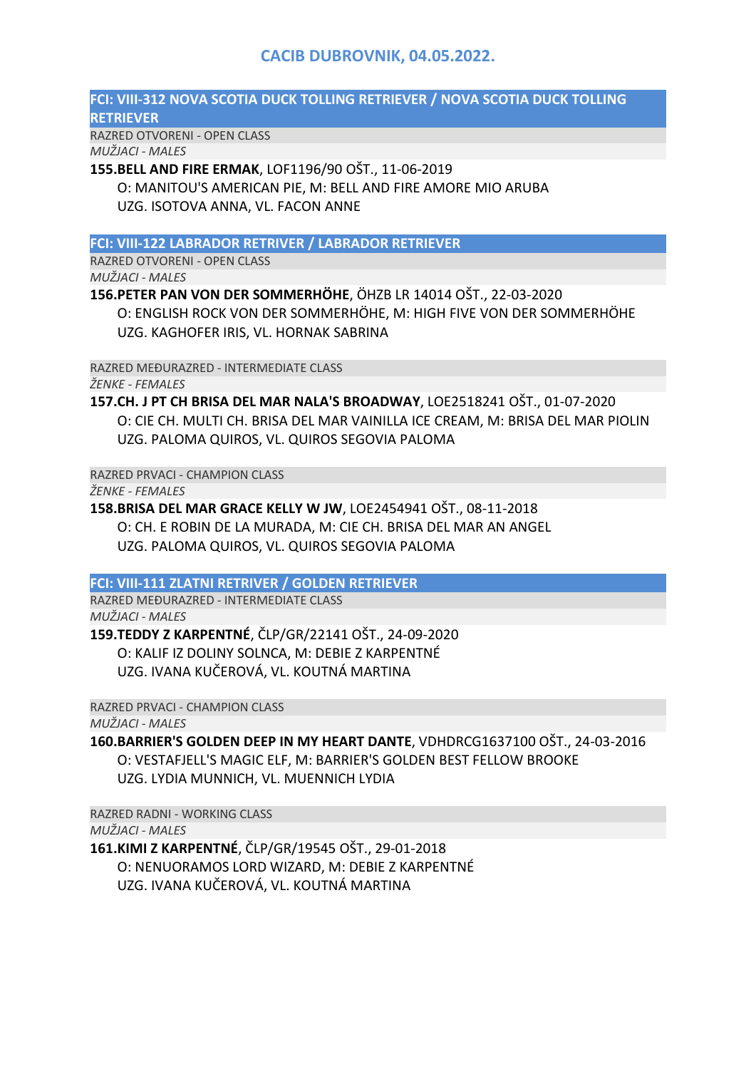## CACIB DUBROVNIK, 04.05.2022.

### FCI: VIII-312 NOVA SCOTIA DUCK TOLLING RETRIEVER / NOVA SCOTIA DUCK TOLLING RETRIEVER

RAZRED OTVORENI - OPEN CLASS

*MUŽJACI - MALES*

**155.BELL AND FIRE ERMAK**, LOF1196/90 OŠT., 11-06-2019
O: MANITOU'S AMERICAN PIE, M: BELL AND FIRE AMORE MIO ARUBA
UZG. ISOTOVA ANNA, VL. FACON ANNE

### FCI: VIII-122 LABRADOR RETRIEVER / LABRADOR RETRIEVER

RAZRED OTVORENI - OPEN CLASS

*MUŽJACI - MALES*

**156.PETER PAN VON DER SOMMERHÖHE**, ÖHZB LR 14014 OŠT., 22-03-2020
O: ENGLISH ROCK VON DER SOMMERHÖHE, M: HIGH FIVE VON DER SOMMERHÖHE
UZG. KAGHOFER IRIS, VL. HORNAK SABRINA

RAZRED MEĐURAZRED - INTERMEDIATE CLASS

*ŽENKE - FEMALES*

**157.CH. J PT CH BRISA DEL MAR NALA'S BROADWAY**, LOE2518241 OŠT., 01-07-2020
O: CIE CH. MULTI CH. BRISA DEL MAR VAINILLA ICE CREAM, M: BRISA DEL MAR PIOLIN
UZG. PALOMA QUIROS, VL. QUIROS SEGOVIA PALOMA

RAZRED PRVACI - CHAMPION CLASS

*ŽENKE - FEMALES*

**158.BRISA DEL MAR GRACE KELLY W JW**, LOE2454941 OŠT., 08-11-2018
O: CH. E ROBIN DE LA MURADA, M: CIE CH. BRISA DEL MAR AN ANGEL
UZG. PALOMA QUIROS, VL. QUIROS SEGOVIA PALOMA

### FCI: VIII-111 ZLATNI RETRIVER / GOLDEN RETRIEVER

RAZRED MEĐURAZRED - INTERMEDIATE CLASS

*MUŽJACI - MALES*

**159.TEDDY Z KARPENTNÉ**, ČLP/GR/22141 OŠT., 24-09-2020
O: KALIF IZ DOLINY SOLNCA, M: DEBIE Z KARPENTNÉ
UZG. IVANA KUČEROVÁ, VL. KOUTNÁ MARTINA

RAZRED PRVACI - CHAMPION CLASS

*MUŽJACI - MALES*

**160.BARRIER'S GOLDEN DEEP IN MY HEART DANTE**, VDHDRCG1637100 OŠT., 24-03-2016
O: VESTAFJELL'S MAGIC ELF, M: BARRIER'S GOLDEN BEST FELLOW BROOKE
UZG. LYDIA MUNNICH, VL. MUENNICH LYDIA

RAZRED RADNI - WORKING CLASS

*MUŽJACI - MALES*

**161.KIMI Z KARPENTNÉ**, ČLP/GR/19545 OŠT., 29-01-2018
O: NENUORAMOS LORD WIZARD, M: DEBIE Z KARPENTNÉ
UZG. IVANA KUČEROVÁ, VL. KOUTNÁ MARTINA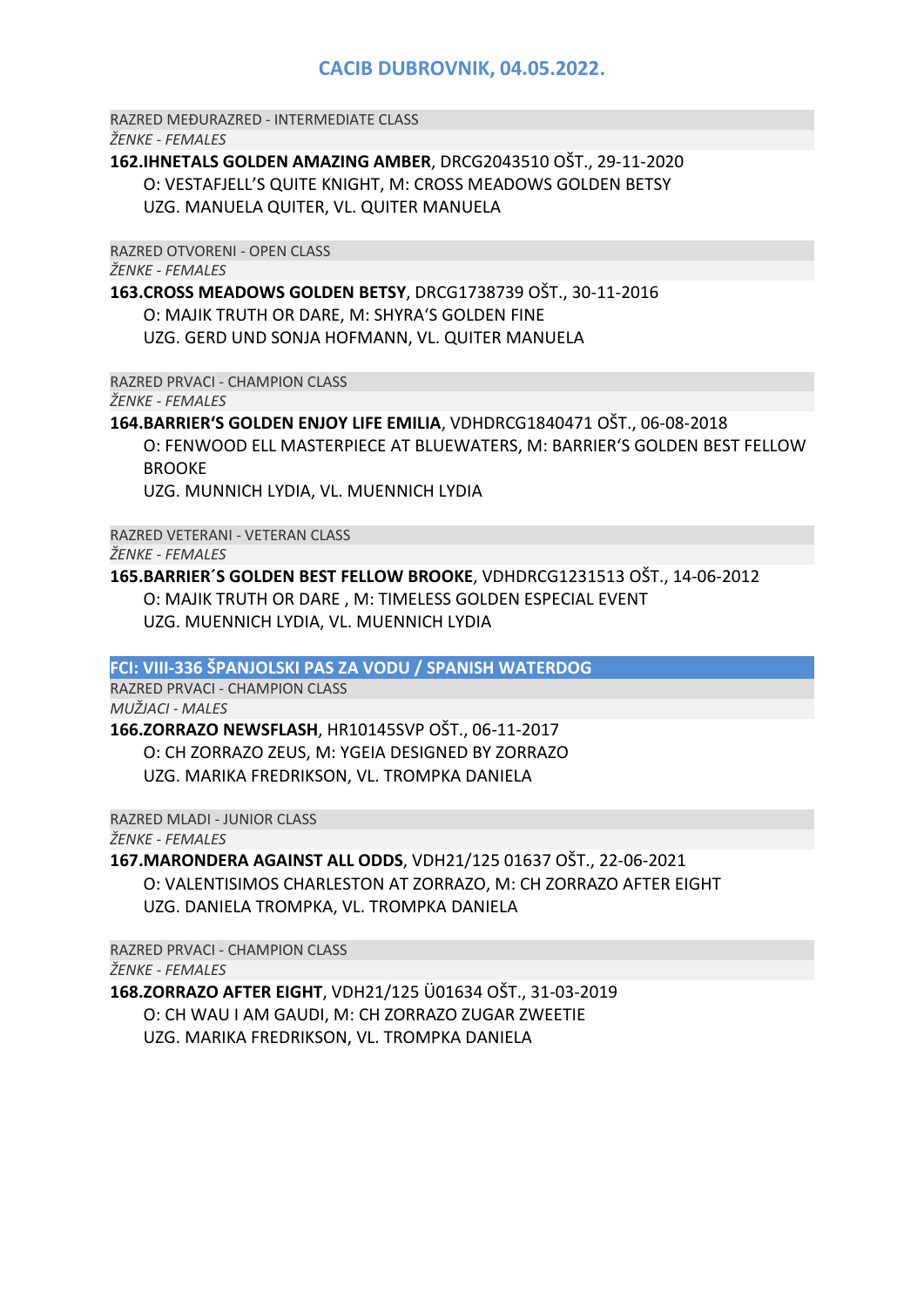## CACIB DUBROVNIK, 04.05.2022.

RAZRED MEĐURAZRED - INTERMEDIATE CLASS
*ŽENKE - FEMALES*

**162.IHNETALS GOLDEN AMAZING AMBER**, DRCG2043510 OŠT., 29-11-2020
O: VESTAFJELL'S QUITE KNIGHT, M: CROSS MEADOWS GOLDEN BETSY
UZG. MANUELA QUITER, VL. QUITER MANUELA

RAZRED OTVORENI - OPEN CLASS
*ŽENKE - FEMALES*

**163.CROSS MEADOWS GOLDEN BETSY**, DRCG1738739 OŠT., 30-11-2016
O: MAJIK TRUTH OR DARE, M: SHYRA'S GOLDEN FINE
UZG. GERD UND SONJA HOFMANN, VL. QUITER MANUELA

RAZRED PRVACI - CHAMPION CLASS
*ŽENKE - FEMALES*

**164.BARRIER'S GOLDEN ENJOY LIFE EMILIA**, VDHDRCG1840471 OŠT., 06-08-2018
O: FENWOOD ELL MASTERPIECE AT BLUEWATERS, M: BARRIER'S GOLDEN BEST FELLOW BROOKE
UZG. MUNNICH LYDIA, VL. MUENNICH LYDIA

RAZRED VETERANI - VETERAN CLASS
*ŽENKE - FEMALES*

**165.BARRIER´S GOLDEN BEST FELLOW BROOKE**, VDHDRCG1231513 OŠT., 14-06-2012
O: MAJIK TRUTH OR DARE , M: TIMELESS GOLDEN ESPECIAL EVENT
UZG. MUENNICH LYDIA, VL. MUENNICH LYDIA

### FCI: VIII-336 ŠPANJOLSKI PAS ZA VODU / SPANISH WATERDOG

RAZRED PRVACI - CHAMPION CLASS
*MUŽJACI - MALES*

**166.ZORRAZO NEWSFLASH**, HR10145SVP OŠT., 06-11-2017
O: CH ZORRAZO ZEUS, M: YGEIA DESIGNED BY ZORRAZO
UZG. MARIKA FREDRIKSON, VL. TROMPKA DANIELA

RAZRED MLADI - JUNIOR CLASS
*ŽENKE - FEMALES*

**167.MARONDERA AGAINST ALL ODDS**, VDH21/125 01637 OŠT., 22-06-2021
O: VALENTISIMOS CHARLESTON AT ZORRAZO, M: CH ZORRAZO AFTER EIGHT
UZG. DANIELA TROMPKA, VL. TROMPKA DANIELA

RAZRED PRVACI - CHAMPION CLASS
*ŽENKE - FEMALES*

**168.ZORRAZO AFTER EIGHT**, VDH21/125 Ü01634 OŠT., 31-03-2019
O: CH WAU I AM GAUDI, M: CH ZORRAZO ZUGAR ZWEETIE
UZG. MARIKA FREDRIKSON, VL. TROMPKA DANIELA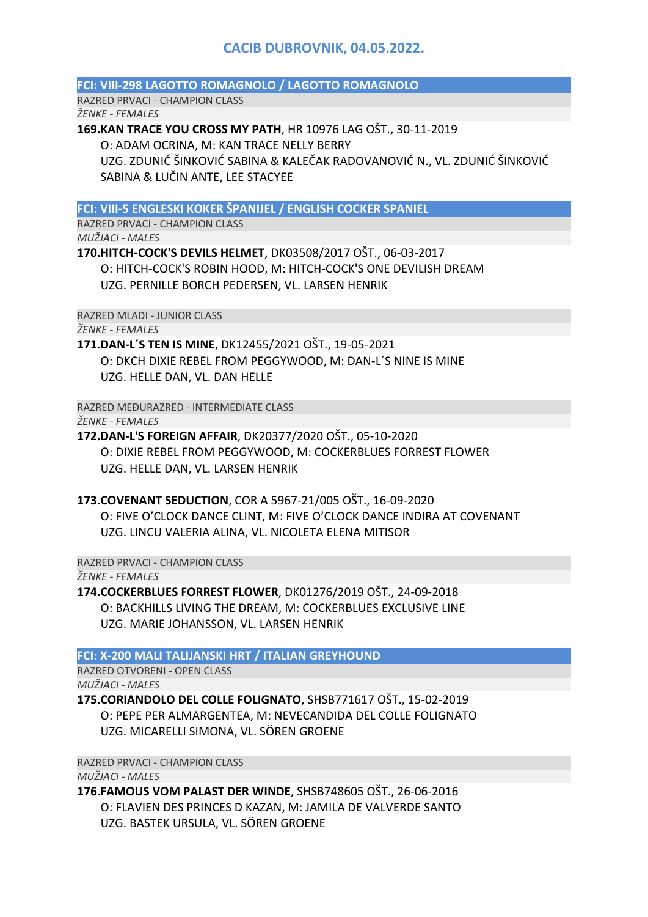# CACIB DUBROVNIK, 04.05.2022.

## FCI: VIII-298 LAGOTTO ROMAGNOLO / LAGOTTO ROMAGNOLO

RAZRED PRVACI - CHAMPION CLASS

*ŽENKE - FEMALES*

**169.KAN TRACE YOU CROSS MY PATH**, HR 10976 LAG OŠT., 30-11-2019
O: ADAM OCRINA, M: KAN TRACE NELLY BERRY
UZG. ZDUNIĆ ŠINKOVIĆ SABINA & KALEČAK RADOVANOVIĆ N., VL. ZDUNIĆ ŠINKOVIĆ SABINA & LUČIN ANTE, LEE STACYEE

## FCI: VIII-5 ENGLESKI KOKER ŠPANIJEL / ENGLISH COCKER SPANIEL

RAZRED PRVACI - CHAMPION CLASS

*MUŽJACI - MALES*

**170.HITCH-COCK'S DEVILS HELMET**, DK03508/2017 OŠT., 06-03-2017
O: HITCH-COCK'S ROBIN HOOD, M: HITCH-COCK'S ONE DEVILISH DREAM
UZG. PERNILLE BORCH PEDERSEN, VL. LARSEN HENRIK

RAZRED MLADI - JUNIOR CLASS

*ŽENKE - FEMALES*

**171.DAN-L´S TEN IS MINE**, DK12455/2021 OŠT., 19-05-2021
O: DKCH DIXIE REBEL FROM PEGGYWOOD, M: DAN-L´S NINE IS MINE
UZG. HELLE DAN, VL. DAN HELLE

RAZRED MEĐURAZRED - INTERMEDIATE CLASS

*ŽENKE - FEMALES*

**172.DAN-L'S FOREIGN AFFAIR**, DK20377/2020 OŠT., 05-10-2020
O: DIXIE REBEL FROM PEGGYWOOD, M: COCKERBLUES FORREST FLOWER
UZG. HELLE DAN, VL. LARSEN HENRIK

**173.COVENANT SEDUCTION**, COR A 5967-21/005 OŠT., 16-09-2020
O: FIVE O'CLOCK DANCE CLINT, M: FIVE O'CLOCK DANCE INDIRA AT COVENANT
UZG. LINCU VALERIA ALINA, VL. NICOLETA ELENA MITISOR

RAZRED PRVACI - CHAMPION CLASS

*ŽENKE - FEMALES*

**174.COCKERBLUES FORREST FLOWER**, DK01276/2019 OŠT., 24-09-2018
O: BACKHILLS LIVING THE DREAM, M: COCKERBLUES EXCLUSIVE LINE
UZG. MARIE JOHANSSON, VL. LARSEN HENRIK

## FCI: X-200 MALI TALIJANSKI HRT / ITALIAN GREYHOUND

RAZRED OTVORENI - OPEN CLASS

*MUŽJACI - MALES*

**175.CORIANDOLO DEL COLLE FOLIGNATO**, SHSB771617 OŠT., 15-02-2019
O: PEPE PER ALMARGENTEA, M: NEVECANDIDA DEL COLLE FOLIGNATO
UZG. MICARELLI SIMONA, VL. SÖREN GROENE

RAZRED PRVACI - CHAMPION CLASS

*MUŽJACI - MALES*

**176.FAMOUS VOM PALAST DER WINDE**, SHSB748605 OŠT., 26-06-2016
O: FLAVIEN DES PRINCES D KAZAN, M: JAMILA DE VALVERDE SANTO
UZG. BASTEK URSULA, VL. SÖREN GROENE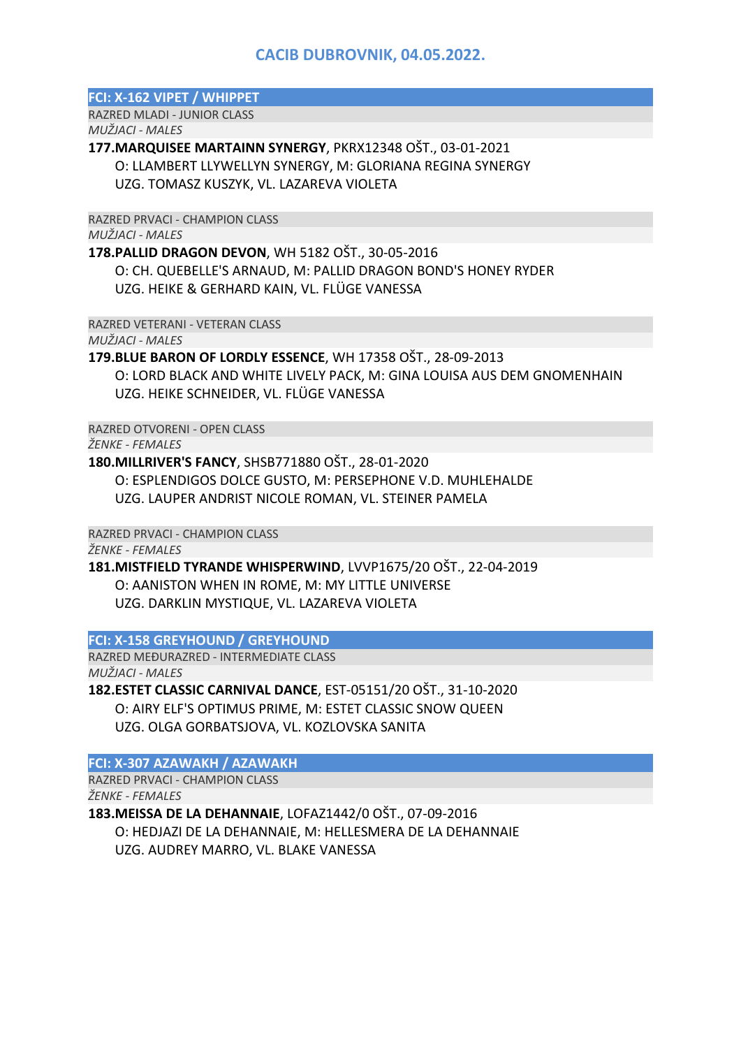# CACIB DUBROVNIK, 04.05.2022.

## FCI: X-162 VIPET / WHIPPET

RAZRED MLADI - JUNIOR CLASS

*MUŽJACI - MALES*

**177.MARQUISEE MARTAINN SYNERGY**, PKRX12348 OŠT., 03-01-2021
O: LLAMBERT LLYWELLYN SYNERGY, M: GLORIANA REGINA SYNERGY
UZG. TOMASZ KUSZYK, VL. LAZAREVA VIOLETA

RAZRED PRVACI - CHAMPION CLASS

*MUŽJACI - MALES*

**178.PALLID DRAGON DEVON**, WH 5182 OŠT., 30-05-2016
O: CH. QUEBELLE'S ARNAUD, M: PALLID DRAGON BOND'S HONEY RYDER
UZG. HEIKE & GERHARD KAIN, VL. FLÜGE VANESSA

RAZRED VETERANI - VETERAN CLASS

*MUŽJACI - MALES*

**179.BLUE BARON OF LORDLY ESSENCE**, WH 17358 OŠT., 28-09-2013
O: LORD BLACK AND WHITE LIVELY PACK, M: GINA LOUISA AUS DEM GNOMENHAIN
UZG. HEIKE SCHNEIDER, VL. FLÜGE VANESSA

RAZRED OTVORENI - OPEN CLASS

*ŽENKE - FEMALES*

**180.MILLRIVER'S FANCY**, SHSB771880 OŠT., 28-01-2020
O: ESPLENDIGOS DOLCE GUSTO, M: PERSEPHONE V.D. MUHLEHALDE
UZG. LAUPER ANDRIST NICOLE ROMAN, VL. STEINER PAMELA

RAZRED PRVACI - CHAMPION CLASS

*ŽENKE - FEMALES*

**181.MISTFIELD TYRANDE WHISPERWIND**, LVVP1675/20 OŠT., 22-04-2019
O: AANISTON WHEN IN ROME, M: MY LITTLE UNIVERSE
UZG. DARKLIN MYSTIQUE, VL. LAZAREVA VIOLETA

## FCI: X-158 GREYHOUND / GREYHOUND

RAZRED MEĐURAZRED - INTERMEDIATE CLASS

*MUŽJACI - MALES*

**182.ESTET CLASSIC CARNIVAL DANCE**, EST-05151/20 OŠT., 31-10-2020
O: AIRY ELF'S OPTIMUS PRIME, M: ESTET CLASSIC SNOW QUEEN
UZG. OLGA GORBATSJOVA, VL. KOZLOVSKA SANITA

## FCI: X-307 AZAWAKH / AZAWAKH

RAZRED PRVACI - CHAMPION CLASS

*ŽENKE - FEMALES*

**183.MEISSA DE LA DEHANNAIE**, LOFAZ1442/0 OŠT., 07-09-2016
O: HEDJAZI DE LA DEHANNAIE, M: HELLESMERA DE LA DEHANNAIE
UZG. AUDREY MARRO, VL. BLAKE VANESSA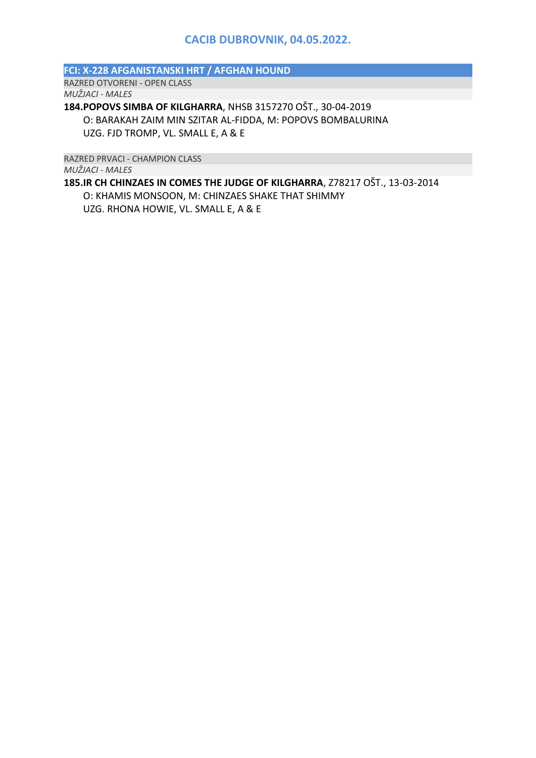## CACIB DUBROVNIK, 04.05.2022.

### FCI: X-228 AFGANISTANSKI HRT / AFGHAN HOUND

RAZRED OTVORENI - OPEN CLASS

*MUŽJACI - MALES*

**184.POPOVS SIMBA OF KILGHARRA**, NHSB 3157270 OŠT., 30-04-2019
O: BARAKAH ZAIM MIN SZITAR AL-FIDDA, M: POPOVS BOMBALURINA
UZG. FJD TROMP, VL. SMALL E, A & E

RAZRED PRVACI - CHAMPION CLASS

*MUŽJACI - MALES*

**185.IR CH CHINZAES IN COMES THE JUDGE OF KILGHARRA**, Z78217 OŠT., 13-03-2014
O: KHAMIS MONSOON, M: CHINZAES SHAKE THAT SHIMMY
UZG. RHONA HOWIE, VL. SMALL E, A & E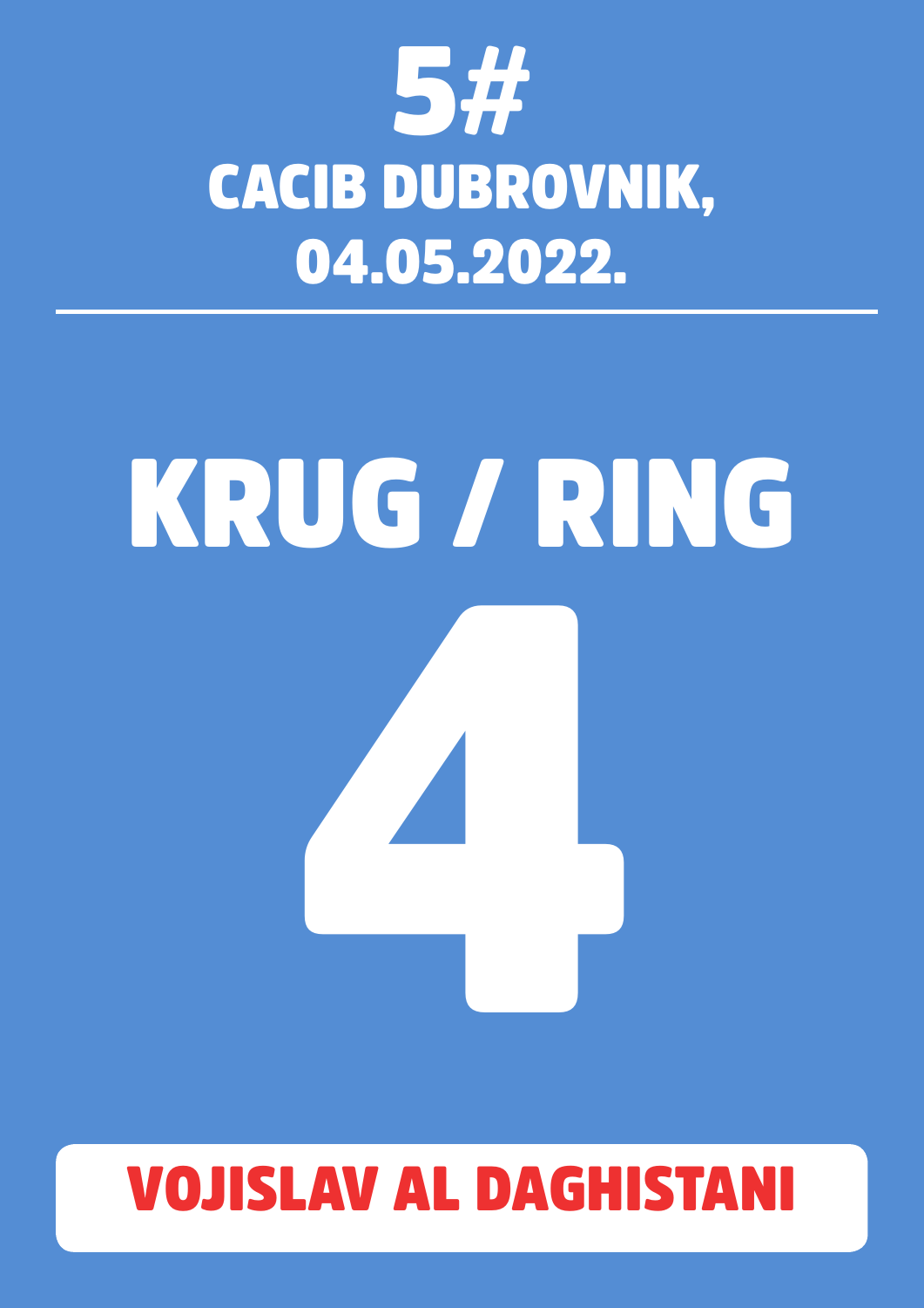# 5#

## CACIB DUBROVNIK, 04.05.2022.

---

# KRUG / RING

# 4

**VOJISLAV AL DAGHISTANI**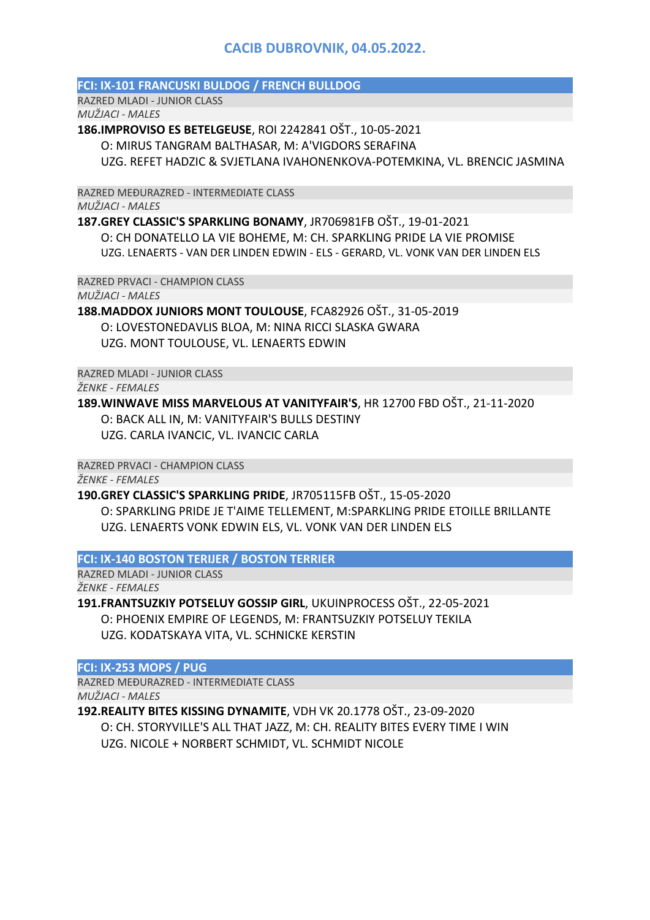# CACIB DUBROVNIK, 04.05.2022.

## FCI: IX-101 FRANCUSKI BULDOG / FRENCH BULLDOG

RAZRED MLADI - JUNIOR CLASS

*MUŽJACI - MALES*

**186.IMPROVISO ES BETELGEUSE**, ROI 2242841 OŠT., 10-05-2021
O: MIRUS TANGRAM BALTHASAR, M: A'VIGDORS SERAFINA
UZG. REFET HADZIC & SVJETLANA IVAHONENKOVA-POTEMKINA, VL. BRENCIC JASMINA

RAZRED MEĐURAZRED - INTERMEDIATE CLASS

*MUŽJACI - MALES*

**187.GREY CLASSIC'S SPARKLING BONAMY**, JR706981FB OŠT., 19-01-2021
O: CH DONATELLO LA VIE BOHEME, M: CH. SPARKLING PRIDE LA VIE PROMISE
UZG. LENAERTS - VAN DER LINDEN EDWIN - ELS - GERARD, VL. VONK VAN DER LINDEN ELS

RAZRED PRVACI - CHAMPION CLASS

*MUŽJACI - MALES*

**188.MADDOX JUNIORS MONT TOULOUSE**, FCA82926 OŠT., 31-05-2019
O: LOVESTONEDAVLIS BLOA, M: NINA RICCI SLASKA GWARA
UZG. MONT TOULOUSE, VL. LENAERTS EDWIN

RAZRED MLADI - JUNIOR CLASS

*ŽENKE - FEMALES*

**189.WINWAVE MISS MARVELOUS AT VANITYFAIR'S**, HR 12700 FBD OŠT., 21-11-2020
O: BACK ALL IN, M: VANITYFAIR'S BULLS DESTINY
UZG. CARLA IVANCIC, VL. IVANCIC CARLA

RAZRED PRVACI - CHAMPION CLASS

*ŽENKE - FEMALES*

**190.GREY CLASSIC'S SPARKLING PRIDE**, JR705115FB OŠT., 15-05-2020
O: SPARKLING PRIDE JE T'AIME TELLEMENT, M:SPARKLING PRIDE ETOILLE BRILLANTE
UZG. LENAERTS VONK EDWIN ELS, VL. VONK VAN DER LINDEN ELS

## FCI: IX-140 BOSTON TERIJER / BOSTON TERRIER

RAZRED MLADI - JUNIOR CLASS

*ŽENKE - FEMALES*

**191.FRANTSUZKIY POTSELUY GOSSIP GIRL**, UKUINPROCESS OŠT., 22-05-2021
O: PHOENIX EMPIRE OF LEGENDS, M: FRANTSUZKIY POTSELUY TEKILA
UZG. KODATSKAYA VITA, VL. SCHNICKE KERSTIN

## FCI: IX-253 MOPS / PUG

RAZRED MEĐURAZRED - INTERMEDIATE CLASS

*MUŽJACI - MALES*

**192.REALITY BITES KISSING DYNAMITE**, VDH VK 20.1778 OŠT., 23-09-2020
O: CH. STORYVILLE'S ALL THAT JAZZ, M: CH. REALITY BITES EVERY TIME I WIN
UZG. NICOLE + NORBERT SCHMIDT, VL. SCHMIDT NICOLE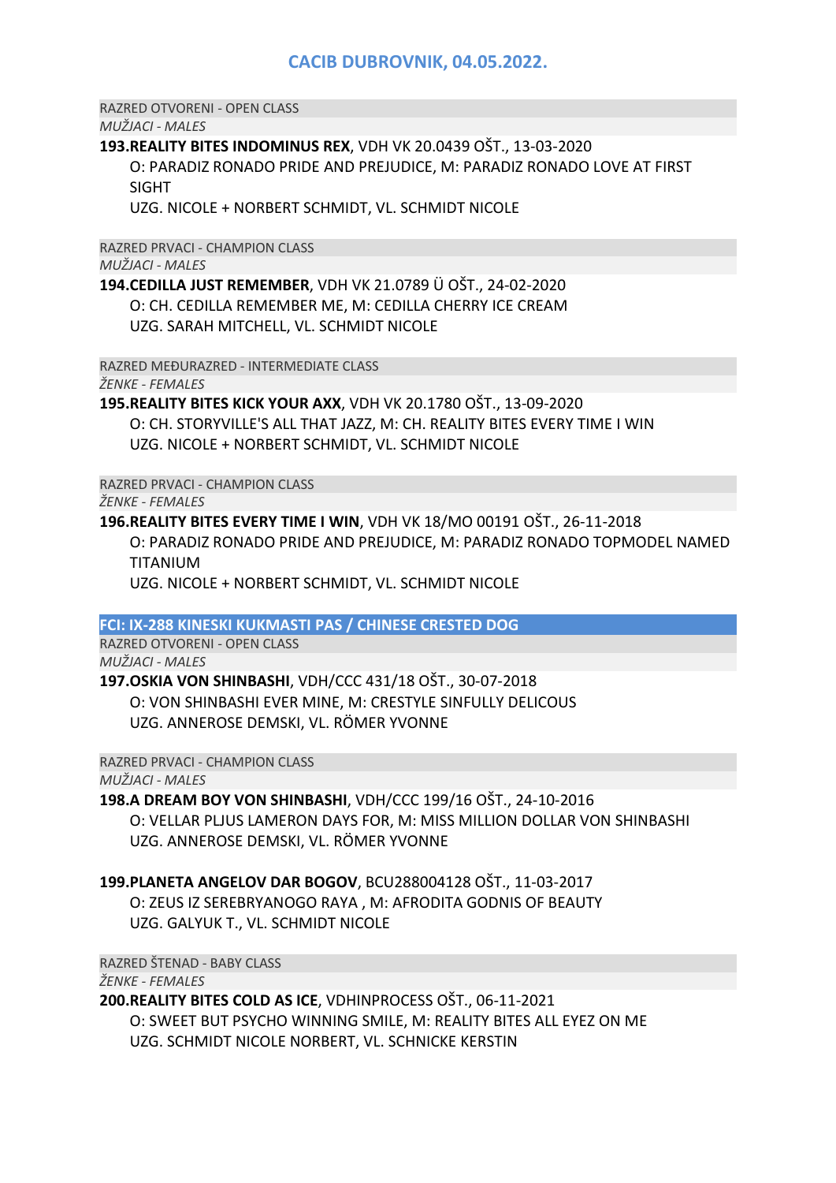# CACIB DUBROVNIK, 04.05.2022.

RAZRED OTVORENI - OPEN CLASS

*MUŽJACI - MALES*

**193.REALITY BITES INDOMINUS REX**, VDH VK 20.0439 OŠT., 13-03-2020
O: PARADIZ RONADO PRIDE AND PREJUDICE, M: PARADIZ RONADO LOVE AT FIRST SIGHT
UZG. NICOLE + NORBERT SCHMIDT, VL. SCHMIDT NICOLE

RAZRED PRVACI - CHAMPION CLASS

*MUŽJACI - MALES*

**194.CEDILLA JUST REMEMBER**, VDH VK 21.0789 Ü OŠT., 24-02-2020
O: CH. CEDILLA REMEMBER ME, M: CEDILLA CHERRY ICE CREAM
UZG. SARAH MITCHELL, VL. SCHMIDT NICOLE

RAZRED MEĐURAZRED - INTERMEDIATE CLASS

*ŽENKE - FEMALES*

**195.REALITY BITES KICK YOUR AXX**, VDH VK 20.1780 OŠT., 13-09-2020
O: CH. STORYVILLE'S ALL THAT JAZZ, M: CH. REALITY BITES EVERY TIME I WIN
UZG. NICOLE + NORBERT SCHMIDT, VL. SCHMIDT NICOLE

RAZRED PRVACI - CHAMPION CLASS

*ŽENKE - FEMALES*

**196.REALITY BITES EVERY TIME I WIN**, VDH VK 18/MO 00191 OŠT., 26-11-2018
O: PARADIZ RONADO PRIDE AND PREJUDICE, M: PARADIZ RONADO TOPMODEL NAMED TITANIUM
UZG. NICOLE + NORBERT SCHMIDT, VL. SCHMIDT NICOLE

## FCI: IX-288 KINESKI KUKMASTI PAS / CHINESE CRESTED DOG

RAZRED OTVORENI - OPEN CLASS

*MUŽJACI - MALES*

**197.OSKIA VON SHINBASHI**, VDH/CCC 431/18 OŠT., 30-07-2018
O: VON SHINBASHI EVER MINE, M: CRESTYLE SINFULLY DELICOUS
UZG. ANNEROSE DEMSKI, VL. RÖMER YVONNE

RAZRED PRVACI - CHAMPION CLASS

*MUŽJACI - MALES*

**198.A DREAM BOY VON SHINBASHI**, VDH/CCC 199/16 OŠT., 24-10-2016
O: VELLAR PLJUS LAMERON DAYS FOR, M: MISS MILLION DOLLAR VON SHINBASHI
UZG. ANNEROSE DEMSKI, VL. RÖMER YVONNE

**199.PLANETA ANGELOV DAR BOGOV**, BCU288004128 OŠT., 11-03-2017
O: ZEUS IZ SEREBRYANOGO RAYA , M: AFRODITA GODNIS OF BEAUTY
UZG. GALYUK T., VL. SCHMIDT NICOLE

RAZRED ŠTENAD - BABY CLASS

*ŽENKE - FEMALES*

**200.REALITY BITES COLD AS ICE**, VDHINPROCESS OŠT., 06-11-2021
O: SWEET BUT PSYCHO WINNING SMILE, M: REALITY BITES ALL EYEZ ON ME
UZG. SCHMIDT NICOLE NORBERT, VL. SCHNICKE KERSTIN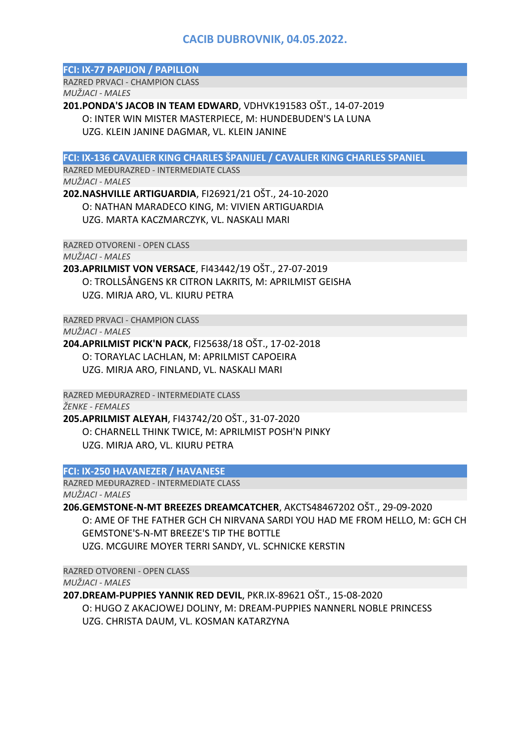## CACIB DUBROVNIK, 04.05.2022.

### FCI: IX-77 PAPIJON / PAPILLON

RAZRED PRVACI - CHAMPION CLASS

*MUŽJACI - MALES*

**201.PONDA'S JACOB IN TEAM EDWARD**, VDHVK191583 OŠT., 14-07-2019
O: INTER WIN MISTER MASTERPIECE, M: HUNDEBUDEN'S LA LUNA
UZG. KLEIN JANINE DAGMAR, VL. KLEIN JANINE

### FCI: IX-136 CAVALIER KING CHARLES ŠPANIJEL / CAVALIER KING CHARLES SPANIEL

RAZRED MEĐURAZRED - INTERMEDIATE CLASS

*MUŽJACI - MALES*

**202.NASHVILLE ARTIGUARDIA**, FI26921/21 OŠT., 24-10-2020
O: NATHAN MARADECO KING, M: VIVIEN ARTIGUARDIA
UZG. MARTA KACZMARCZYK, VL. NASKALI MARI

RAZRED OTVORENI - OPEN CLASS

*MUŽJACI - MALES*

**203.APRILMIST VON VERSACE**, FI43442/19 OŠT., 27-07-2019
O: TROLLSÅNGENS KR CITRON LAKRITS, M: APRILMIST GEISHA
UZG. MIRJA ARO, VL. KIURU PETRA

RAZRED PRVACI - CHAMPION CLASS

*MUŽJACI - MALES*

**204.APRILMIST PICK'N PACK**, FI25638/18 OŠT., 17-02-2018
O: TORAYLAC LACHLAN, M: APRILMIST CAPOEIRA
UZG. MIRJA ARO, FINLAND, VL. NASKALI MARI

RAZRED MEĐURAZRED - INTERMEDIATE CLASS

*ŽENKE - FEMALES*

**205.APRILMIST ALEYAH**, FI43742/20 OŠT., 31-07-2020
O: CHARNELL THINK TWICE, M: APRILMIST POSH'N PINKY
UZG. MIRJA ARO, VL. KIURU PETRA

### FCI: IX-250 HAVANEZER / HAVANESE

RAZRED MEĐURAZRED - INTERMEDIATE CLASS

*MUŽJACI - MALES*

**206.GEMSTONE-N-MT BREEZES DREAMCATCHER**, AKCTS48467202 OŠT., 29-09-2020
O: AME OF THE FATHER GCH CH NIRVANA SARDI YOU HAD ME FROM HELLO, M: GCH CH GEMSTONE'S-N-MT BREEZE'S TIP THE BOTTLE
UZG. MCGUIRE MOYER TERRI SANDY, VL. SCHNICKE KERSTIN

RAZRED OTVORENI - OPEN CLASS

*MUŽJACI - MALES*

**207.DREAM-PUPPIES YANNIK RED DEVIL**, PKR.IX-89621 OŠT., 15-08-2020
O: HUGO Z AKACJOWEJ DOLINY, M: DREAM-PUPPIES NANNERL NOBLE PRINCESS
UZG. CHRISTA DAUM, VL. KOSMAN KATARZYNA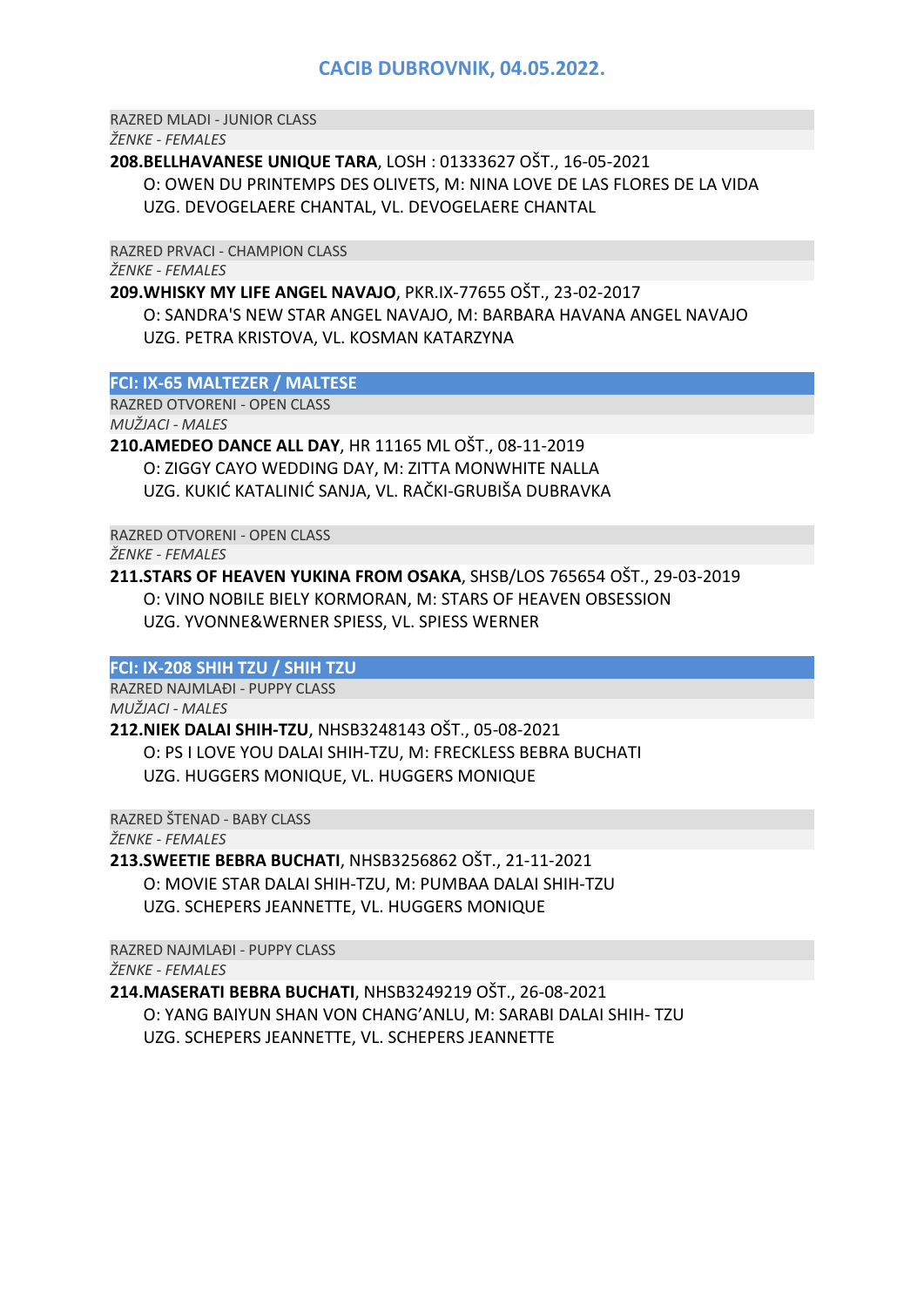# CACIB DUBROVNIK, 04.05.2022.

RAZRED MLADI - JUNIOR CLASS

*ŽENKE - FEMALES*

**208.BELLHAVANESE UNIQUE TARA**, LOSH : 01333627 OŠT., 16-05-2021
O: OWEN DU PRINTEMPS DES OLIVETS, M: NINA LOVE DE LAS FLORES DE LA VIDA
UZG. DEVOGELAERE CHANTAL, VL. DEVOGELAERE CHANTAL

RAZRED PRVACI - CHAMPION CLASS

*ŽENKE - FEMALES*

**209.WHISKY MY LIFE ANGEL NAVAJO**, PKR.IX-77655 OŠT., 23-02-2017
O: SANDRA'S NEW STAR ANGEL NAVAJO, M: BARBARA HAVANA ANGEL NAVAJO
UZG. PETRA KRISTOVA, VL. KOSMAN KATARZYNA

## FCI: IX-65 MALTEZER / MALTESE

RAZRED OTVORENI - OPEN CLASS

*MUŽJACI - MALES*

**210.AMEDEO DANCE ALL DAY**, HR 11165 ML OŠT., 08-11-2019
O: ZIGGY CAYO WEDDING DAY, M: ZITTA MONWHITE NALLA
UZG. KUKIĆ KATALINIĆ SANJA, VL. RAČKI-GRUBIŠA DUBRAVKA

RAZRED OTVORENI - OPEN CLASS

*ŽENKE - FEMALES*

**211.STARS OF HEAVEN YUKINA FROM OSAKA**, SHSB/LOS 765654 OŠT., 29-03-2019
O: VINO NOBILE BIELY KORMORAN, M: STARS OF HEAVEN OBSESSION
UZG. YVONNE&WERNER SPIESS, VL. SPIESS WERNER

## FCI: IX-208 SHIH TZU / SHIH TZU

RAZRED NAJMLAĐI - PUPPY CLASS

*MUŽJACI - MALES*

**212.NIEK DALAI SHIH-TZU**, NHSB3248143 OŠT., 05-08-2021
O: PS I LOVE YOU DALAI SHIH-TZU, M: FRECKLESS BEBRA BUCHATI
UZG. HUGGERS MONIQUE, VL. HUGGERS MONIQUE

RAZRED ŠTENAD - BABY CLASS

*ŽENKE - FEMALES*

**213.SWEETIE BEBRA BUCHATI**, NHSB3256862 OŠT., 21-11-2021
O: MOVIE STAR DALAI SHIH-TZU, M: PUMBAA DALAI SHIH-TZU
UZG. SCHEPERS JEANNETTE, VL. HUGGERS MONIQUE

RAZRED NAJMLAĐI - PUPPY CLASS

*ŽENKE - FEMALES*

**214.MASERATI BEBRA BUCHATI**, NHSB3249219 OŠT., 26-08-2021
O: YANG BAIYUN SHAN VON CHANG'ANLU, M: SARABI DALAI SHIH- TZU
UZG. SCHEPERS JEANNETTE, VL. SCHEPERS JEANNETTE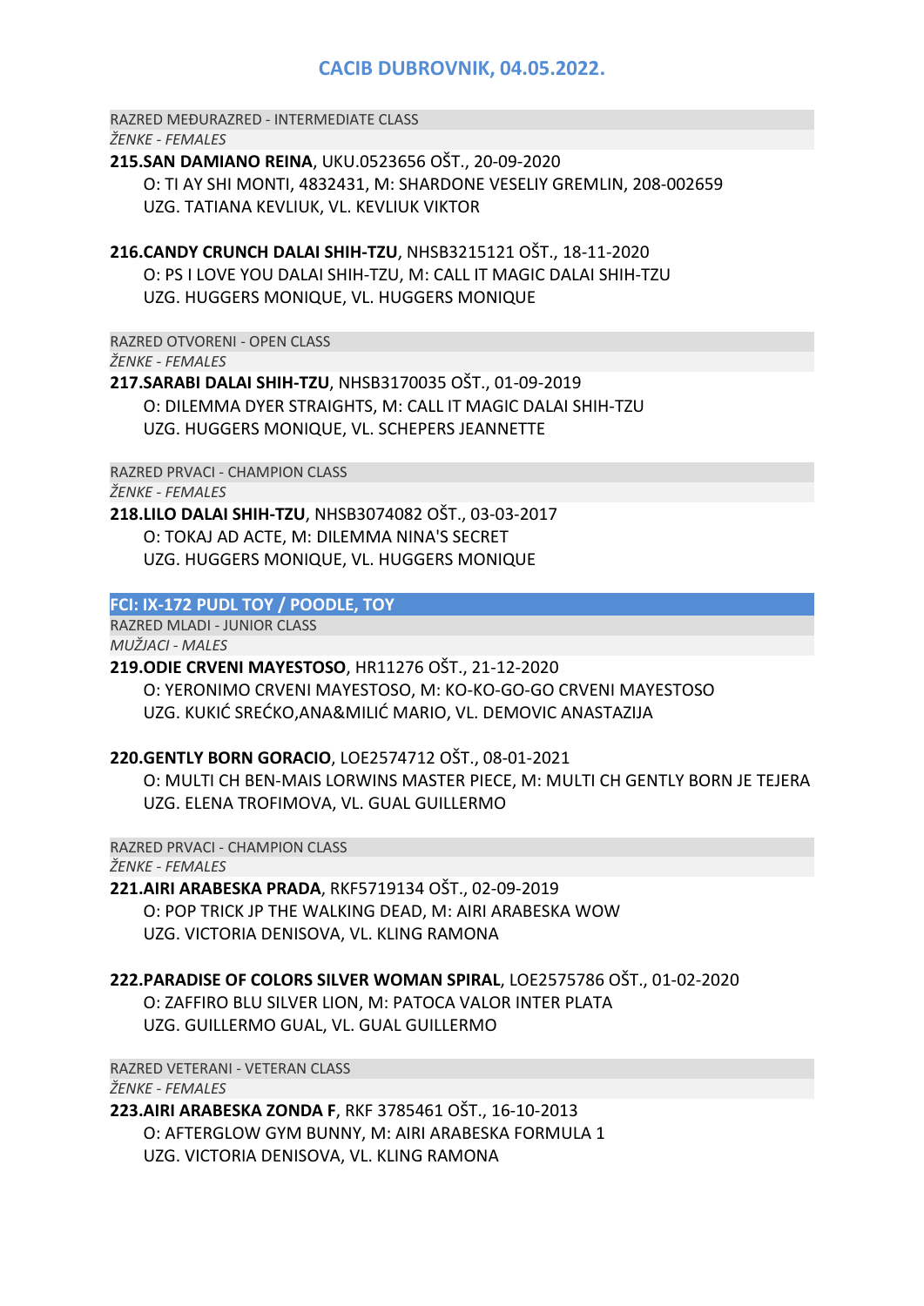# CACIB DUBROVNIK, 04.05.2022.

RAZRED MEĐURAZRED - INTERMEDIATE CLASS

*ŽENKE - FEMALES*

**215.SAN DAMIANO REINA**, UKU.0523656 OŠT., 20-09-2020
O: TI AY SHI MONTI, 4832431, M: SHARDONE VESELIY GREMLIN, 208-002659
UZG. TATIANA KEVLIUK, VL. KEVLIUK VIKTOR

**216.CANDY CRUNCH DALAI SHIH-TZU**, NHSB3215121 OŠT., 18-11-2020
O: PS I LOVE YOU DALAI SHIH-TZU, M: CALL IT MAGIC DALAI SHIH-TZU
UZG. HUGGERS MONIQUE, VL. HUGGERS MONIQUE

RAZRED OTVORENI - OPEN CLASS

*ŽENKE - FEMALES*

**217.SARABI DALAI SHIH-TZU**, NHSB3170035 OŠT., 01-09-2019
O: DILEMMA DYER STRAIGHTS, M: CALL IT MAGIC DALAI SHIH-TZU
UZG. HUGGERS MONIQUE, VL. SCHEPERS JEANNETTE

RAZRED PRVACI - CHAMPION CLASS

*ŽENKE - FEMALES*

**218.LILO DALAI SHIH-TZU**, NHSB3074082 OŠT., 03-03-2017
O: TOKAJ AD ACTE, M: DILEMMA NINA'S SECRET
UZG. HUGGERS MONIQUE, VL. HUGGERS MONIQUE

## FCI: IX-172 PUDL TOY / POODLE, TOY

RAZRED MLADI - JUNIOR CLASS

*MUŽJACI - MALES*

**219.ODIE CRVENI MAYESTOSO**, HR11276 OŠT., 21-12-2020
O: YERONIMO CRVENI MAYESTOSO, M: KO-KO-GO-GO CRVENI MAYESTOSO
UZG. KUKIĆ SREĆKO,ANA&MILIĆ MARIO, VL. DEMOVIC ANASTAZIJA

**220.GENTLY BORN GORACIO**, LOE2574712 OŠT., 08-01-2021
O: MULTI CH BEN-MAIS LORWINS MASTER PIECE, M: MULTI CH GENTLY BORN JE TEJERA
UZG. ELENA TROFIMOVA, VL. GUAL GUILLERMO

RAZRED PRVACI - CHAMPION CLASS

*ŽENKE - FEMALES*

**221.AIRI ARABESKA PRADA**, RKF5719134 OŠT., 02-09-2019
O: POP TRICK JP THE WALKING DEAD, M: AIRI ARABESKA WOW
UZG. VICTORIA DENISOVA, VL. KLING RAMONA

**222.PARADISE OF COLORS SILVER WOMAN SPIRAL**, LOE2575786 OŠT., 01-02-2020
O: ZAFFIRO BLU SILVER LION, M: PATOCA VALOR INTER PLATA
UZG. GUILLERMO GUAL, VL. GUAL GUILLERMO

RAZRED VETERANI - VETERAN CLASS

*ŽENKE - FEMALES*

**223.AIRI ARABESKA ZONDA F**, RKF 3785461 OŠT., 16-10-2013
O: AFTERGLOW GYM BUNNY, M: AIRI ARABESKA FORMULA 1
UZG. VICTORIA DENISOVA, VL. KLING RAMONA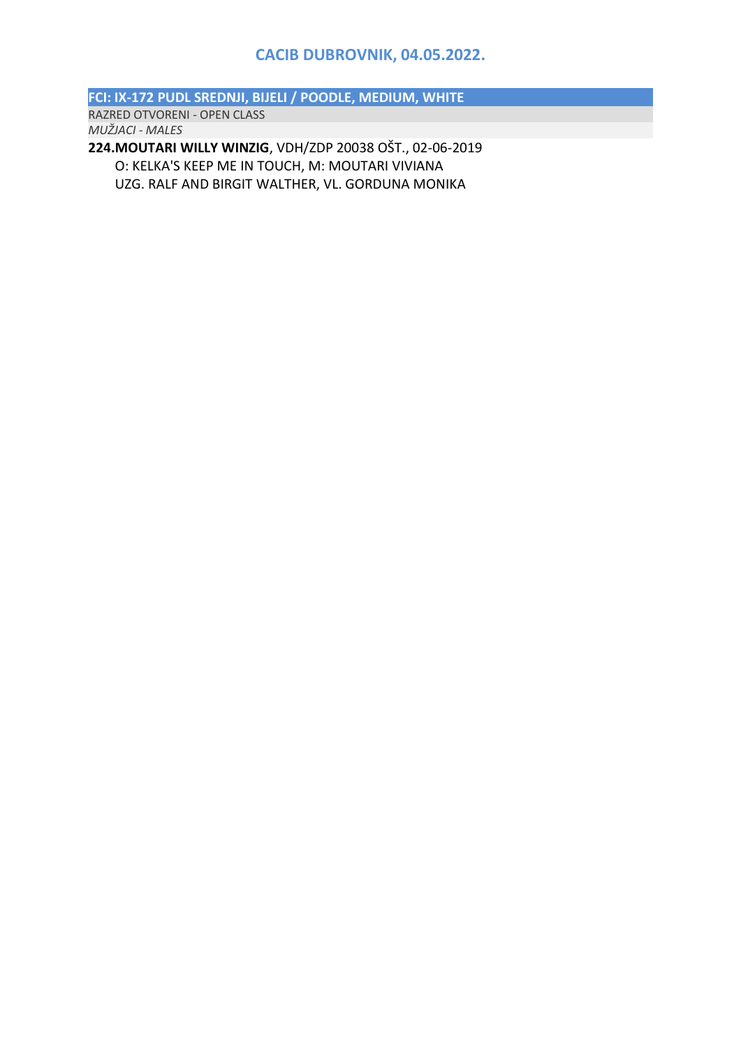## CACIB DUBROVNIK, 04.05.2022.

### FCI: IX-172 PUDL SREDNJI, BIJELI / POODLE, MEDIUM, WHITE

RAZRED OTVORENI - OPEN CLASS

*MUŽJACI - MALES*

**224.MOUTARI WILLY WINZIG**, VDH/ZDP 20038 OŠT., 02-06-2019
O: KELKA'S KEEP ME IN TOUCH, M: MOUTARI VIVIANA
UZG. RALF AND BIRGIT WALTHER, VL. GORDUNA MONIKA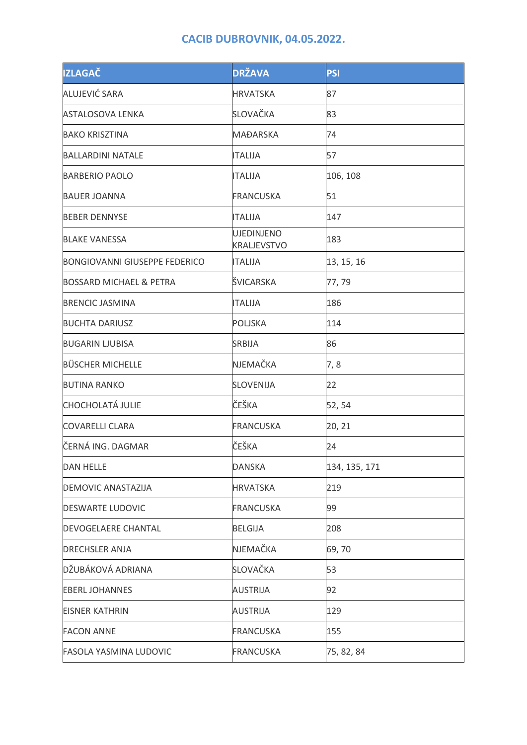## CACIB DUBROVNIK, 04.05.2022.

| IZLAGAČ | DRŽAVA | PSI |
|---|---|---|
| ALUJEVIĆ SARA | HRVATSKA | 87 |
| ASTALOSOVA LENKA | SLOVAČKA | 83 |
| BAKO KRISZTINA | MAĐARSKA | 74 |
| BALLARDINI NATALE | ITALIJA | 57 |
| BARBERIO PAOLO | ITALIJA | 106, 108 |
| BAUER JOANNA | FRANCUSKA | 51 |
| BEBER DENNYSE | ITALIJA | 147 |
| BLAKE VANESSA | UJEDINJENO KRALJEVSTVO | 183 |
| BONGIOVANNI GIUSEPPE FEDERICO | ITALIJA | 13, 15, 16 |
| BOSSARD MICHAEL & PETRA | ŠVICARSKA | 77, 79 |
| BRENCIC JASMINA | ITALIJA | 186 |
| BUCHTA DARIUSZ | POLJSKA | 114 |
| BUGARIN LJUBISA | SRBIJA | 86 |
| BÜSCHER MICHELLE | NJEMAČKA | 7, 8 |
| BUTINA RANKO | SLOVENIJA | 22 |
| CHOCHOLATÁ JULIE | ČEŠKA | 52, 54 |
| COVARELLI CLARA | FRANCUSKA | 20, 21 |
| ČERNÁ ING. DAGMAR | ČEŠKA | 24 |
| DAN HELLE | DANSKA | 134, 135, 171 |
| DEMOVIC ANASTAZIJA | HRVATSKA | 219 |
| DESWARTE LUDOVIC | FRANCUSKA | 99 |
| DEVOGELAERE CHANTAL | BELGIJA | 208 |
| DRECHSLER ANJA | NJEMAČKA | 69, 70 |
| DŽUBÁKOVÁ ADRIANA | SLOVAČKA | 53 |
| EBERL JOHANNES | AUSTRIJA | 92 |
| EISNER KATHRIN | AUSTRIJA | 129 |
| FACON ANNE | FRANCUSKA | 155 |
| FASOLA YASMINA LUDOVIC | FRANCUSKA | 75, 82, 84 |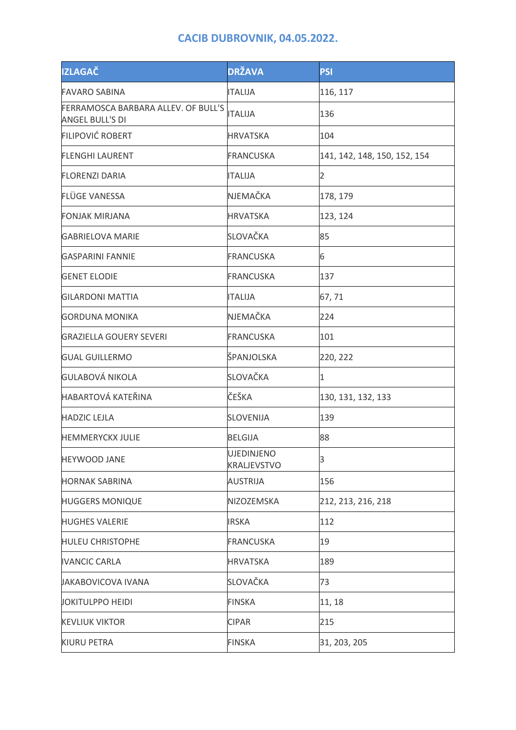## CACIB DUBROVNIK, 04.05.2022.

| IZLAGAČ | DRŽAVA | PSI |
|---|---|---|
| FAVARO SABINA | ITALIJA | 116, 117 |
| FERRAMOSCA BARBARA ALLEV. OF BULL'S ANGEL BULL'S DI | ITALIJA | 136 |
| FILIPOVIĆ ROBERT | HRVATSKA | 104 |
| FLENGHI LAURENT | FRANCUSKA | 141, 142, 148, 150, 152, 154 |
| FLORENZI DARIA | ITALIJA | 2 |
| FLÜGE VANESSA | NJEMAČKA | 178, 179 |
| FONJAK MIRJANA | HRVATSKA | 123, 124 |
| GABRIELOVA MARIE | SLOVAČKA | 85 |
| GASPARINI FANNIE | FRANCUSKA | 6 |
| GENET ELODIE | FRANCUSKA | 137 |
| GILARDONI MATTIA | ITALIJA | 67, 71 |
| GORDUNA MONIKA | NJEMAČKA | 224 |
| GRAZIELLA GOUERY SEVERI | FRANCUSKA | 101 |
| GUAL GUILLERMO | ŠPANJOLSKA | 220, 222 |
| GULABOVÁ NIKOLA | SLOVAČKA | 1 |
| HABARTOVÁ KATEŘINA | ČEŠKA | 130, 131, 132, 133 |
| HADZIC LEJLA | SLOVENIJA | 139 |
| HEMMERYCKX JULIE | BELGIJA | 88 |
| HEYWOOD JANE | UJEDINJENO KRALJEVSTVO | 3 |
| HORNAK SABRINA | AUSTRIJA | 156 |
| HUGGERS MONIQUE | NIZOZEMSKA | 212, 213, 216, 218 |
| HUGHES VALERIE | IRSKA | 112 |
| HULEU CHRISTOPHE | FRANCUSKA | 19 |
| IVANCIC CARLA | HRVATSKA | 189 |
| JAKABOVICOVA IVANA | SLOVAČKA | 73 |
| JOKITULPPO HEIDI | FINSKA | 11, 18 |
| KEVLIUK VIKTOR | CIPAR | 215 |
| KIURU PETRA | FINSKA | 31, 203, 205 |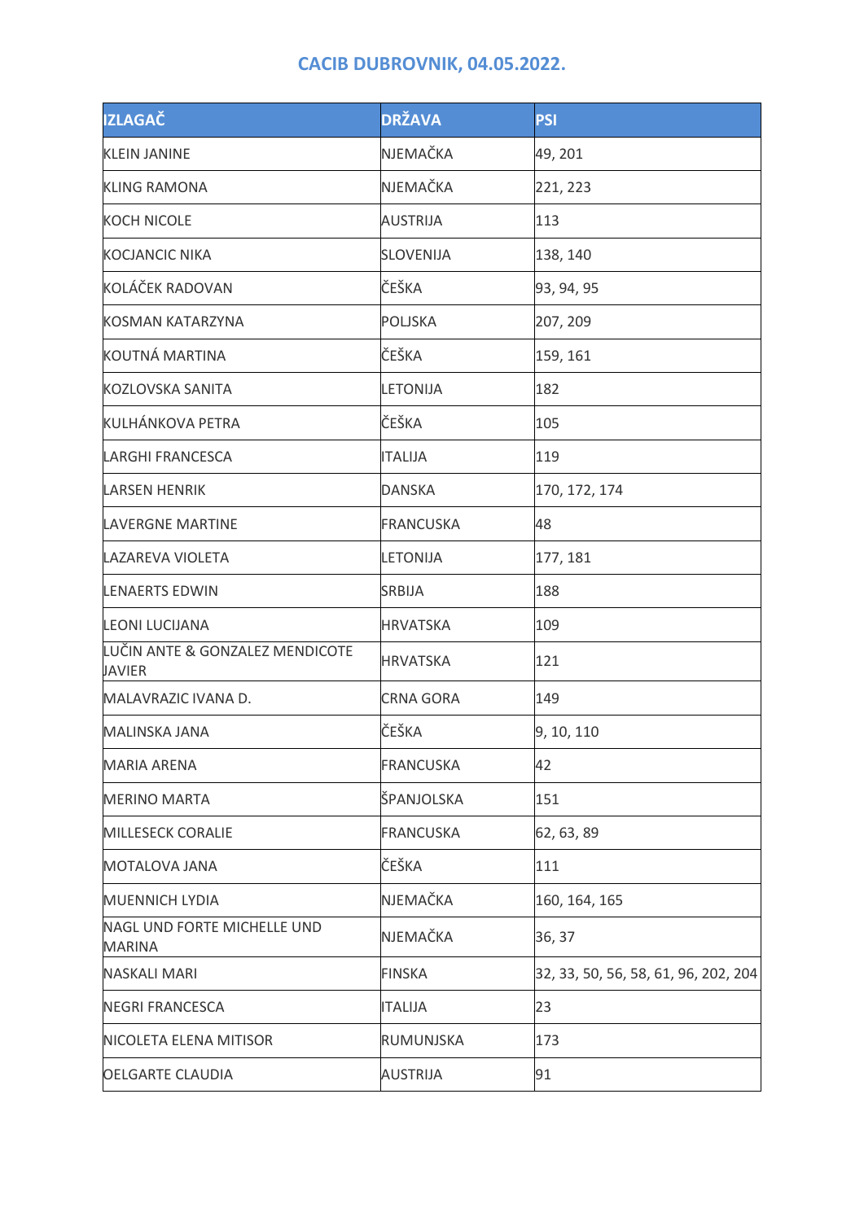# CACIB DUBROVNIK, 04.05.2022.

| IZLAGAČ | DRŽAVA | PSI |
|---|---|---|
| KLEIN JANINE | NJEMAČKA | 49, 201 |
| KLING RAMONA | NJEMAČKA | 221, 223 |
| KOCH NICOLE | AUSTRIJA | 113 |
| KOCJANCIC NIKA | SLOVENIJA | 138, 140 |
| KOLÁČEK RADOVAN | ČEŠKA | 93, 94, 95 |
| KOSMAN KATARZYNA | POLJSKA | 207, 209 |
| KOUTNÁ MARTINA | ČEŠKA | 159, 161 |
| KOZLOVSKA SANITA | LETONIJA | 182 |
| KULHÁNKOVA PETRA | ČEŠKA | 105 |
| LARGHI FRANCESCA | ITALIJA | 119 |
| LARSEN HENRIK | DANSKA | 170, 172, 174 |
| LAVERGNE MARTINE | FRANCUSKA | 48 |
| LAZAREVA VIOLETA | LETONIJA | 177, 181 |
| LENAERTS EDWIN | SRBIJA | 188 |
| LEONI LUCIJANA | HRVATSKA | 109 |
| LUČIN ANTE & GONZALEZ MENDICOTE JAVIER | HRVATSKA | 121 |
| MALAVRAZIC IVANA D. | CRNA GORA | 149 |
| MALINSKA JANA | ČEŠKA | 9, 10, 110 |
| MARIA ARENA | FRANCUSKA | 42 |
| MERINO MARTA | ŠPANJOLSKA | 151 |
| MILLESECK CORALIE | FRANCUSKA | 62, 63, 89 |
| MOTALOVA JANA | ČEŠKA | 111 |
| MUENNICH LYDIA | NJEMAČKA | 160, 164, 165 |
| NAGL UND FORTE MICHELLE UND MARINA | NJEMAČKA | 36, 37 |
| NASKALI MARI | FINSKA | 32, 33, 50, 56, 58, 61, 96, 202, 204 |
| NEGRI FRANCESCA | ITALIJA | 23 |
| NICOLETA ELENA MITISOR | RUMUNJSKA | 173 |
| OELGARTE CLAUDIA | AUSTRIJA | 91 |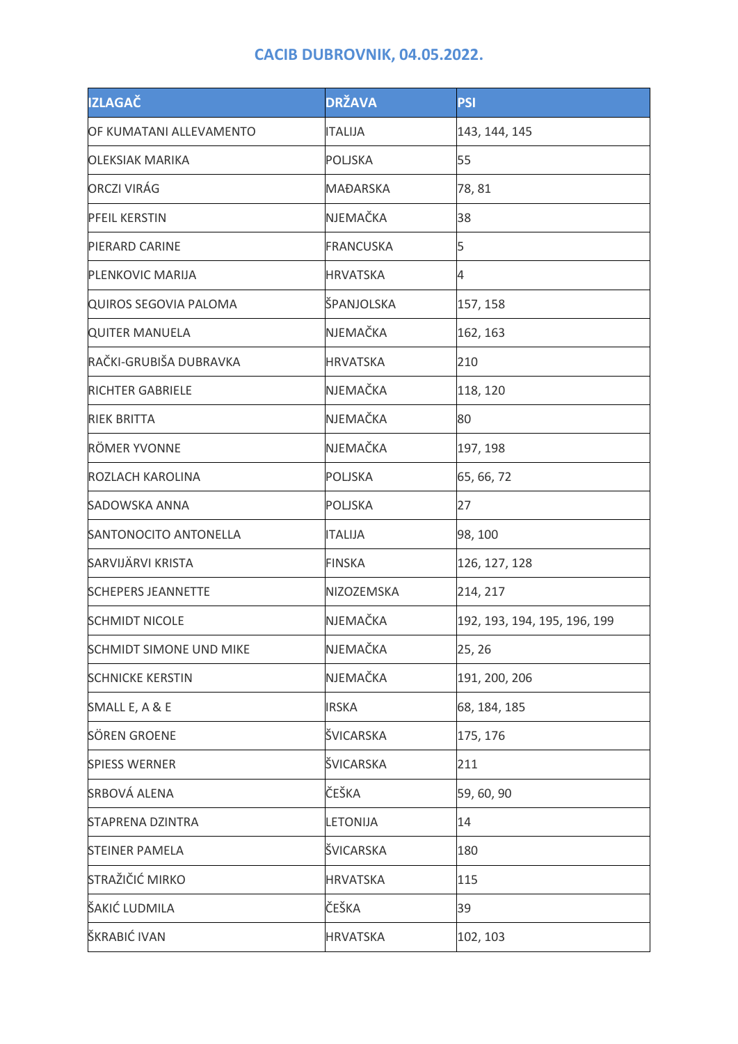## CACIB DUBROVNIK, 04.05.2022.

| IZLAGAČ | DRŽAVA | PSI |
|---|---|---|
| OF KUMATANI ALLEVAMENTO | ITALIJA | 143, 144, 145 |
| OLEKSIAK MARIKA | POLJSKA | 55 |
| ORCZI VIRÁG | MAĐARSKA | 78, 81 |
| PFEIL KERSTIN | NJEMAČKA | 38 |
| PIERARD CARINE | FRANCUSKA | 5 |
| PLENKOVIC MARIJA | HRVATSKA | 4 |
| QUIROS SEGOVIA PALOMA | ŠPANJOLSKA | 157, 158 |
| QUITER MANUELA | NJEMAČKA | 162, 163 |
| RAČKI-GRUBIŠA DUBRAVKA | HRVATSKA | 210 |
| RICHTER GABRIELE | NJEMAČKA | 118, 120 |
| RIEK BRITTA | NJEMAČKA | 80 |
| RÖMER YVONNE | NJEMAČKA | 197, 198 |
| ROZLACH KAROLINA | POLJSKA | 65, 66, 72 |
| SADOWSKA ANNA | POLJSKA | 27 |
| SANTONOCITO ANTONELLA | ITALIJA | 98, 100 |
| SARVIJÄRVI KRISTA | FINSKA | 126, 127, 128 |
| SCHEPERS JEANNETTE | NIZOZEMSKA | 214, 217 |
| SCHMIDT NICOLE | NJEMAČKA | 192, 193, 194, 195, 196, 199 |
| SCHMIDT SIMONE UND MIKE | NJEMAČKA | 25, 26 |
| SCHNICKE KERSTIN | NJEMAČKA | 191, 200, 206 |
| SMALL E, A & E | IRSKA | 68, 184, 185 |
| SÖREN GROENE | ŠVICARSKA | 175, 176 |
| SPIESS WERNER | ŠVICARSKA | 211 |
| SRBOVÁ ALENA | ČEŠKA | 59, 60, 90 |
| STAPRENA DZINTRA | LETONIJA | 14 |
| STEINER PAMELA | ŠVICARSKA | 180 |
| STRAŽIČIĆ MIRKO | HRVATSKA | 115 |
| ŠAKIĆ LUDMILA | ČEŠKA | 39 |
| ŠKRABIĆ IVAN | HRVATSKA | 102, 103 |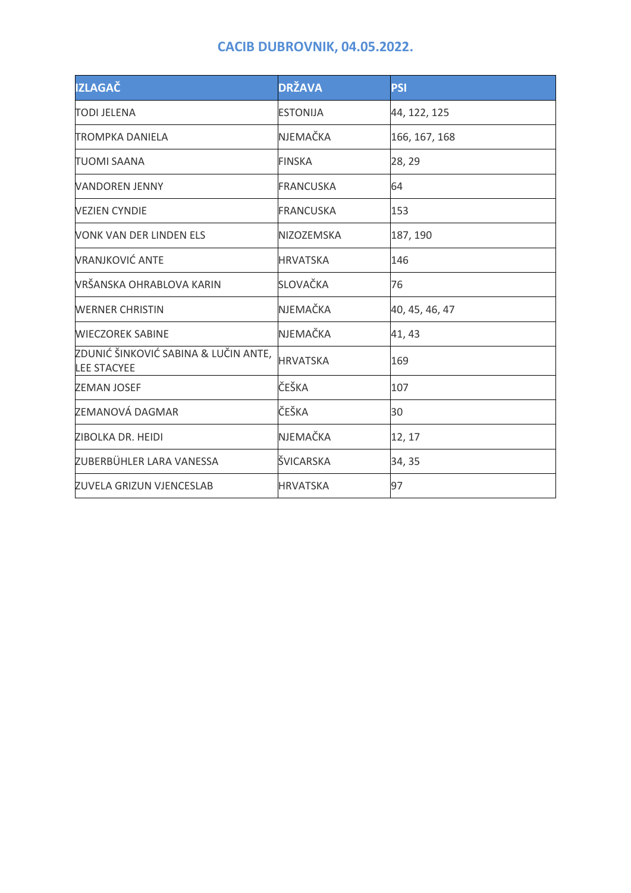# CACIB DUBROVNIK, 04.05.2022.

| IZLAGAČ | DRŽAVA | PSI |
|---|---|---|
| TODI JELENA | ESTONIJA | 44, 122, 125 |
| TROMPKA DANIELA | NJEMAČKA | 166, 167, 168 |
| TUOMI SAANA | FINSKA | 28, 29 |
| VANDOREN JENNY | FRANCUSKA | 64 |
| VEZIEN CYNDIE | FRANCUSKA | 153 |
| VONK VAN DER LINDEN ELS | NIZOZEMSKA | 187, 190 |
| VRANJKOVIĆ ANTE | HRVATSKA | 146 |
| VRŠANSKA OHRABLOVA KARIN | SLOVAČKA | 76 |
| WERNER CHRISTIN | NJEMAČKA | 40, 45, 46, 47 |
| WIECZOREK SABINE | NJEMAČKA | 41, 43 |
| ZDUNIĆ ŠINKOVIĆ SABINA & LUČIN ANTE, LEE STACYEE | HRVATSKA | 169 |
| ZEMAN JOSEF | ČEŠKA | 107 |
| ZEMANOVÁ DAGMAR | ČEŠKA | 30 |
| ZIBOLKA DR. HEIDI | NJEMAČKA | 12, 17 |
| ZUBERBÜHLER LARA VANESSA | ŠVICARSKA | 34, 35 |
| ZUVELA GRIZUN VJENCESLAB | HRVATSKA | 97 |